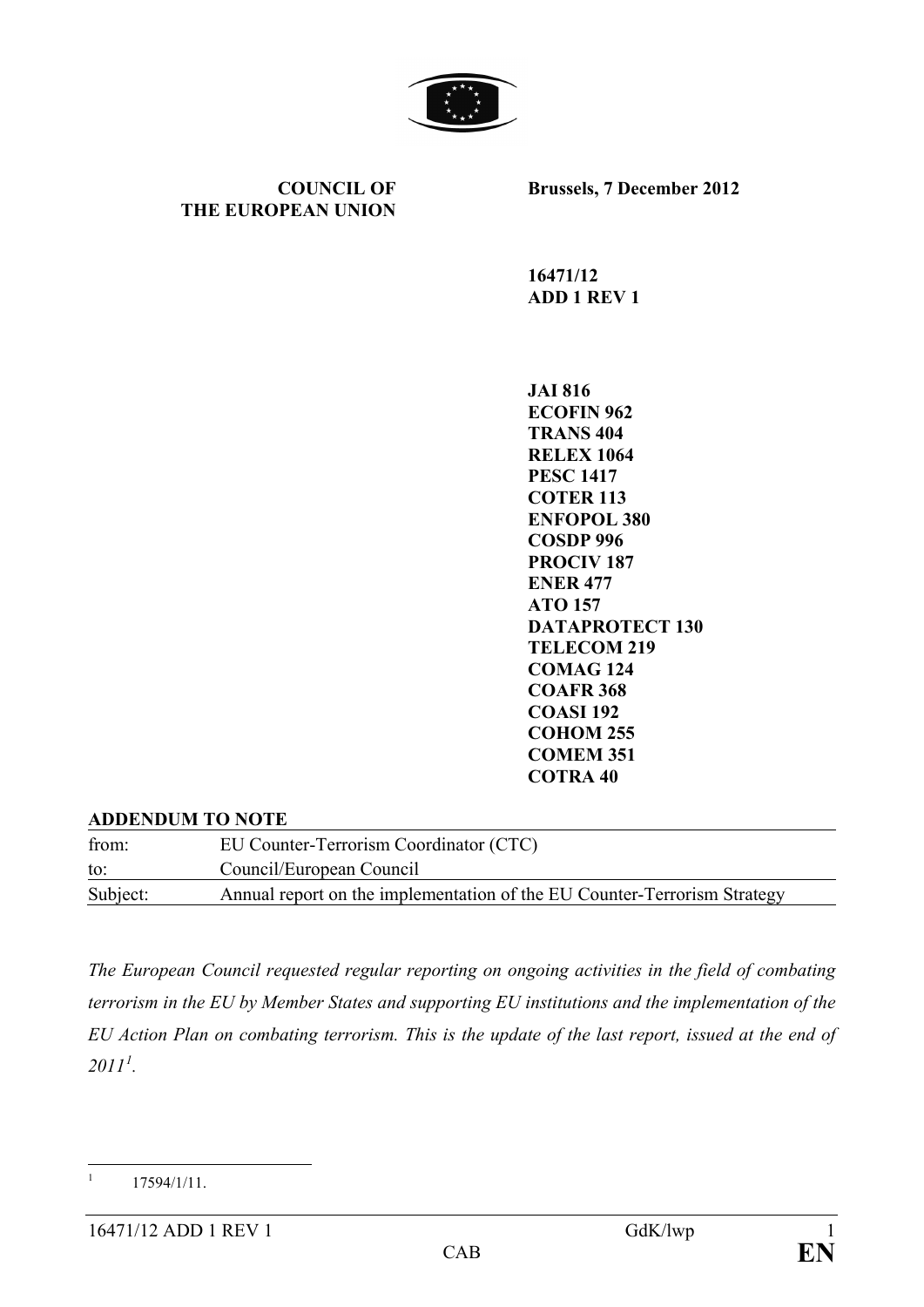**COUNCIL OF THE EUROPEAN UNION**

**Brussels, 7 December 2012**

**16471/12**
**ADD 1 REV 1**

**JAI 816**
**ECOFIN 962**
**TRANS 404**
**RELEX 1064**
**PESC 1417**
**COTER 113**
**ENFOPOL 380**
**COSDP 996**
**PROCIV 187**
**ENER 477**
**ATO 157**
**DATAPROTECT 130**
**TELECOM 219**
**COMAG 124**
**COAFR 368**
**COASI 192**
**COHOM 255**
**COMEM 351**
**COTRA 40**

**ADDENDUM TO NOTE**

| | |
|---|---|
| from: | EU Counter-Terrorism Coordinator (CTC) |
| to: | Council/European Council |
| Subject: | Annual report on the implementation of the EU Counter-Terrorism Strategy |

*The European Council requested regular reporting on ongoing activities in the field of combating terrorism in the EU by Member States and supporting EU institutions and the implementation of the EU Action Plan on combating terrorism. This is the update of the last report, issued at the end of 2011[1].*

[1] 17594/1/11.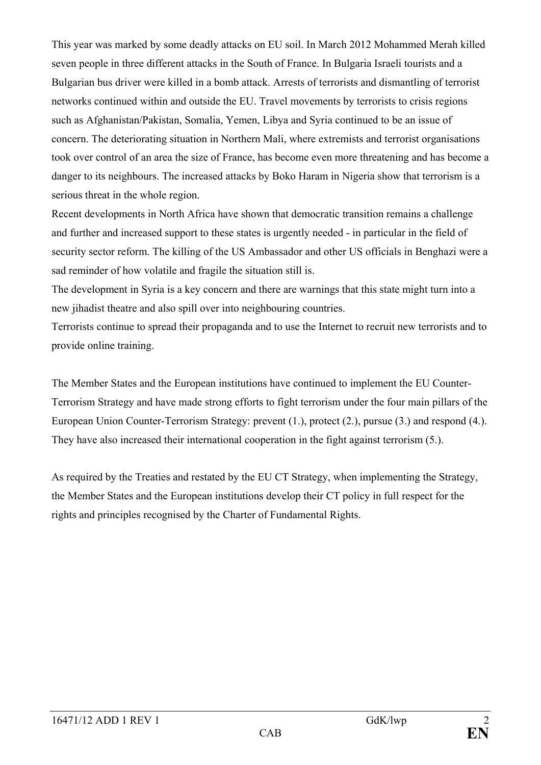This year was marked by some deadly attacks on EU soil. In March 2012 Mohammed Merah killed seven people in three different attacks in the South of France. In Bulgaria Israeli tourists and a Bulgarian bus driver were killed in a bomb attack. Arrests of terrorists and dismantling of terrorist networks continued within and outside the EU. Travel movements by terrorists to crisis regions such as Afghanistan/Pakistan, Somalia, Yemen, Libya and Syria continued to be an issue of concern. The deteriorating situation in Northern Mali, where extremists and terrorist organisations took over control of an area the size of France, has become even more threatening and has become a danger to its neighbours. The increased attacks by Boko Haram in Nigeria show that terrorism is a serious threat in the whole region.
Recent developments in North Africa have shown that democratic transition remains a challenge and further and increased support to these states is urgently needed - in particular in the field of security sector reform. The killing of the US Ambassador and other US officials in Benghazi were a sad reminder of how volatile and fragile the situation still is.
The development in Syria is a key concern and there are warnings that this state might turn into a new jihadist theatre and also spill over into neighbouring countries.
Terrorists continue to spread their propaganda and to use the Internet to recruit new terrorists and to provide online training.

The Member States and the European institutions have continued to implement the EU Counter-Terrorism Strategy and have made strong efforts to fight terrorism under the four main pillars of the European Union Counter-Terrorism Strategy: prevent (1.), protect (2.), pursue (3.) and respond (4.). They have also increased their international cooperation in the fight against terrorism (5.).

As required by the Treaties and restated by the EU CT Strategy, when implementing the Strategy, the Member States and the European institutions develop their CT policy in full respect for the rights and principles recognised by the Charter of Fundamental Rights.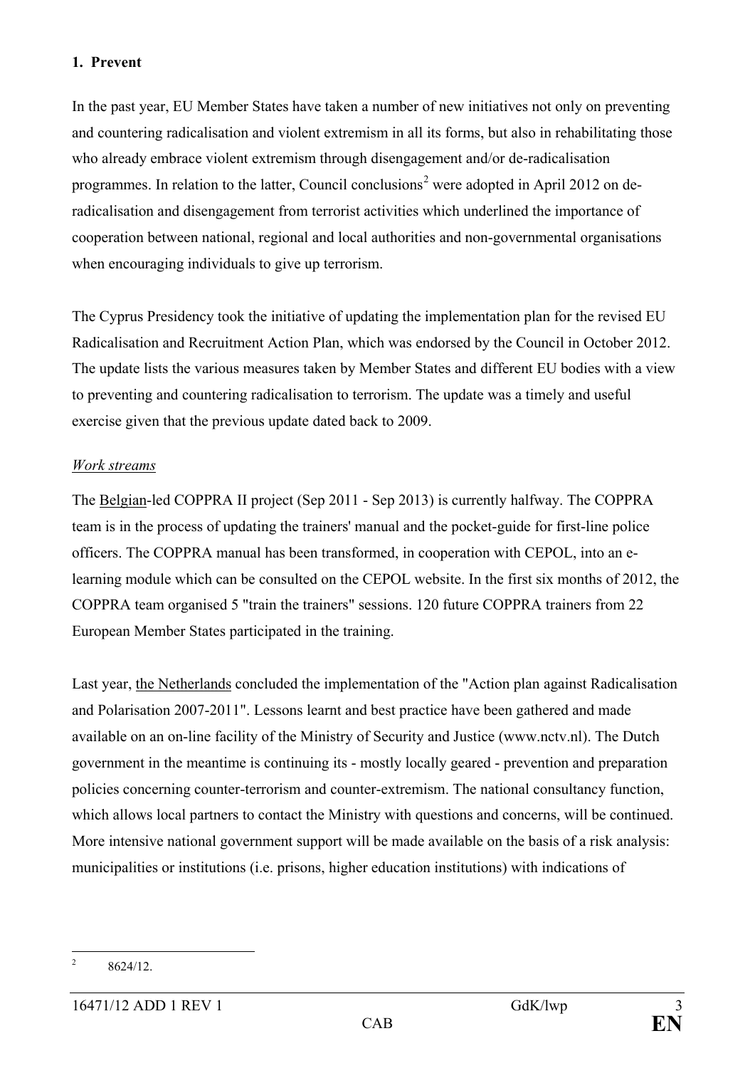## 1. Prevent

In the past year, EU Member States have taken a number of new initiatives not only on preventing and countering radicalisation and violent extremism in all its forms, but also in rehabilitating those who already embrace violent extremism through disengagement and/or de-radicalisation programmes. In relation to the latter, Council conclusions[2] were adopted in April 2012 on de-radicalisation and disengagement from terrorist activities which underlined the importance of cooperation between national, regional and local authorities and non-governmental organisations when encouraging individuals to give up terrorism.

The Cyprus Presidency took the initiative of updating the implementation plan for the revised EU Radicalisation and Recruitment Action Plan, which was endorsed by the Council in October 2012. The update lists the various measures taken by Member States and different EU bodies with a view to preventing and countering radicalisation to terrorism. The update was a timely and useful exercise given that the previous update dated back to 2009.

*Work streams*

The Belgian-led COPPRA II project (Sep 2011 - Sep 2013) is currently halfway. The COPPRA team is in the process of updating the trainers' manual and the pocket-guide for first-line police officers. The COPPRA manual has been transformed, in cooperation with CEPOL, into an e-learning module which can be consulted on the CEPOL website. In the first six months of 2012, the COPPRA team organised 5 "train the trainers" sessions. 120 future COPPRA trainers from 22 European Member States participated in the training.

Last year, the Netherlands concluded the implementation of the "Action plan against Radicalisation and Polarisation 2007-2011". Lessons learnt and best practice have been gathered and made available on an on-line facility of the Ministry of Security and Justice (www.nctv.nl). The Dutch government in the meantime is continuing its - mostly locally geared - prevention and preparation policies concerning counter-terrorism and counter-extremism. The national consultancy function, which allows local partners to contact the Ministry with questions and concerns, will be continued. More intensive national government support will be made available on the basis of a risk analysis: municipalities or institutions (i.e. prisons, higher education institutions) with indications of

[2] 8624/12.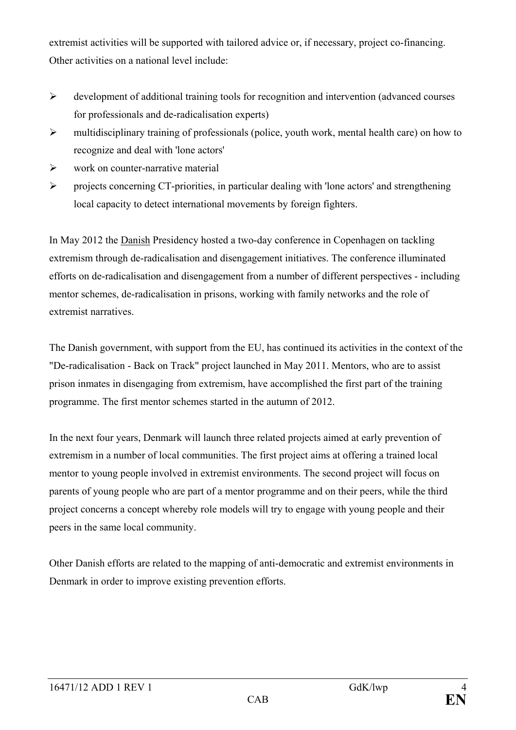extremist activities will be supported with tailored advice or, if necessary, project co-financing. Other activities on a national level include:

- development of additional training tools for recognition and intervention (advanced courses for professionals and de-radicalisation experts)
- multidisciplinary training of professionals (police, youth work, mental health care) on how to recognize and deal with 'lone actors'
- work on counter-narrative material
- projects concerning CT-priorities, in particular dealing with 'lone actors' and strengthening local capacity to detect international movements by foreign fighters.

In May 2012 the Danish Presidency hosted a two-day conference in Copenhagen on tackling extremism through de-radicalisation and disengagement initiatives. The conference illuminated efforts on de-radicalisation and disengagement from a number of different perspectives - including mentor schemes, de-radicalisation in prisons, working with family networks and the role of extremist narratives.

The Danish government, with support from the EU, has continued its activities in the context of the "De-radicalisation - Back on Track" project launched in May 2011. Mentors, who are to assist prison inmates in disengaging from extremism, have accomplished the first part of the training programme. The first mentor schemes started in the autumn of 2012.

In the next four years, Denmark will launch three related projects aimed at early prevention of extremism in a number of local communities. The first project aims at offering a trained local mentor to young people involved in extremist environments. The second project will focus on parents of young people who are part of a mentor programme and on their peers, while the third project concerns a concept whereby role models will try to engage with young people and their peers in the same local community.

Other Danish efforts are related to the mapping of anti-democratic and extremist environments in Denmark in order to improve existing prevention efforts.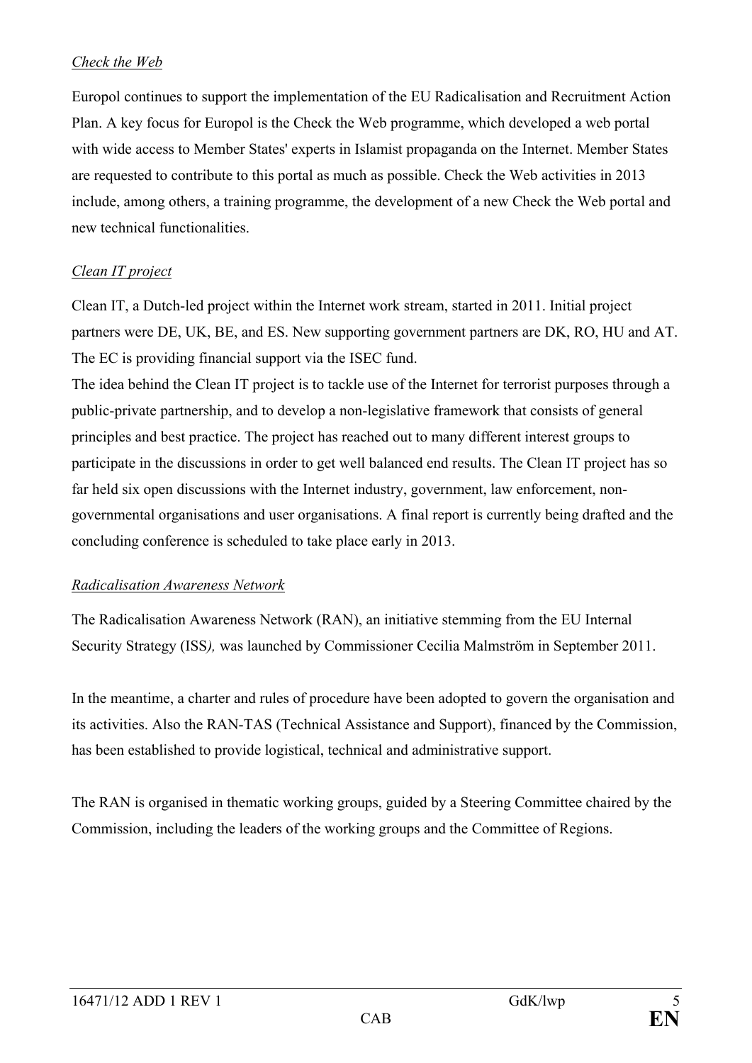*Check the Web*

Europol continues to support the implementation of the EU Radicalisation and Recruitment Action Plan. A key focus for Europol is the Check the Web programme, which developed a web portal with wide access to Member States' experts in Islamist propaganda on the Internet. Member States are requested to contribute to this portal as much as possible. Check the Web activities in 2013 include, among others, a training programme, the development of a new Check the Web portal and new technical functionalities.

*Clean IT project*

Clean IT, a Dutch-led project within the Internet work stream, started in 2011. Initial project partners were DE, UK, BE, and ES. New supporting government partners are DK, RO, HU and AT. The EC is providing financial support via the ISEC fund.

The idea behind the Clean IT project is to tackle use of the Internet for terrorist purposes through a public-private partnership, and to develop a non-legislative framework that consists of general principles and best practice. The project has reached out to many different interest groups to participate in the discussions in order to get well balanced end results. The Clean IT project has so far held six open discussions with the Internet industry, government, law enforcement, non-governmental organisations and user organisations. A final report is currently being drafted and the concluding conference is scheduled to take place early in 2013.

*Radicalisation Awareness Network*

The Radicalisation Awareness Network (RAN), an initiative stemming from the EU Internal Security Strategy (ISS*),* was launched by Commissioner Cecilia Malmström in September 2011.

In the meantime, a charter and rules of procedure have been adopted to govern the organisation and its activities. Also the RAN-TAS (Technical Assistance and Support), financed by the Commission, has been established to provide logistical, technical and administrative support.

The RAN is organised in thematic working groups, guided by a Steering Committee chaired by the Commission, including the leaders of the working groups and the Committee of Regions.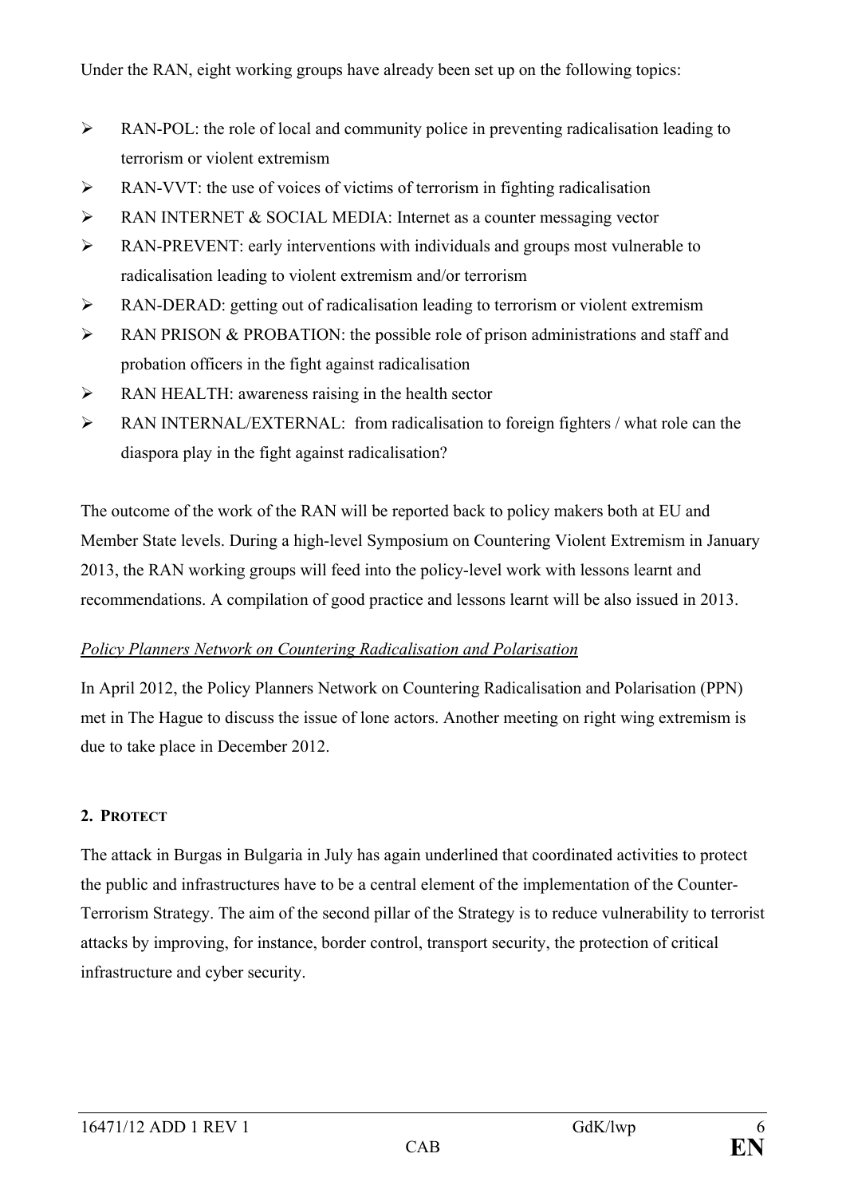Under the RAN, eight working groups have already been set up on the following topics:

- RAN-POL: the role of local and community police in preventing radicalisation leading to terrorism or violent extremism
- RAN-VVT: the use of voices of victims of terrorism in fighting radicalisation
- RAN INTERNET & SOCIAL MEDIA: Internet as a counter messaging vector
- RAN-PREVENT: early interventions with individuals and groups most vulnerable to radicalisation leading to violent extremism and/or terrorism
- RAN-DERAD: getting out of radicalisation leading to terrorism or violent extremism
- RAN PRISON & PROBATION: the possible role of prison administrations and staff and probation officers in the fight against radicalisation
- RAN HEALTH: awareness raising in the health sector
- RAN INTERNAL/EXTERNAL: from radicalisation to foreign fighters / what role can the diaspora play in the fight against radicalisation?

The outcome of the work of the RAN will be reported back to policy makers both at EU and Member State levels. During a high-level Symposium on Countering Violent Extremism in January 2013, the RAN working groups will feed into the policy-level work with lessons learnt and recommendations. A compilation of good practice and lessons learnt will be also issued in 2013.

*Policy Planners Network on Countering Radicalisation and Polarisation*

In April 2012, the Policy Planners Network on Countering Radicalisation and Polarisation (PPN) met in The Hague to discuss the issue of lone actors. Another meeting on right wing extremism is due to take place in December 2012.

## 2. PROTECT

The attack in Burgas in Bulgaria in July has again underlined that coordinated activities to protect the public and infrastructures have to be a central element of the implementation of the Counter-Terrorism Strategy. The aim of the second pillar of the Strategy is to reduce vulnerability to terrorist attacks by improving, for instance, border control, transport security, the protection of critical infrastructure and cyber security.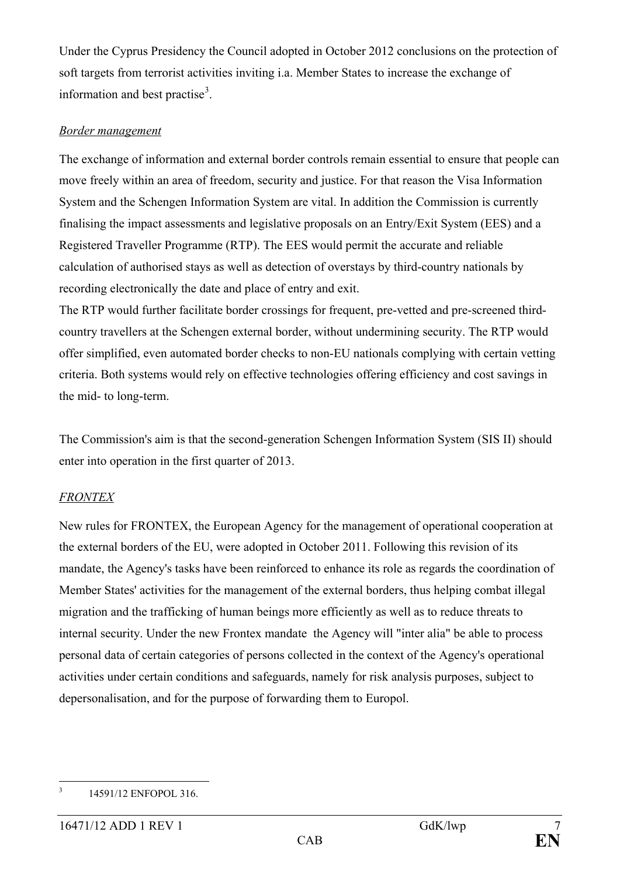Under the Cyprus Presidency the Council adopted in October 2012 conclusions on the protection of soft targets from terrorist activities inviting i.a. Member States to increase the exchange of information and best practise[3].

*Border management*

The exchange of information and external border controls remain essential to ensure that people can move freely within an area of freedom, security and justice. For that reason the Visa Information System and the Schengen Information System are vital. In addition the Commission is currently finalising the impact assessments and legislative proposals on an Entry/Exit System (EES) and a Registered Traveller Programme (RTP). The EES would permit the accurate and reliable calculation of authorised stays as well as detection of overstays by third-country nationals by recording electronically the date and place of entry and exit.
The RTP would further facilitate border crossings for frequent, pre-vetted and pre-screened third-country travellers at the Schengen external border, without undermining security. The RTP would offer simplified, even automated border checks to non-EU nationals complying with certain vetting criteria. Both systems would rely on effective technologies offering efficiency and cost savings in the mid- to long-term.

The Commission's aim is that the second-generation Schengen Information System (SIS II) should enter into operation in the first quarter of 2013.

*FRONTEX*

New rules for FRONTEX, the European Agency for the management of operational cooperation at the external borders of the EU, were adopted in October 2011. Following this revision of its mandate, the Agency's tasks have been reinforced to enhance its role as regards the coordination of Member States' activities for the management of the external borders, thus helping combat illegal migration and the trafficking of human beings more efficiently as well as to reduce threats to internal security. Under the new Frontex mandate the Agency will "inter alia" be able to process personal data of certain categories of persons collected in the context of the Agency's operational activities under certain conditions and safeguards, namely for risk analysis purposes, subject to depersonalisation, and for the purpose of forwarding them to Europol.

---

[3] 14591/12 ENFOPOL 316.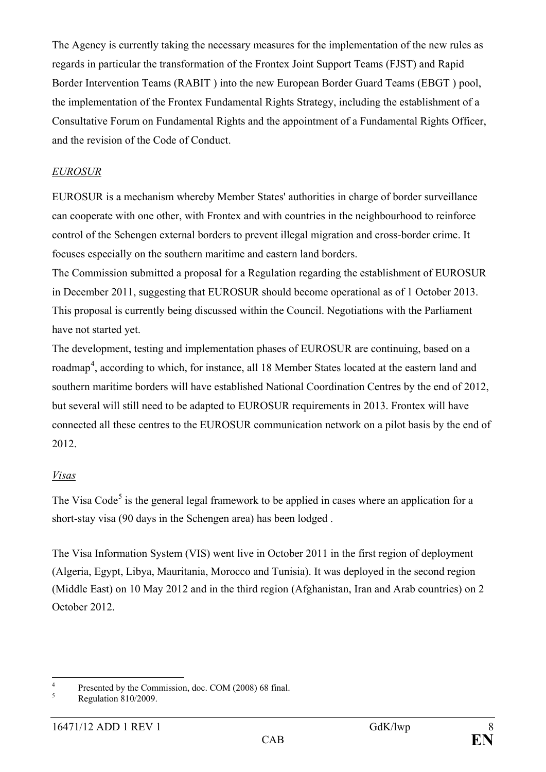The Agency is currently taking the necessary measures for the implementation of the new rules as regards in particular the transformation of the Frontex Joint Support Teams (FJST) and Rapid Border Intervention Teams (RABIT ) into the new European Border Guard Teams (EBGT ) pool, the implementation of the Frontex Fundamental Rights Strategy, including the establishment of a Consultative Forum on Fundamental Rights and the appointment of a Fundamental Rights Officer, and the revision of the Code of Conduct.

*EUROSUR*

EUROSUR is a mechanism whereby Member States' authorities in charge of border surveillance can cooperate with one other, with Frontex and with countries in the neighbourhood to reinforce control of the Schengen external borders to prevent illegal migration and cross-border crime. It focuses especially on the southern maritime and eastern land borders.
The Commission submitted a proposal for a Regulation regarding the establishment of EUROSUR in December 2011, suggesting that EUROSUR should become operational as of 1 October 2013. This proposal is currently being discussed within the Council. Negotiations with the Parliament have not started yet.
The development, testing and implementation phases of EUROSUR are continuing, based on a roadmap[4], according to which, for instance, all 18 Member States located at the eastern land and southern maritime borders will have established National Coordination Centres by the end of 2012, but several will still need to be adapted to EUROSUR requirements in 2013. Frontex will have connected all these centres to the EUROSUR communication network on a pilot basis by the end of 2012.

*Visas*

The Visa Code[5] is the general legal framework to be applied in cases where an application for a short-stay visa (90 days in the Schengen area) has been lodged .

The Visa Information System (VIS) went live in October 2011 in the first region of deployment (Algeria, Egypt, Libya, Mauritania, Morocco and Tunisia). It was deployed in the second region (Middle East) on 10 May 2012 and in the third region (Afghanistan, Iran and Arab countries) on 2 October 2012.

---

[4] Presented by the Commission, doc. COM (2008) 68 final.

[5] Regulation 810/2009.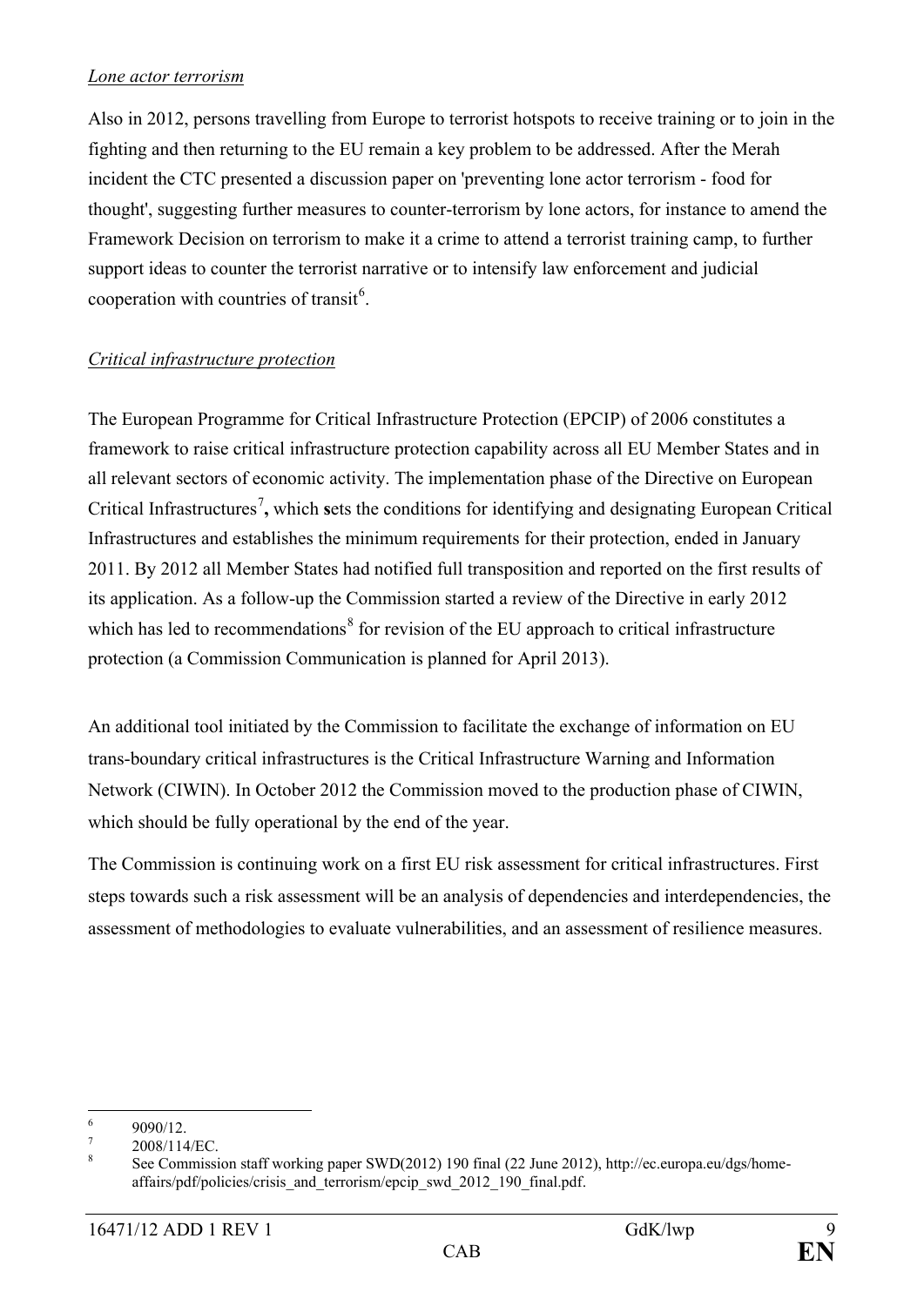*Lone actor terrorism*

Also in 2012, persons travelling from Europe to terrorist hotspots to receive training or to join in the fighting and then returning to the EU remain a key problem to be addressed. After the Merah incident the CTC presented a discussion paper on 'preventing lone actor terrorism - food for thought', suggesting further measures to counter-terrorism by lone actors, for instance to amend the Framework Decision on terrorism to make it a crime to attend a terrorist training camp, to further support ideas to counter the terrorist narrative or to intensify law enforcement and judicial cooperation with countries of transit[6].

*Critical infrastructure protection*

The European Programme for Critical Infrastructure Protection (EPCIP) of 2006 constitutes a framework to raise critical infrastructure protection capability across all EU Member States and in all relevant sectors of economic activity. The implementation phase of the Directive on European Critical Infrastructures[7]**,** which **s**ets the conditions for identifying and designating European Critical Infrastructures and establishes the minimum requirements for their protection, ended in January 2011. By 2012 all Member States had notified full transposition and reported on the first results of its application. As a follow-up the Commission started a review of the Directive in early 2012 which has led to recommendations[8] for revision of the EU approach to critical infrastructure protection (a Commission Communication is planned for April 2013).

An additional tool initiated by the Commission to facilitate the exchange of information on EU trans-boundary critical infrastructures is the Critical Infrastructure Warning and Information Network (CIWIN). In October 2012 the Commission moved to the production phase of CIWIN, which should be fully operational by the end of the year.

The Commission is continuing work on a first EU risk assessment for critical infrastructures. First steps towards such a risk assessment will be an analysis of dependencies and interdependencies, the assessment of methodologies to evaluate vulnerabilities, and an assessment of resilience measures.

---

[6] 9090/12.

[7] 2008/114/EC.

[8] See Commission staff working paper SWD(2012) 190 final (22 June 2012), http://ec.europa.eu/dgs/home-affairs/pdf/policies/crisis_and_terrorism/epcip_swd_2012_190_final.pdf.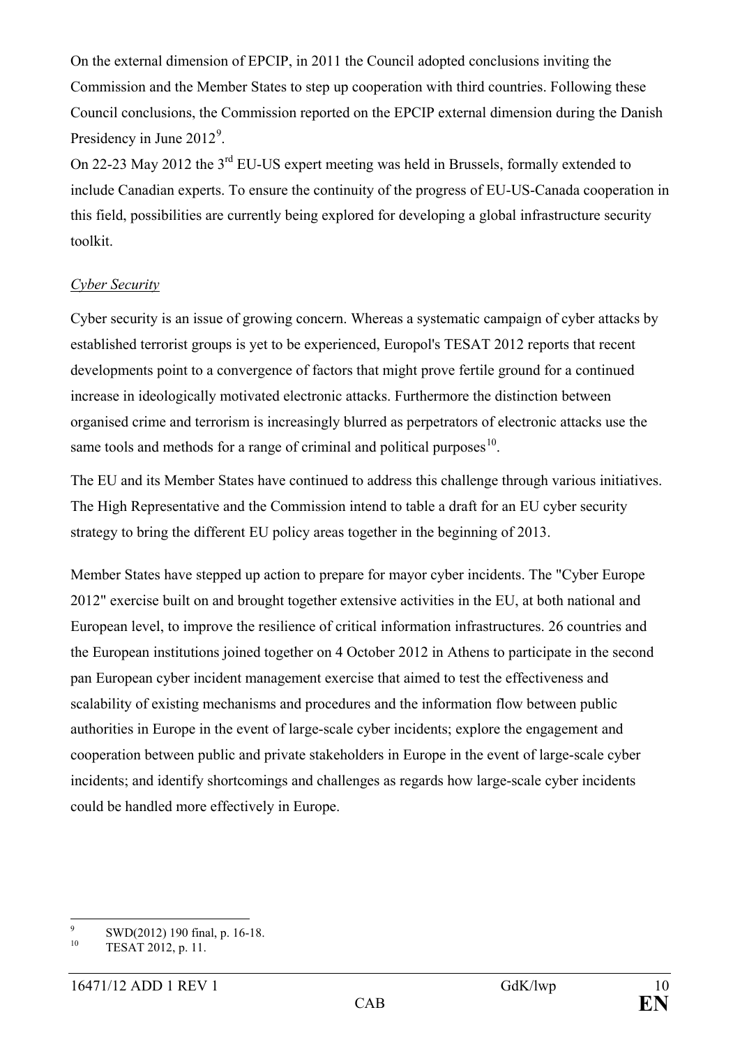On the external dimension of EPCIP, in 2011 the Council adopted conclusions inviting the Commission and the Member States to step up cooperation with third countries. Following these Council conclusions, the Commission reported on the EPCIP external dimension during the Danish Presidency in June 2012[9].

On 22-23 May 2012 the 3rd EU-US expert meeting was held in Brussels, formally extended to include Canadian experts. To ensure the continuity of the progress of EU-US-Canada cooperation in this field, possibilities are currently being explored for developing a global infrastructure security toolkit.

*Cyber Security*

Cyber security is an issue of growing concern. Whereas a systematic campaign of cyber attacks by established terrorist groups is yet to be experienced, Europol's TESAT 2012 reports that recent developments point to a convergence of factors that might prove fertile ground for a continued increase in ideologically motivated electronic attacks. Furthermore the distinction between organised crime and terrorism is increasingly blurred as perpetrators of electronic attacks use the same tools and methods for a range of criminal and political purposes[10].

The EU and its Member States have continued to address this challenge through various initiatives. The High Representative and the Commission intend to table a draft for an EU cyber security strategy to bring the different EU policy areas together in the beginning of 2013.

Member States have stepped up action to prepare for mayor cyber incidents. The "Cyber Europe 2012" exercise built on and brought together extensive activities in the EU, at both national and European level, to improve the resilience of critical information infrastructures. 26 countries and the European institutions joined together on 4 October 2012 in Athens to participate in the second pan European cyber incident management exercise that aimed to test the effectiveness and scalability of existing mechanisms and procedures and the information flow between public authorities in Europe in the event of large-scale cyber incidents; explore the engagement and cooperation between public and private stakeholders in Europe in the event of large-scale cyber incidents; and identify shortcomings and challenges as regards how large-scale cyber incidents could be handled more effectively in Europe.

---

[9] SWD(2012) 190 final, p. 16-18.

[10] TESAT 2012, p. 11.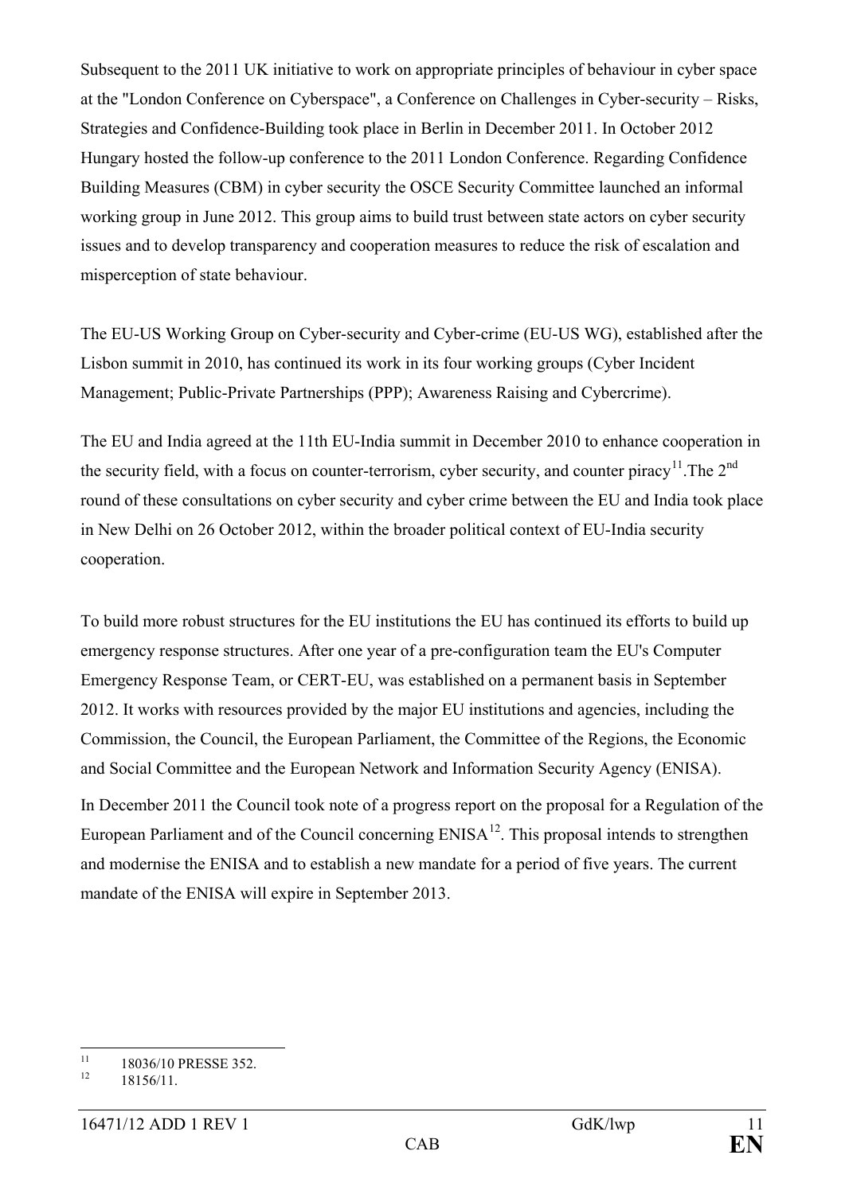Subsequent to the 2011 UK initiative to work on appropriate principles of behaviour in cyber space at the "London Conference on Cyberspace", a Conference on Challenges in Cyber-security – Risks, Strategies and Confidence-Building took place in Berlin in December 2011. In October 2012 Hungary hosted the follow-up conference to the 2011 London Conference. Regarding Confidence Building Measures (CBM) in cyber security the OSCE Security Committee launched an informal working group in June 2012. This group aims to build trust between state actors on cyber security issues and to develop transparency and cooperation measures to reduce the risk of escalation and misperception of state behaviour.

The EU-US Working Group on Cyber-security and Cyber-crime (EU-US WG), established after the Lisbon summit in 2010, has continued its work in its four working groups (Cyber Incident Management; Public-Private Partnerships (PPP); Awareness Raising and Cybercrime).

The EU and India agreed at the 11th EU-India summit in December 2010 to enhance cooperation in the security field, with a focus on counter-terrorism, cyber security, and counter piracy[11].The 2nd round of these consultations on cyber security and cyber crime between the EU and India took place in New Delhi on 26 October 2012, within the broader political context of EU-India security cooperation.

To build more robust structures for the EU institutions the EU has continued its efforts to build up emergency response structures. After one year of a pre-configuration team the EU's Computer Emergency Response Team, or CERT-EU, was established on a permanent basis in September 2012. It works with resources provided by the major EU institutions and agencies, including the Commission, the Council, the European Parliament, the Committee of the Regions, the Economic and Social Committee and the European Network and Information Security Agency (ENISA).

In December 2011 the Council took note of a progress report on the proposal for a Regulation of the European Parliament and of the Council concerning ENISA[12]. This proposal intends to strengthen and modernise the ENISA and to establish a new mandate for a period of five years. The current mandate of the ENISA will expire in September 2013.

---

[11] 18036/10 PRESSE 352.

[12] 18156/11.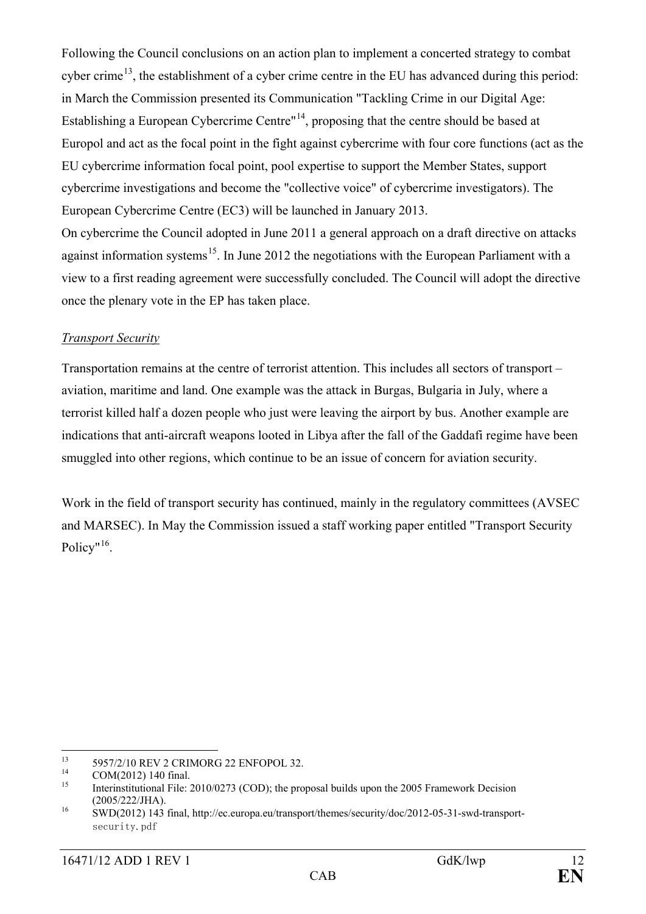Following the Council conclusions on an action plan to implement a concerted strategy to combat cyber crime[13], the establishment of a cyber crime centre in the EU has advanced during this period: in March the Commission presented its Communication "Tackling Crime in our Digital Age: Establishing a European Cybercrime Centre"[14], proposing that the centre should be based at Europol and act as the focal point in the fight against cybercrime with four core functions (act as the EU cybercrime information focal point, pool expertise to support the Member States, support cybercrime investigations and become the "collective voice" of cybercrime investigators). The European Cybercrime Centre (EC3) will be launched in January 2013.

On cybercrime the Council adopted in June 2011 a general approach on a draft directive on attacks against information systems[15]. In June 2012 the negotiations with the European Parliament with a view to a first reading agreement were successfully concluded. The Council will adopt the directive once the plenary vote in the EP has taken place.

*Transport Security*

Transportation remains at the centre of terrorist attention. This includes all sectors of transport – aviation, maritime and land. One example was the attack in Burgas, Bulgaria in July, where a terrorist killed half a dozen people who just were leaving the airport by bus. Another example are indications that anti-aircraft weapons looted in Libya after the fall of the Gaddafi regime have been smuggled into other regions, which continue to be an issue of concern for aviation security.

Work in the field of transport security has continued, mainly in the regulatory committees (AVSEC and MARSEC). In May the Commission issued a staff working paper entitled "Transport Security Policy"[16].

---

[13] 5957/2/10 REV 2 CRIMORG 22 ENFOPOL 32.

[14] COM(2012) 140 final.

[15] Interinstitutional File: 2010/0273 (COD); the proposal builds upon the 2005 Framework Decision (2005/222/JHA).

[16] SWD(2012) 143 final, http://ec.europa.eu/transport/themes/security/doc/2012-05-31-swd-transport-security.pdf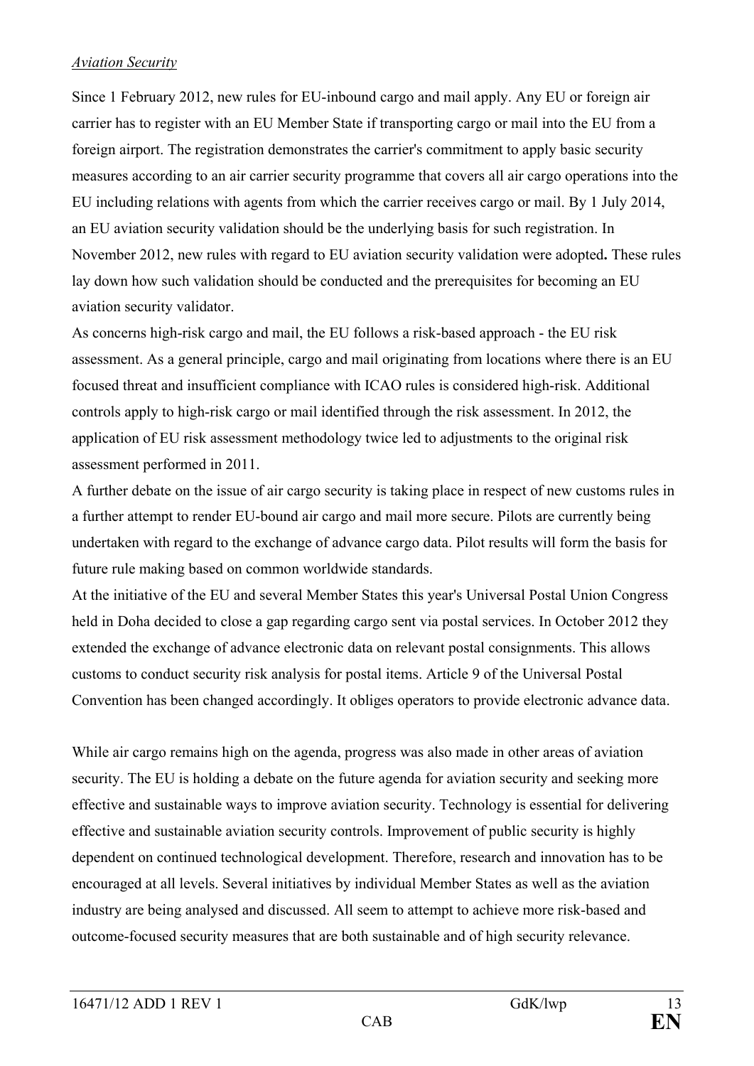*Aviation Security*

Since 1 February 2012, new rules for EU-inbound cargo and mail apply. Any EU or foreign air carrier has to register with an EU Member State if transporting cargo or mail into the EU from a foreign airport. The registration demonstrates the carrier's commitment to apply basic security measures according to an air carrier security programme that covers all air cargo operations into the EU including relations with agents from which the carrier receives cargo or mail. By 1 July 2014, an EU aviation security validation should be the underlying basis for such registration. In November 2012, new rules with regard to EU aviation security validation were adopted**.** These rules lay down how such validation should be conducted and the prerequisites for becoming an EU aviation security validator.

As concerns high-risk cargo and mail, the EU follows a risk-based approach - the EU risk assessment. As a general principle, cargo and mail originating from locations where there is an EU focused threat and insufficient compliance with ICAO rules is considered high-risk. Additional controls apply to high-risk cargo or mail identified through the risk assessment. In 2012, the application of EU risk assessment methodology twice led to adjustments to the original risk assessment performed in 2011.

A further debate on the issue of air cargo security is taking place in respect of new customs rules in a further attempt to render EU-bound air cargo and mail more secure. Pilots are currently being undertaken with regard to the exchange of advance cargo data. Pilot results will form the basis for future rule making based on common worldwide standards.

At the initiative of the EU and several Member States this year's Universal Postal Union Congress held in Doha decided to close a gap regarding cargo sent via postal services. In October 2012 they extended the exchange of advance electronic data on relevant postal consignments. This allows customs to conduct security risk analysis for postal items. Article 9 of the Universal Postal Convention has been changed accordingly. It obliges operators to provide electronic advance data.

While air cargo remains high on the agenda, progress was also made in other areas of aviation security. The EU is holding a debate on the future agenda for aviation security and seeking more effective and sustainable ways to improve aviation security. Technology is essential for delivering effective and sustainable aviation security controls. Improvement of public security is highly dependent on continued technological development. Therefore, research and innovation has to be encouraged at all levels. Several initiatives by individual Member States as well as the aviation industry are being analysed and discussed. All seem to attempt to achieve more risk-based and outcome-focused security measures that are both sustainable and of high security relevance.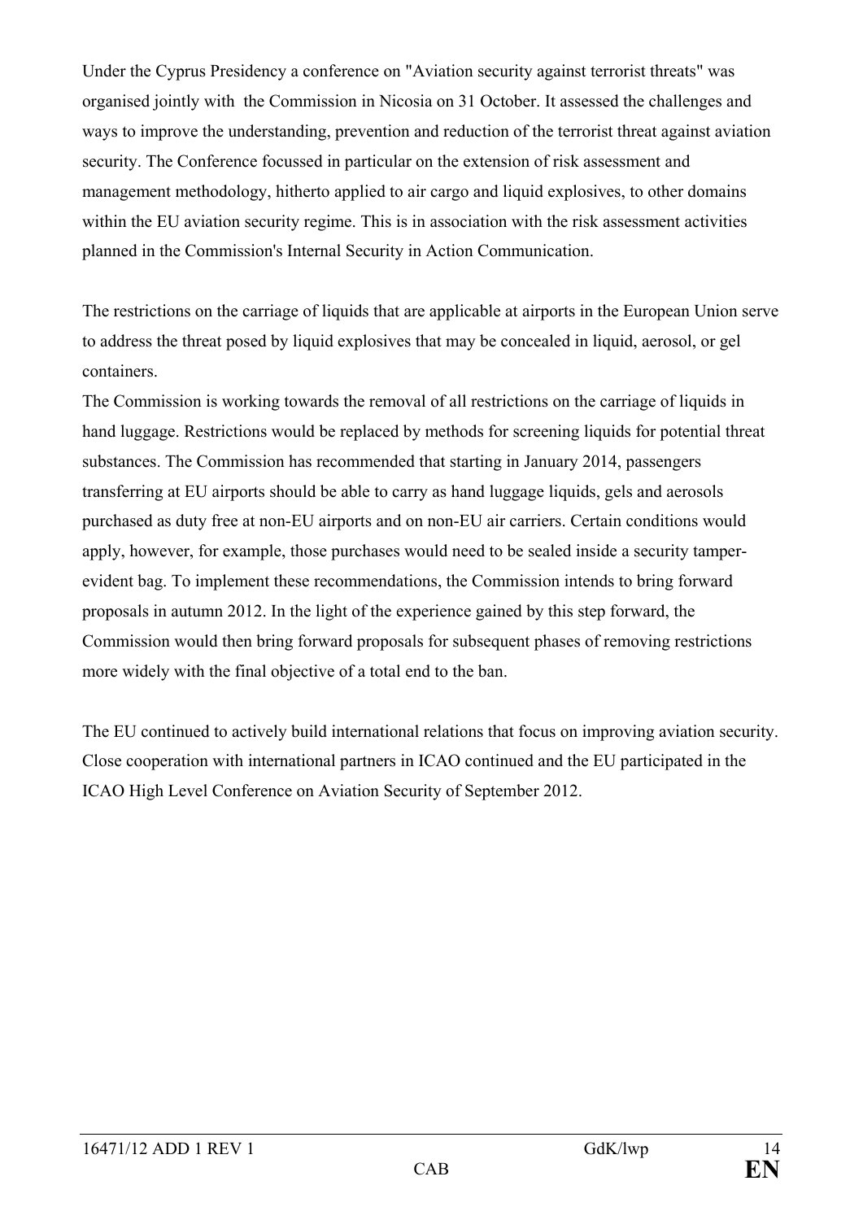Under the Cyprus Presidency a conference on "Aviation security against terrorist threats" was organised jointly with the Commission in Nicosia on 31 October. It assessed the challenges and ways to improve the understanding, prevention and reduction of the terrorist threat against aviation security. The Conference focussed in particular on the extension of risk assessment and management methodology, hitherto applied to air cargo and liquid explosives, to other domains within the EU aviation security regime. This is in association with the risk assessment activities planned in the Commission's Internal Security in Action Communication.

The restrictions on the carriage of liquids that are applicable at airports in the European Union serve to address the threat posed by liquid explosives that may be concealed in liquid, aerosol, or gel containers.

The Commission is working towards the removal of all restrictions on the carriage of liquids in hand luggage. Restrictions would be replaced by methods for screening liquids for potential threat substances. The Commission has recommended that starting in January 2014, passengers transferring at EU airports should be able to carry as hand luggage liquids, gels and aerosols purchased as duty free at non-EU airports and on non-EU air carriers. Certain conditions would apply, however, for example, those purchases would need to be sealed inside a security tamper-evident bag. To implement these recommendations, the Commission intends to bring forward proposals in autumn 2012. In the light of the experience gained by this step forward, the Commission would then bring forward proposals for subsequent phases of removing restrictions more widely with the final objective of a total end to the ban.

The EU continued to actively build international relations that focus on improving aviation security. Close cooperation with international partners in ICAO continued and the EU participated in the ICAO High Level Conference on Aviation Security of September 2012.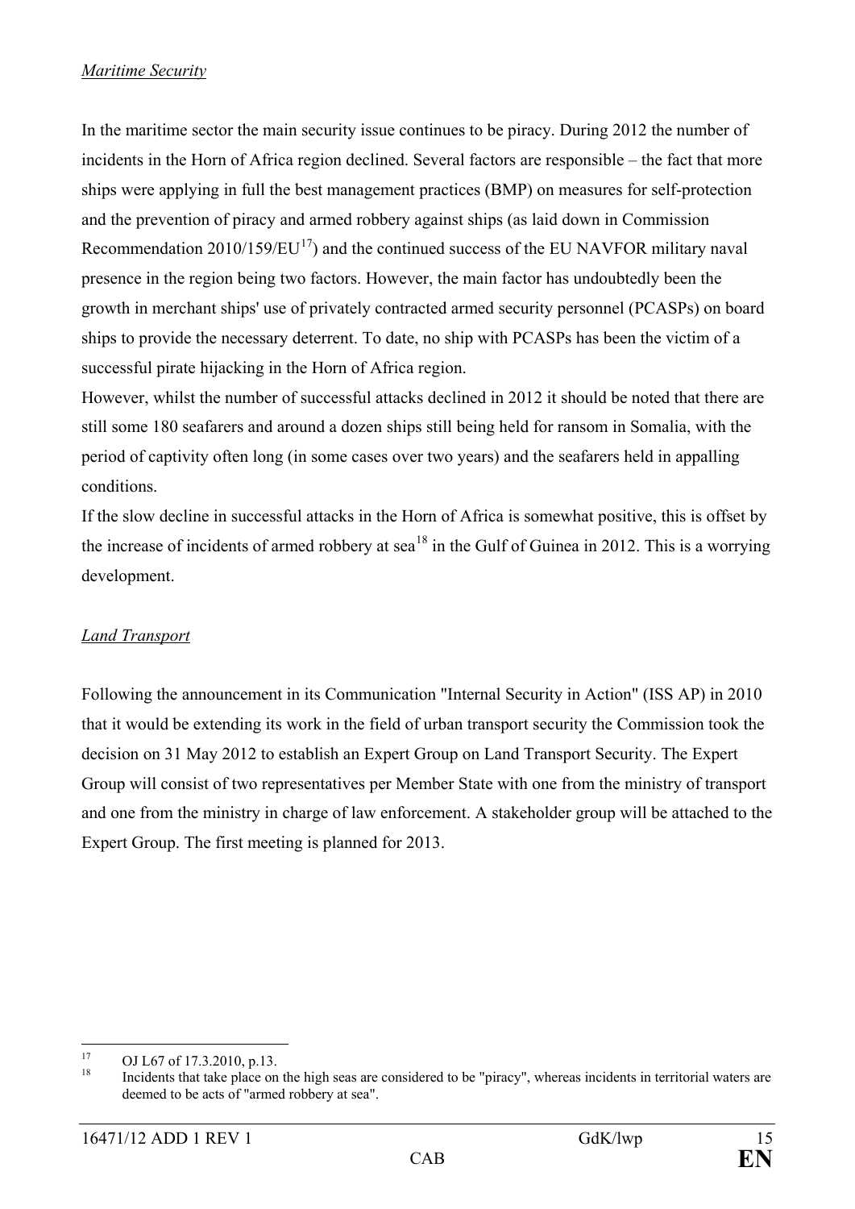*Maritime Security*

In the maritime sector the main security issue continues to be piracy. During 2012 the number of incidents in the Horn of Africa region declined. Several factors are responsible – the fact that more ships were applying in full the best management practices (BMP) on measures for self-protection and the prevention of piracy and armed robbery against ships (as laid down in Commission Recommendation 2010/159/EU[17]) and the continued success of the EU NAVFOR military naval presence in the region being two factors. However, the main factor has undoubtedly been the growth in merchant ships' use of privately contracted armed security personnel (PCASPs) on board ships to provide the necessary deterrent. To date, no ship with PCASPs has been the victim of a successful pirate hijacking in the Horn of Africa region.
However, whilst the number of successful attacks declined in 2012 it should be noted that there are still some 180 seafarers and around a dozen ships still being held for ransom in Somalia, with the period of captivity often long (in some cases over two years) and the seafarers held in appalling conditions.
If the slow decline in successful attacks in the Horn of Africa is somewhat positive, this is offset by the increase of incidents of armed robbery at sea[18] in the Gulf of Guinea in 2012. This is a worrying development.

*Land Transport*

Following the announcement in its Communication "Internal Security in Action" (ISS AP) in 2010 that it would be extending its work in the field of urban transport security the Commission took the decision on 31 May 2012 to establish an Expert Group on Land Transport Security. The Expert Group will consist of two representatives per Member State with one from the ministry of transport and one from the ministry in charge of law enforcement. A stakeholder group will be attached to the Expert Group. The first meeting is planned for 2013.

---

[17] OJ L67 of 17.3.2010, p.13.

[18] Incidents that take place on the high seas are considered to be "piracy", whereas incidents in territorial waters are deemed to be acts of "armed robbery at sea".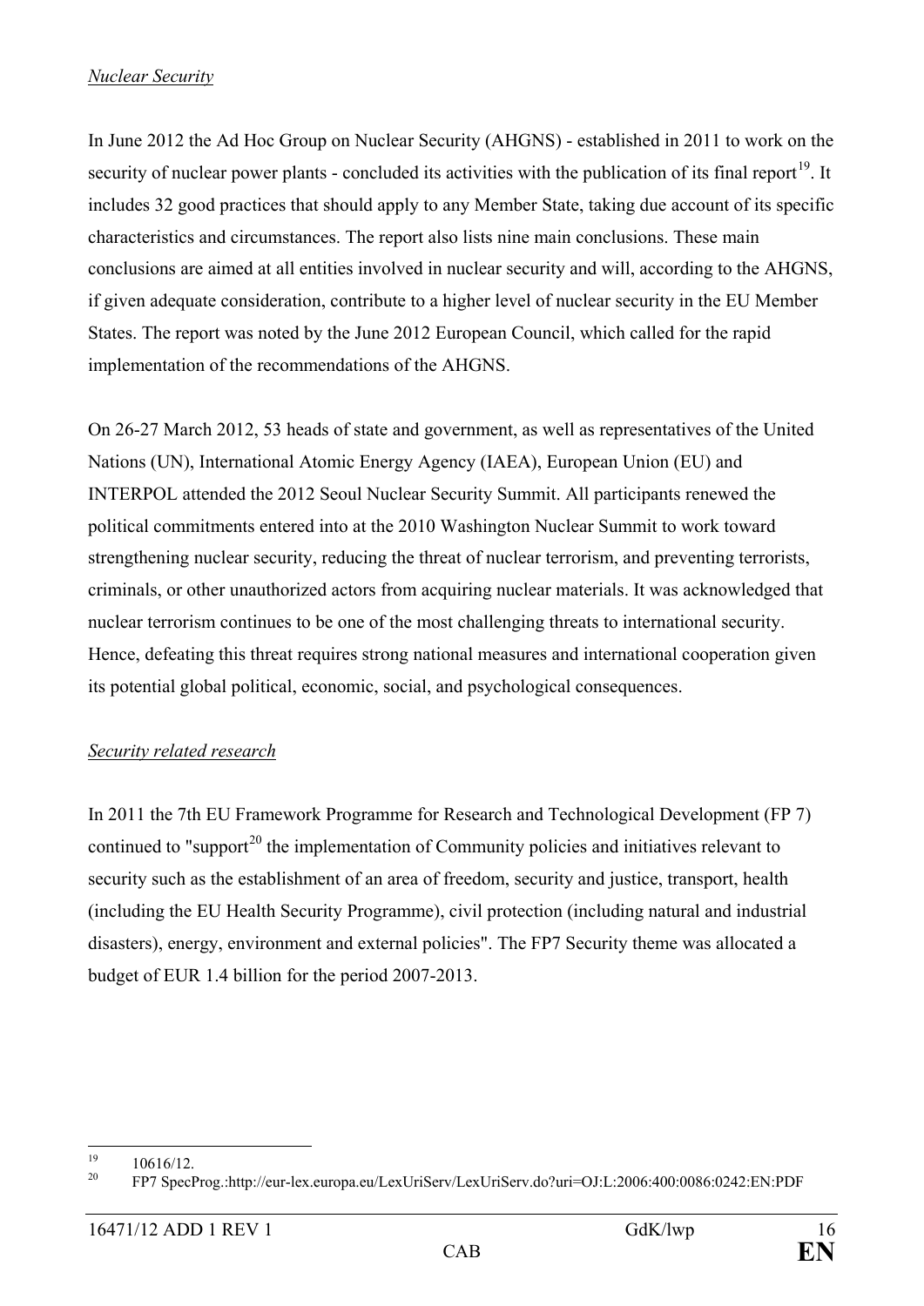*Nuclear Security*

In June 2012 the Ad Hoc Group on Nuclear Security (AHGNS) - established in 2011 to work on the security of nuclear power plants - concluded its activities with the publication of its final report[19]. It includes 32 good practices that should apply to any Member State, taking due account of its specific characteristics and circumstances. The report also lists nine main conclusions. These main conclusions are aimed at all entities involved in nuclear security and will, according to the AHGNS, if given adequate consideration, contribute to a higher level of nuclear security in the EU Member States. The report was noted by the June 2012 European Council, which called for the rapid implementation of the recommendations of the AHGNS.

On 26-27 March 2012, 53 heads of state and government, as well as representatives of the United Nations (UN), International Atomic Energy Agency (IAEA), European Union (EU) and INTERPOL attended the 2012 Seoul Nuclear Security Summit. All participants renewed the political commitments entered into at the 2010 Washington Nuclear Summit to work toward strengthening nuclear security, reducing the threat of nuclear terrorism, and preventing terrorists, criminals, or other unauthorized actors from acquiring nuclear materials. It was acknowledged that nuclear terrorism continues to be one of the most challenging threats to international security. Hence, defeating this threat requires strong national measures and international cooperation given its potential global political, economic, social, and psychological consequences.

*Security related research*

In 2011 the 7th EU Framework Programme for Research and Technological Development (FP 7) continued to "support[20] the implementation of Community policies and initiatives relevant to security such as the establishment of an area of freedom, security and justice, transport, health (including the EU Health Security Programme), civil protection (including natural and industrial disasters), energy, environment and external policies". The FP7 Security theme was allocated a budget of EUR 1.4 billion for the period 2007-2013.

---

[19] 10616/12.

[20] FP7 SpecProg.:http://eur-lex.europa.eu/LexUriServ/LexUriServ.do?uri=OJ:L:2006:400:0086:0242:EN:PDF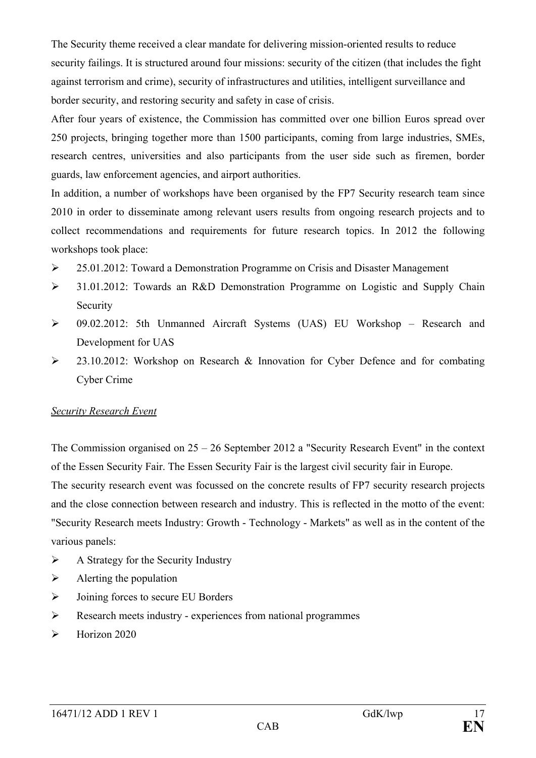The Security theme received a clear mandate for delivering mission-oriented results to reduce security failings. It is structured around four missions: security of the citizen (that includes the fight against terrorism and crime), security of infrastructures and utilities, intelligent surveillance and border security, and restoring security and safety in case of crisis.

After four years of existence, the Commission has committed over one billion Euros spread over 250 projects, bringing together more than 1500 participants, coming from large industries, SMEs, research centres, universities and also participants from the user side such as firemen, border guards, law enforcement agencies, and airport authorities.

In addition, a number of workshops have been organised by the FP7 Security research team since 2010 in order to disseminate among relevant users results from ongoing research projects and to collect recommendations and requirements for future research topics. In 2012 the following workshops took place:

- 25.01.2012: Toward a Demonstration Programme on Crisis and Disaster Management
- 31.01.2012: Towards an R&D Demonstration Programme on Logistic and Supply Chain Security
- 09.02.2012: 5th Unmanned Aircraft Systems (UAS) EU Workshop – Research and Development for UAS
- 23.10.2012: Workshop on Research & Innovation for Cyber Defence and for combating Cyber Crime

*Security Research Event*

The Commission organised on 25 – 26 September 2012 a "Security Research Event" in the context of the Essen Security Fair. The Essen Security Fair is the largest civil security fair in Europe.

The security research event was focussed on the concrete results of FP7 security research projects and the close connection between research and industry. This is reflected in the motto of the event: "Security Research meets Industry: Growth - Technology - Markets" as well as in the content of the various panels:

- A Strategy for the Security Industry
- Alerting the population
- Joining forces to secure EU Borders
- Research meets industry - experiences from national programmes
- Horizon 2020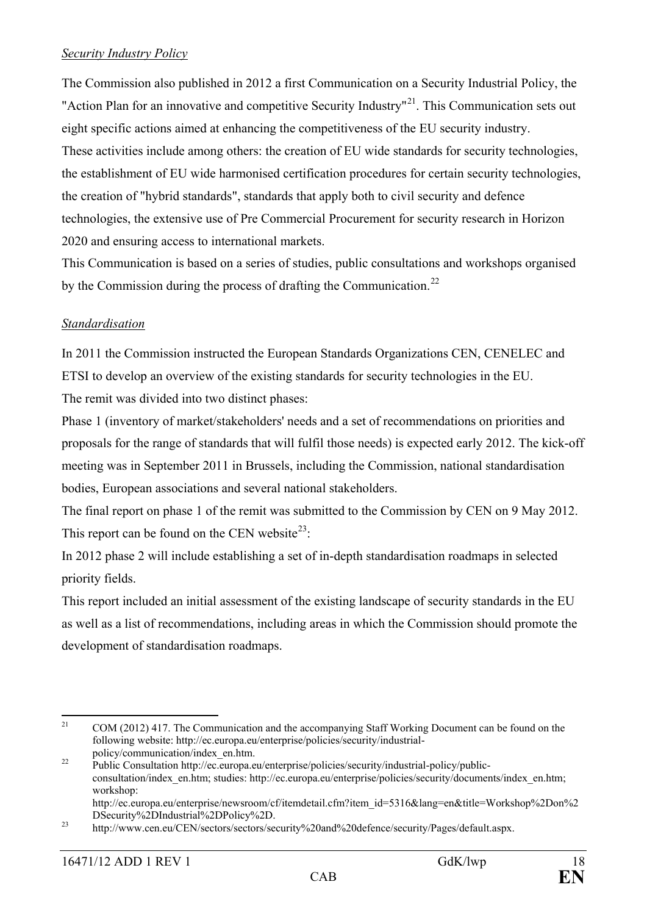*Security Industry Policy*

The Commission also published in 2012 a first Communication on a Security Industrial Policy, the "Action Plan for an innovative and competitive Security Industry"[21]. This Communication sets out eight specific actions aimed at enhancing the competitiveness of the EU security industry. These activities include among others: the creation of EU wide standards for security technologies, the establishment of EU wide harmonised certification procedures for certain security technologies, the creation of "hybrid standards", standards that apply both to civil security and defence technologies, the extensive use of Pre Commercial Procurement for security research in Horizon 2020 and ensuring access to international markets.

This Communication is based on a series of studies, public consultations and workshops organised by the Commission during the process of drafting the Communication.[22]

*Standardisation*

In 2011 the Commission instructed the European Standards Organizations CEN, CENELEC and ETSI to develop an overview of the existing standards for security technologies in the EU.

The remit was divided into two distinct phases:

Phase 1 (inventory of market/stakeholders' needs and a set of recommendations on priorities and proposals for the range of standards that will fulfil those needs) is expected early 2012. The kick-off meeting was in September 2011 in Brussels, including the Commission, national standardisation bodies, European associations and several national stakeholders.

The final report on phase 1 of the remit was submitted to the Commission by CEN on 9 May 2012. This report can be found on the CEN website[23]:

In 2012 phase 2 will include establishing a set of in-depth standardisation roadmaps in selected priority fields.

This report included an initial assessment of the existing landscape of security standards in the EU as well as a list of recommendations, including areas in which the Commission should promote the development of standardisation roadmaps.

---

[21] COM (2012) 417. The Communication and the accompanying Staff Working Document can be found on the following website: http://ec.europa.eu/enterprise/policies/security/industrial-policy/communication/index_en.htm.

[22] Public Consultation http://ec.europa.eu/enterprise/policies/security/industrial-policy/public-consultation/index_en.htm; studies: http://ec.europa.eu/enterprise/policies/security/documents/index_en.htm; workshop: http://ec.europa.eu/enterprise/newsroom/cf/itemdetail.cfm?item_id=5316&lang=en&title=Workshop%2Don%2DSecurity%2DIndustrial%2DPolicy%2D.

[23] http://www.cen.eu/CEN/sectors/sectors/security%20and%20defence/security/Pages/default.aspx.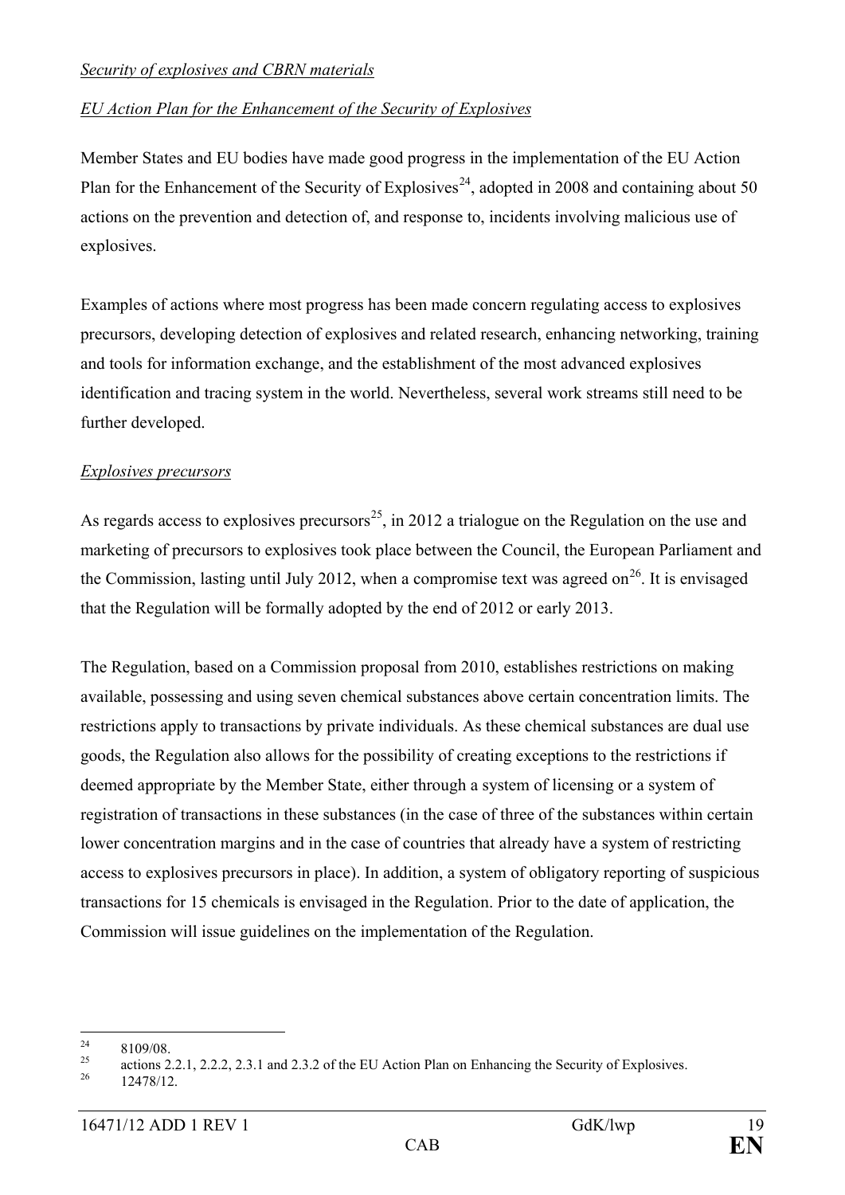*Security of explosives and CBRN materials*

*EU Action Plan for the Enhancement of the Security of Explosives*

Member States and EU bodies have made good progress in the implementation of the EU Action Plan for the Enhancement of the Security of Explosives[24], adopted in 2008 and containing about 50 actions on the prevention and detection of, and response to, incidents involving malicious use of explosives.

Examples of actions where most progress has been made concern regulating access to explosives precursors, developing detection of explosives and related research, enhancing networking, training and tools for information exchange, and the establishment of the most advanced explosives identification and tracing system in the world. Nevertheless, several work streams still need to be further developed.

*Explosives precursors*

As regards access to explosives precursors[25], in 2012 a trialogue on the Regulation on the use and marketing of precursors to explosives took place between the Council, the European Parliament and the Commission, lasting until July 2012, when a compromise text was agreed on[26]. It is envisaged that the Regulation will be formally adopted by the end of 2012 or early 2013.

The Regulation, based on a Commission proposal from 2010, establishes restrictions on making available, possessing and using seven chemical substances above certain concentration limits. The restrictions apply to transactions by private individuals. As these chemical substances are dual use goods, the Regulation also allows for the possibility of creating exceptions to the restrictions if deemed appropriate by the Member State, either through a system of licensing or a system of registration of transactions in these substances (in the case of three of the substances within certain lower concentration margins and in the case of countries that already have a system of restricting access to explosives precursors in place). In addition, a system of obligatory reporting of suspicious transactions for 15 chemicals is envisaged in the Regulation. Prior to the date of application, the Commission will issue guidelines on the implementation of the Regulation.

---

[24] 8109/08.

[25] actions 2.2.1, 2.2.2, 2.3.1 and 2.3.2 of the EU Action Plan on Enhancing the Security of Explosives.

[26] 12478/12.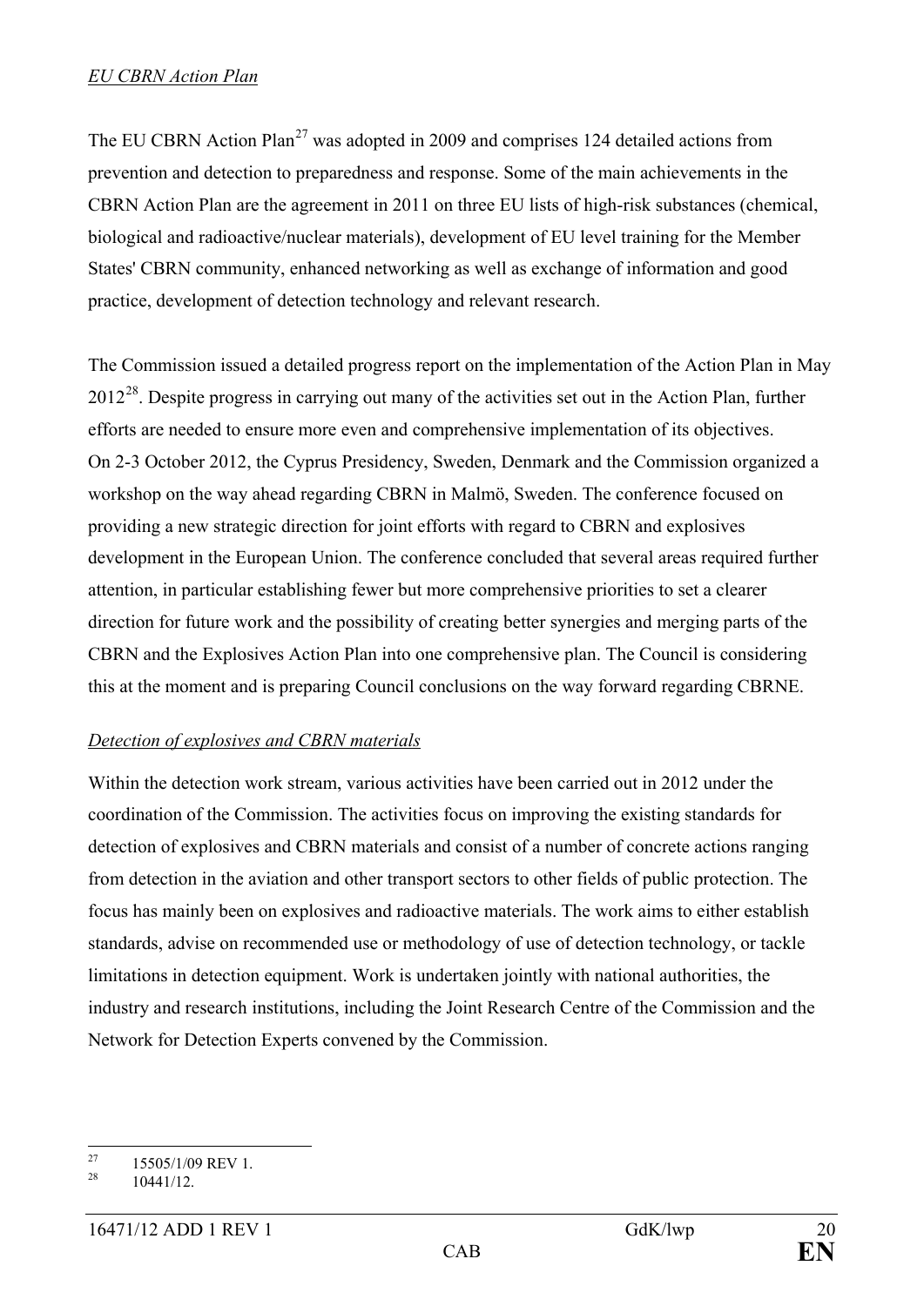*EU CBRN Action Plan*

The EU CBRN Action Plan[27] was adopted in 2009 and comprises 124 detailed actions from prevention and detection to preparedness and response. Some of the main achievements in the CBRN Action Plan are the agreement in 2011 on three EU lists of high-risk substances (chemical, biological and radioactive/nuclear materials), development of EU level training for the Member States' CBRN community, enhanced networking as well as exchange of information and good practice, development of detection technology and relevant research.

The Commission issued a detailed progress report on the implementation of the Action Plan in May 2012[28]. Despite progress in carrying out many of the activities set out in the Action Plan, further efforts are needed to ensure more even and comprehensive implementation of its objectives. On 2-3 October 2012, the Cyprus Presidency, Sweden, Denmark and the Commission organized a workshop on the way ahead regarding CBRN in Malmö, Sweden. The conference focused on providing a new strategic direction for joint efforts with regard to CBRN and explosives development in the European Union. The conference concluded that several areas required further attention, in particular establishing fewer but more comprehensive priorities to set a clearer direction for future work and the possibility of creating better synergies and merging parts of the CBRN and the Explosives Action Plan into one comprehensive plan. The Council is considering this at the moment and is preparing Council conclusions on the way forward regarding CBRNE.

*Detection of explosives and CBRN materials*

Within the detection work stream, various activities have been carried out in 2012 under the coordination of the Commission. The activities focus on improving the existing standards for detection of explosives and CBRN materials and consist of a number of concrete actions ranging from detection in the aviation and other transport sectors to other fields of public protection. The focus has mainly been on explosives and radioactive materials. The work aims to either establish standards, advise on recommended use or methodology of use of detection technology, or tackle limitations in detection equipment. Work is undertaken jointly with national authorities, the industry and research institutions, including the Joint Research Centre of the Commission and the Network for Detection Experts convened by the Commission.

---

[27] 15505/1/09 REV 1.

[28] 10441/12.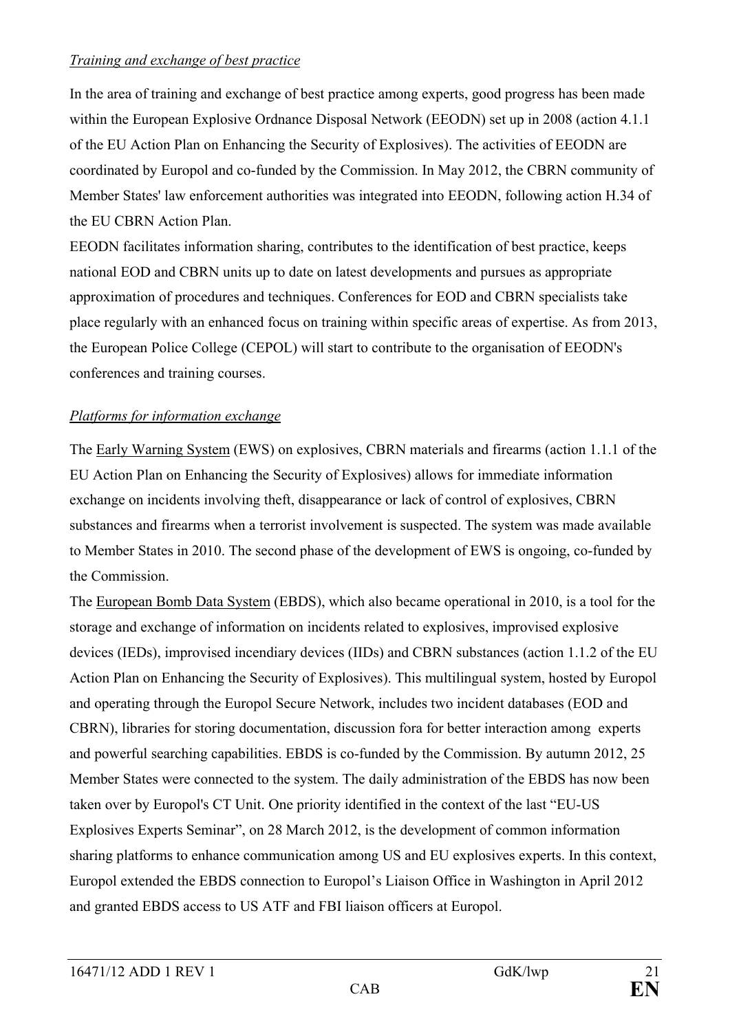*Training and exchange of best practice*

In the area of training and exchange of best practice among experts, good progress has been made within the European Explosive Ordnance Disposal Network (EEODN) set up in 2008 (action 4.1.1 of the EU Action Plan on Enhancing the Security of Explosives). The activities of EEODN are coordinated by Europol and co-funded by the Commission. In May 2012, the CBRN community of Member States' law enforcement authorities was integrated into EEODN, following action H.34 of the EU CBRN Action Plan.

EEODN facilitates information sharing, contributes to the identification of best practice, keeps national EOD and CBRN units up to date on latest developments and pursues as appropriate approximation of procedures and techniques. Conferences for EOD and CBRN specialists take place regularly with an enhanced focus on training within specific areas of expertise. As from 2013, the European Police College (CEPOL) will start to contribute to the organisation of EEODN's conferences and training courses.

*Platforms for information exchange*

The Early Warning System (EWS) on explosives, CBRN materials and firearms (action 1.1.1 of the EU Action Plan on Enhancing the Security of Explosives) allows for immediate information exchange on incidents involving theft, disappearance or lack of control of explosives, CBRN substances and firearms when a terrorist involvement is suspected. The system was made available to Member States in 2010. The second phase of the development of EWS is ongoing, co-funded by the Commission.

The European Bomb Data System (EBDS), which also became operational in 2010, is a tool for the storage and exchange of information on incidents related to explosives, improvised explosive devices (IEDs), improvised incendiary devices (IIDs) and CBRN substances (action 1.1.2 of the EU Action Plan on Enhancing the Security of Explosives). This multilingual system, hosted by Europol and operating through the Europol Secure Network, includes two incident databases (EOD and CBRN), libraries for storing documentation, discussion fora for better interaction among experts and powerful searching capabilities. EBDS is co-funded by the Commission. By autumn 2012, 25 Member States were connected to the system. The daily administration of the EBDS has now been taken over by Europol's CT Unit. One priority identified in the context of the last "EU-US Explosives Experts Seminar", on 28 March 2012, is the development of common information sharing platforms to enhance communication among US and EU explosives experts. In this context, Europol extended the EBDS connection to Europol's Liaison Office in Washington in April 2012 and granted EBDS access to US ATF and FBI liaison officers at Europol.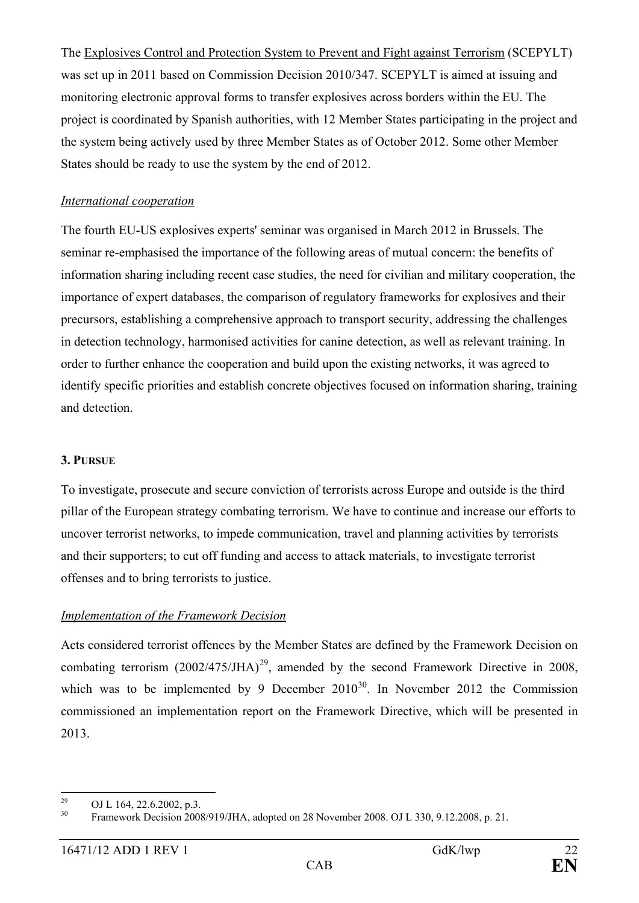The Explosives Control and Protection System to Prevent and Fight against Terrorism (SCEPYLT) was set up in 2011 based on Commission Decision 2010/347. SCEPYLT is aimed at issuing and monitoring electronic approval forms to transfer explosives across borders within the EU. The project is coordinated by Spanish authorities, with 12 Member States participating in the project and the system being actively used by three Member States as of October 2012. Some other Member States should be ready to use the system by the end of 2012.

*International cooperation*

The fourth EU-US explosives experts' seminar was organised in March 2012 in Brussels. The seminar re-emphasised the importance of the following areas of mutual concern: the benefits of information sharing including recent case studies, the need for civilian and military cooperation, the importance of expert databases, the comparison of regulatory frameworks for explosives and their precursors, establishing a comprehensive approach to transport security, addressing the challenges in detection technology, harmonised activities for canine detection, as well as relevant training. In order to further enhance the cooperation and build upon the existing networks, it was agreed to identify specific priorities and establish concrete objectives focused on information sharing, training and detection.

## 3. PURSUE

To investigate, prosecute and secure conviction of terrorists across Europe and outside is the third pillar of the European strategy combating terrorism. We have to continue and increase our efforts to uncover terrorist networks, to impede communication, travel and planning activities by terrorists and their supporters; to cut off funding and access to attack materials, to investigate terrorist offenses and to bring terrorists to justice.

*Implementation of the Framework Decision*

Acts considered terrorist offences by the Member States are defined by the Framework Decision on combating terrorism (2002/475/JHA)[29], amended by the second Framework Directive in 2008, which was to be implemented by 9 December 2010[30]. In November 2012 the Commission commissioned an implementation report on the Framework Directive, which will be presented in 2013.

---

[29] OJ L 164, 22.6.2002, p.3.

[30] Framework Decision 2008/919/JHA, adopted on 28 November 2008. OJ L 330, 9.12.2008, p. 21.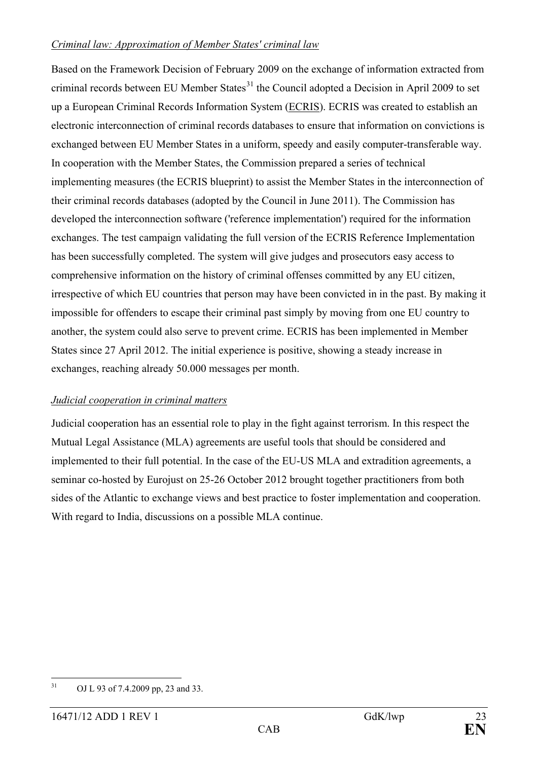*Criminal law: Approximation of Member States' criminal law*

Based on the Framework Decision of February 2009 on the exchange of information extracted from criminal records between EU Member States[31] the Council adopted a Decision in April 2009 to set up a European Criminal Records Information System (ECRIS). ECRIS was created to establish an electronic interconnection of criminal records databases to ensure that information on convictions is exchanged between EU Member States in a uniform, speedy and easily computer-transferable way. In cooperation with the Member States, the Commission prepared a series of technical implementing measures (the ECRIS blueprint) to assist the Member States in the interconnection of their criminal records databases (adopted by the Council in June 2011). The Commission has developed the interconnection software ('reference implementation') required for the information exchanges. The test campaign validating the full version of the ECRIS Reference Implementation has been successfully completed. The system will give judges and prosecutors easy access to comprehensive information on the history of criminal offenses committed by any EU citizen, irrespective of which EU countries that person may have been convicted in in the past. By making it impossible for offenders to escape their criminal past simply by moving from one EU country to another, the system could also serve to prevent crime. ECRIS has been implemented in Member States since 27 April 2012. The initial experience is positive, showing a steady increase in exchanges, reaching already 50.000 messages per month.

*Judicial cooperation in criminal matters*

Judicial cooperation has an essential role to play in the fight against terrorism. In this respect the Mutual Legal Assistance (MLA) agreements are useful tools that should be considered and implemented to their full potential. In the case of the EU-US MLA and extradition agreements, a seminar co-hosted by Eurojust on 25-26 October 2012 brought together practitioners from both sides of the Atlantic to exchange views and best practice to foster implementation and cooperation. With regard to India, discussions on a possible MLA continue.

[31] OJ L 93 of 7.4.2009 pp, 23 and 33.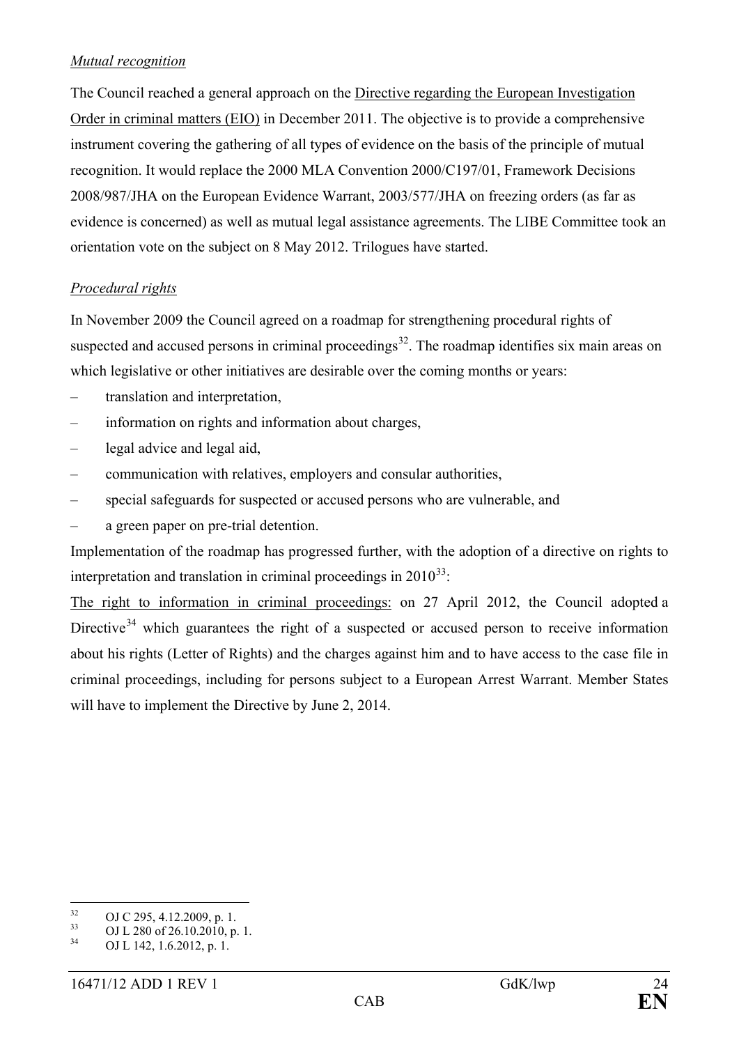*Mutual recognition*

The Council reached a general approach on the Directive regarding the European Investigation Order in criminal matters (EIO) in December 2011. The objective is to provide a comprehensive instrument covering the gathering of all types of evidence on the basis of the principle of mutual recognition. It would replace the 2000 MLA Convention 2000/C197/01, Framework Decisions 2008/987/JHA on the European Evidence Warrant, 2003/577/JHA on freezing orders (as far as evidence is concerned) as well as mutual legal assistance agreements. The LIBE Committee took an orientation vote on the subject on 8 May 2012. Trilogues have started.

*Procedural rights*

In November 2009 the Council agreed on a roadmap for strengthening procedural rights of suspected and accused persons in criminal proceedings[32]. The roadmap identifies six main areas on which legislative or other initiatives are desirable over the coming months or years:

- translation and interpretation,
- information on rights and information about charges,
- legal advice and legal aid,
- communication with relatives, employers and consular authorities,
- special safeguards for suspected or accused persons who are vulnerable, and
- a green paper on pre-trial detention.

Implementation of the roadmap has progressed further, with the adoption of a directive on rights to interpretation and translation in criminal proceedings in 2010[33]:

The right to information in criminal proceedings: on 27 April 2012, the Council adopted a Directive[34] which guarantees the right of a suspected or accused person to receive information about his rights (Letter of Rights) and the charges against him and to have access to the case file in criminal proceedings, including for persons subject to a European Arrest Warrant. Member States will have to implement the Directive by June 2, 2014.

[32] OJ C 295, 4.12.2009, p. 1.

[33] OJ L 280 of 26.10.2010, p. 1.

[34] OJ L 142, 1.6.2012, p. 1.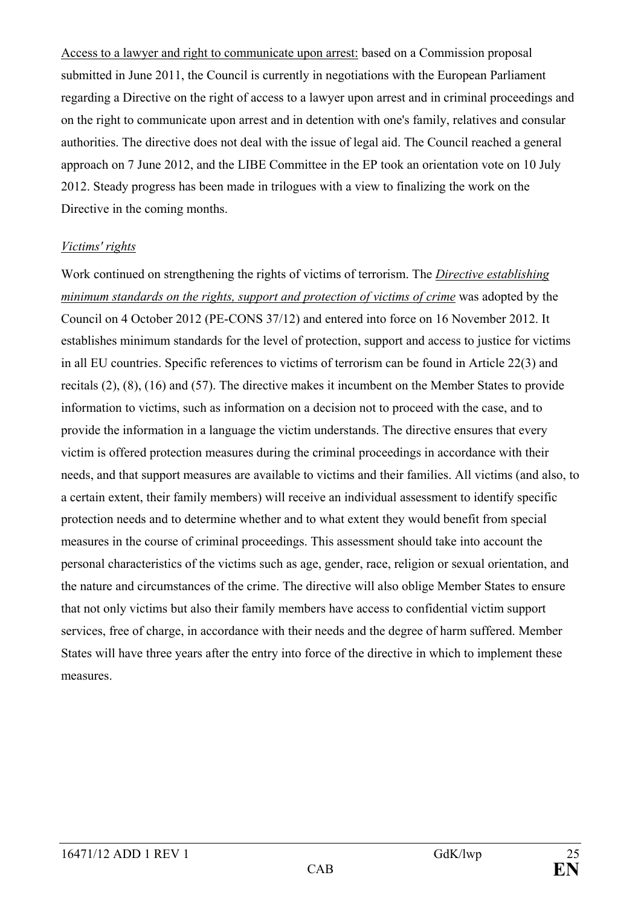<u>Access to a lawyer and right to communicate upon arrest:</u> based on a Commission proposal submitted in June 2011, the Council is currently in negotiations with the European Parliament regarding a Directive on the right of access to a lawyer upon arrest and in criminal proceedings and on the right to communicate upon arrest and in detention with one's family, relatives and consular authorities. The directive does not deal with the issue of legal aid. The Council reached a general approach on 7 June 2012, and the LIBE Committee in the EP took an orientation vote on 10 July 2012. Steady progress has been made in trilogues with a view to finalizing the work on the Directive in the coming months.

*<u>Victims' rights</u>*

Work continued on strengthening the rights of victims of terrorism. The ***<u>Directive establishing minimum standards on the rights, support and protection of victims of crime</u>*** was adopted by the Council on 4 October 2012 (PE-CONS 37/12) and entered into force on 16 November 2012. It establishes minimum standards for the level of protection, support and access to justice for victims in all EU countries. Specific references to victims of terrorism can be found in Article 22(3) and recitals (2), (8), (16) and (57). The directive makes it incumbent on the Member States to provide information to victims, such as information on a decision not to proceed with the case, and to provide the information in a language the victim understands. The directive ensures that every victim is offered protection measures during the criminal proceedings in accordance with their needs, and that support measures are available to victims and their families. All victims (and also, to a certain extent, their family members) will receive an individual assessment to identify specific protection needs and to determine whether and to what extent they would benefit from special measures in the course of criminal proceedings. This assessment should take into account the personal characteristics of the victims such as age, gender, race, religion or sexual orientation, and the nature and circumstances of the crime. The directive will also oblige Member States to ensure that not only victims but also their family members have access to confidential victim support services, free of charge, in accordance with their needs and the degree of harm suffered. Member States will have three years after the entry into force of the directive in which to implement these measures.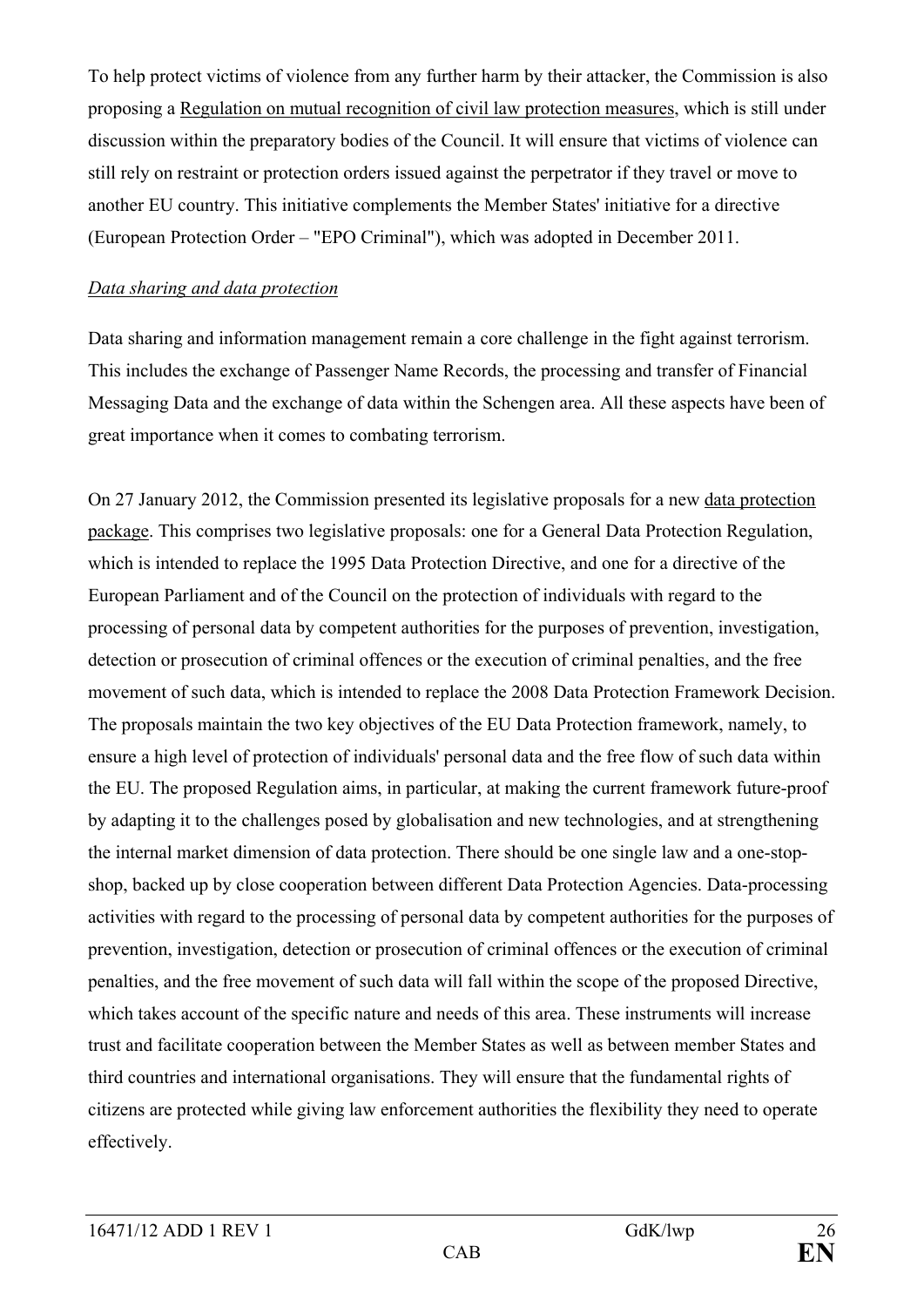To help protect victims of violence from any further harm by their attacker, the Commission is also proposing a Regulation on mutual recognition of civil law protection measures, which is still under discussion within the preparatory bodies of the Council. It will ensure that victims of violence can still rely on restraint or protection orders issued against the perpetrator if they travel or move to another EU country. This initiative complements the Member States' initiative for a directive (European Protection Order – "EPO Criminal"), which was adopted in December 2011.

*Data sharing and data protection*

Data sharing and information management remain a core challenge in the fight against terrorism. This includes the exchange of Passenger Name Records, the processing and transfer of Financial Messaging Data and the exchange of data within the Schengen area. All these aspects have been of great importance when it comes to combating terrorism.

On 27 January 2012, the Commission presented its legislative proposals for a new data protection package. This comprises two legislative proposals: one for a General Data Protection Regulation, which is intended to replace the 1995 Data Protection Directive, and one for a directive of the European Parliament and of the Council on the protection of individuals with regard to the processing of personal data by competent authorities for the purposes of prevention, investigation, detection or prosecution of criminal offences or the execution of criminal penalties, and the free movement of such data, which is intended to replace the 2008 Data Protection Framework Decision. The proposals maintain the two key objectives of the EU Data Protection framework, namely, to ensure a high level of protection of individuals' personal data and the free flow of such data within the EU. The proposed Regulation aims, in particular, at making the current framework future-proof by adapting it to the challenges posed by globalisation and new technologies, and at strengthening the internal market dimension of data protection. There should be one single law and a one-stop-shop, backed up by close cooperation between different Data Protection Agencies. Data-processing activities with regard to the processing of personal data by competent authorities for the purposes of prevention, investigation, detection or prosecution of criminal offences or the execution of criminal penalties, and the free movement of such data will fall within the scope of the proposed Directive, which takes account of the specific nature and needs of this area. These instruments will increase trust and facilitate cooperation between the Member States as well as between member States and third countries and international organisations. They will ensure that the fundamental rights of citizens are protected while giving law enforcement authorities the flexibility they need to operate effectively.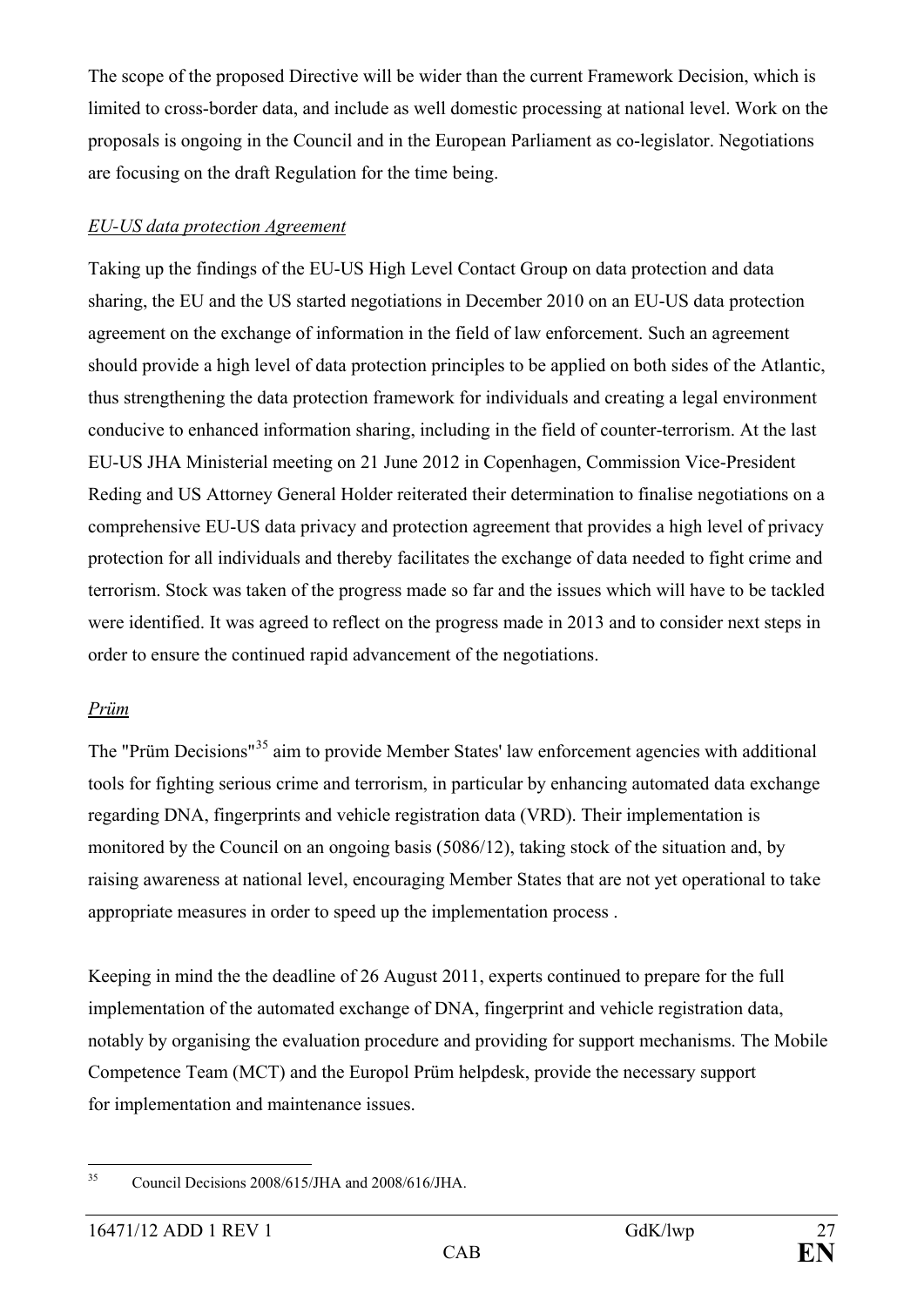The scope of the proposed Directive will be wider than the current Framework Decision, which is limited to cross-border data, and include as well domestic processing at national level. Work on the proposals is ongoing in the Council and in the European Parliament as co-legislator. Negotiations are focusing on the draft Regulation for the time being.

*EU-US data protection Agreement*

Taking up the findings of the EU-US High Level Contact Group on data protection and data sharing, the EU and the US started negotiations in December 2010 on an EU-US data protection agreement on the exchange of information in the field of law enforcement. Such an agreement should provide a high level of data protection principles to be applied on both sides of the Atlantic, thus strengthening the data protection framework for individuals and creating a legal environment conducive to enhanced information sharing, including in the field of counter-terrorism. At the last EU-US JHA Ministerial meeting on 21 June 2012 in Copenhagen, Commission Vice-President Reding and US Attorney General Holder reiterated their determination to finalise negotiations on a comprehensive EU-US data privacy and protection agreement that provides a high level of privacy protection for all individuals and thereby facilitates the exchange of data needed to fight crime and terrorism. Stock was taken of the progress made so far and the issues which will have to be tackled were identified. It was agreed to reflect on the progress made in 2013 and to consider next steps in order to ensure the continued rapid advancement of the negotiations.

*Prüm*

The "Prüm Decisions"[35] aim to provide Member States' law enforcement agencies with additional tools for fighting serious crime and terrorism, in particular by enhancing automated data exchange regarding DNA, fingerprints and vehicle registration data (VRD). Their implementation is monitored by the Council on an ongoing basis (5086/12), taking stock of the situation and, by raising awareness at national level, encouraging Member States that are not yet operational to take appropriate measures in order to speed up the implementation process .

Keeping in mind the the deadline of 26 August 2011, experts continued to prepare for the full implementation of the automated exchange of DNA, fingerprint and vehicle registration data, notably by organising the evaluation procedure and providing for support mechanisms. The Mobile Competence Team (MCT) and the Europol Prüm helpdesk, provide the necessary support for implementation and maintenance issues.

---

[35] Council Decisions 2008/615/JHA and 2008/616/JHA.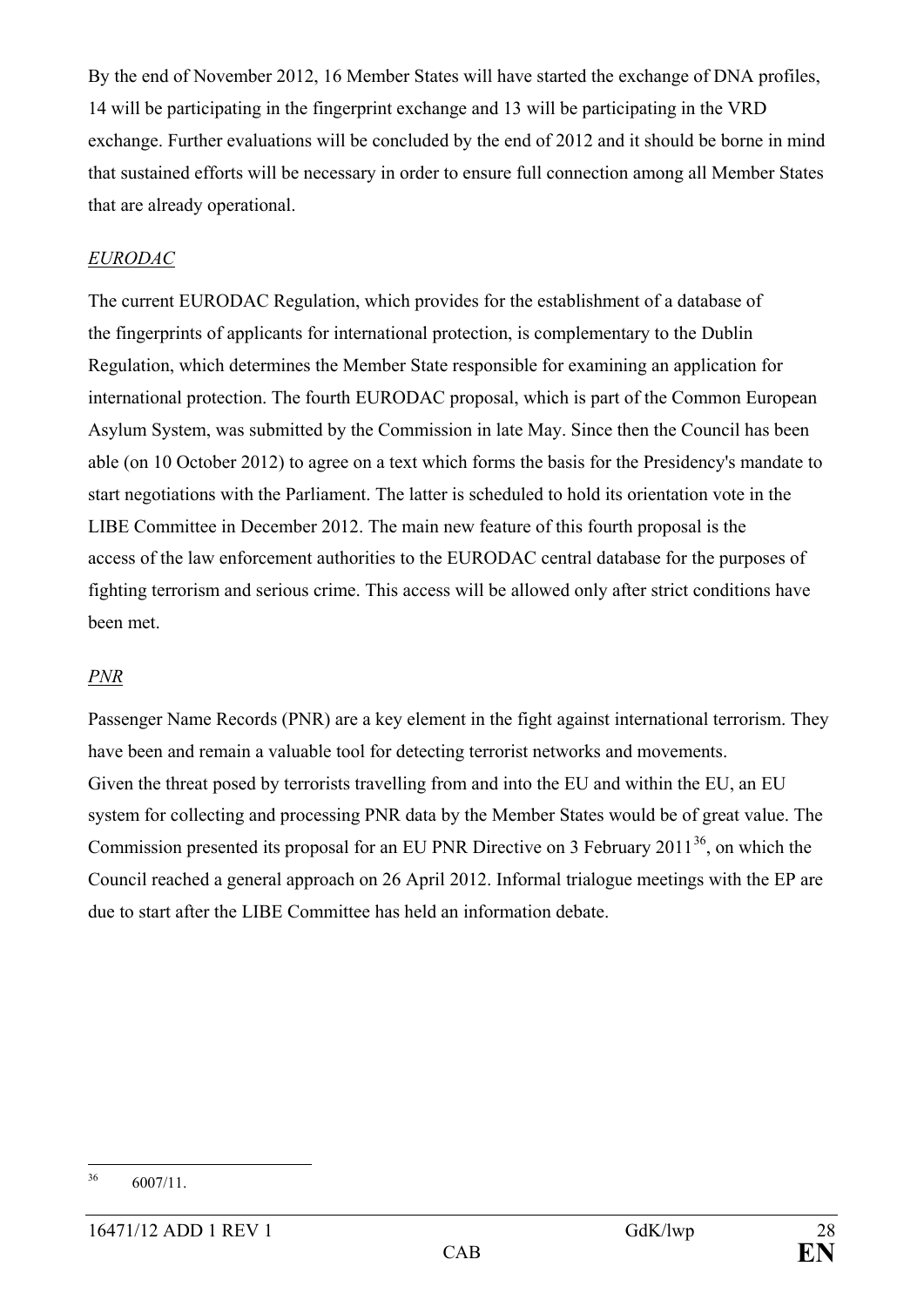By the end of November 2012, 16 Member States will have started the exchange of DNA profiles, 14 will be participating in the fingerprint exchange and 13 will be participating in the VRD exchange. Further evaluations will be concluded by the end of 2012 and it should be borne in mind that sustained efforts will be necessary in order to ensure full connection among all Member States that are already operational.

*EURODAC*

The current EURODAC Regulation, which provides for the establishment of a database of the fingerprints of applicants for international protection, is complementary to the Dublin Regulation, which determines the Member State responsible for examining an application for international protection. The fourth EURODAC proposal, which is part of the Common European Asylum System, was submitted by the Commission in late May. Since then the Council has been able (on 10 October 2012) to agree on a text which forms the basis for the Presidency's mandate to start negotiations with the Parliament. The latter is scheduled to hold its orientation vote in the LIBE Committee in December 2012. The main new feature of this fourth proposal is the access of the law enforcement authorities to the EURODAC central database for the purposes of fighting terrorism and serious crime. This access will be allowed only after strict conditions have been met.

*PNR*

Passenger Name Records (PNR) are a key element in the fight against international terrorism. They have been and remain a valuable tool for detecting terrorist networks and movements.
Given the threat posed by terrorists travelling from and into the EU and within the EU, an EU system for collecting and processing PNR data by the Member States would be of great value. The Commission presented its proposal for an EU PNR Directive on 3 February 2011[36], on which the Council reached a general approach on 26 April 2012. Informal trialogue meetings with the EP are due to start after the LIBE Committee has held an information debate.

---

[36] 6007/11.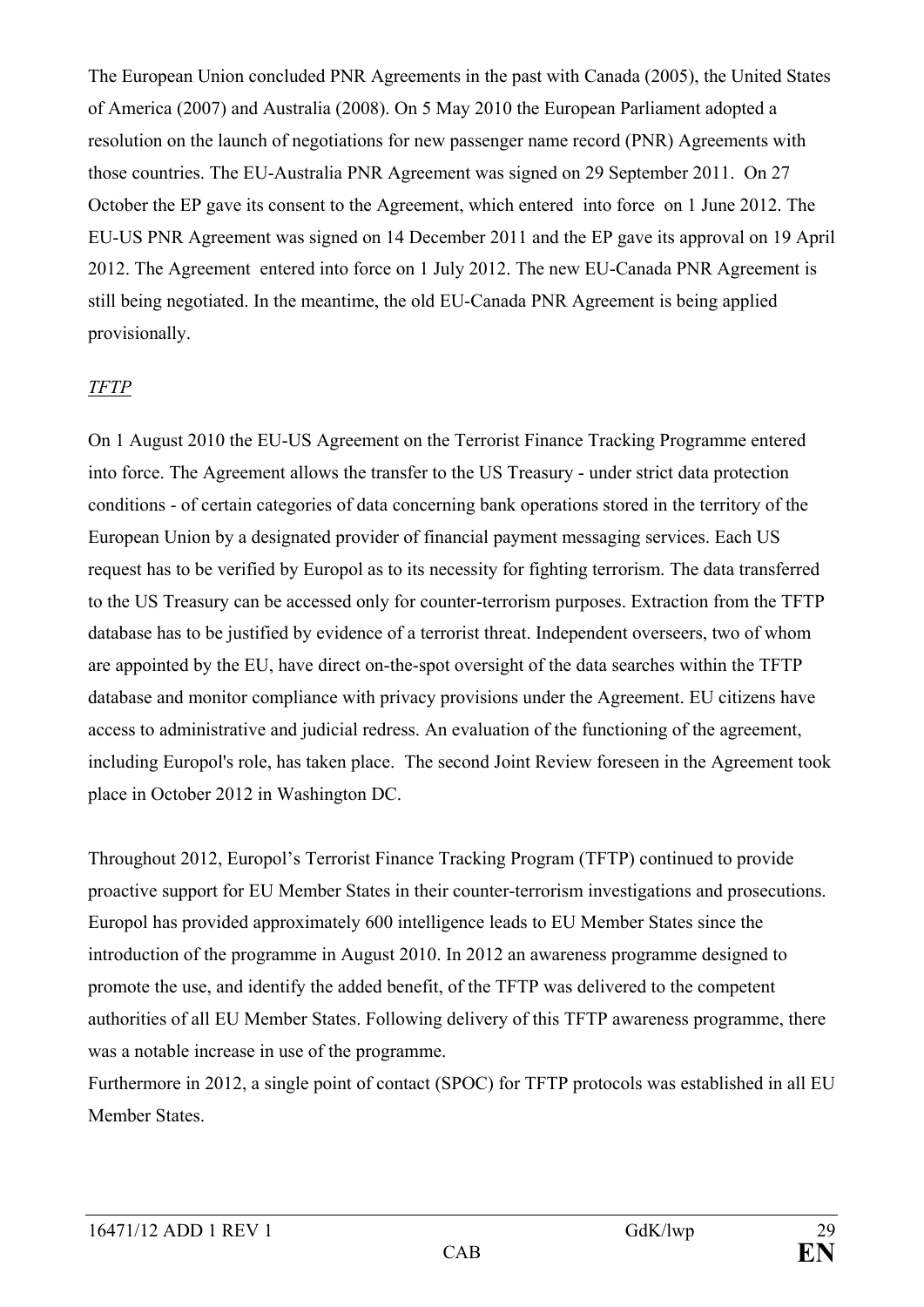The European Union concluded PNR Agreements in the past with Canada (2005), the United States of America (2007) and Australia (2008). On 5 May 2010 the European Parliament adopted a resolution on the launch of negotiations for new passenger name record (PNR) Agreements with those countries. The EU-Australia PNR Agreement was signed on 29 September 2011. On 27 October the EP gave its consent to the Agreement, which entered into force on 1 June 2012. The EU-US PNR Agreement was signed on 14 December 2011 and the EP gave its approval on 19 April 2012. The Agreement entered into force on 1 July 2012. The new EU-Canada PNR Agreement is still being negotiated. In the meantime, the old EU-Canada PNR Agreement is being applied provisionally.

*TFTP*

On 1 August 2010 the EU-US Agreement on the Terrorist Finance Tracking Programme entered into force. The Agreement allows the transfer to the US Treasury - under strict data protection conditions - of certain categories of data concerning bank operations stored in the territory of the European Union by a designated provider of financial payment messaging services. Each US request has to be verified by Europol as to its necessity for fighting terrorism. The data transferred to the US Treasury can be accessed only for counter-terrorism purposes. Extraction from the TFTP database has to be justified by evidence of a terrorist threat. Independent overseers, two of whom are appointed by the EU, have direct on-the-spot oversight of the data searches within the TFTP database and monitor compliance with privacy provisions under the Agreement. EU citizens have access to administrative and judicial redress. An evaluation of the functioning of the agreement, including Europol's role, has taken place. The second Joint Review foreseen in the Agreement took place in October 2012 in Washington DC.

Throughout 2012, Europol's Terrorist Finance Tracking Program (TFTP) continued to provide proactive support for EU Member States in their counter-terrorism investigations and prosecutions. Europol has provided approximately 600 intelligence leads to EU Member States since the introduction of the programme in August 2010. In 2012 an awareness programme designed to promote the use, and identify the added benefit, of the TFTP was delivered to the competent authorities of all EU Member States. Following delivery of this TFTP awareness programme, there was a notable increase in use of the programme.

Furthermore in 2012, a single point of contact (SPOC) for TFTP protocols was established in all EU Member States.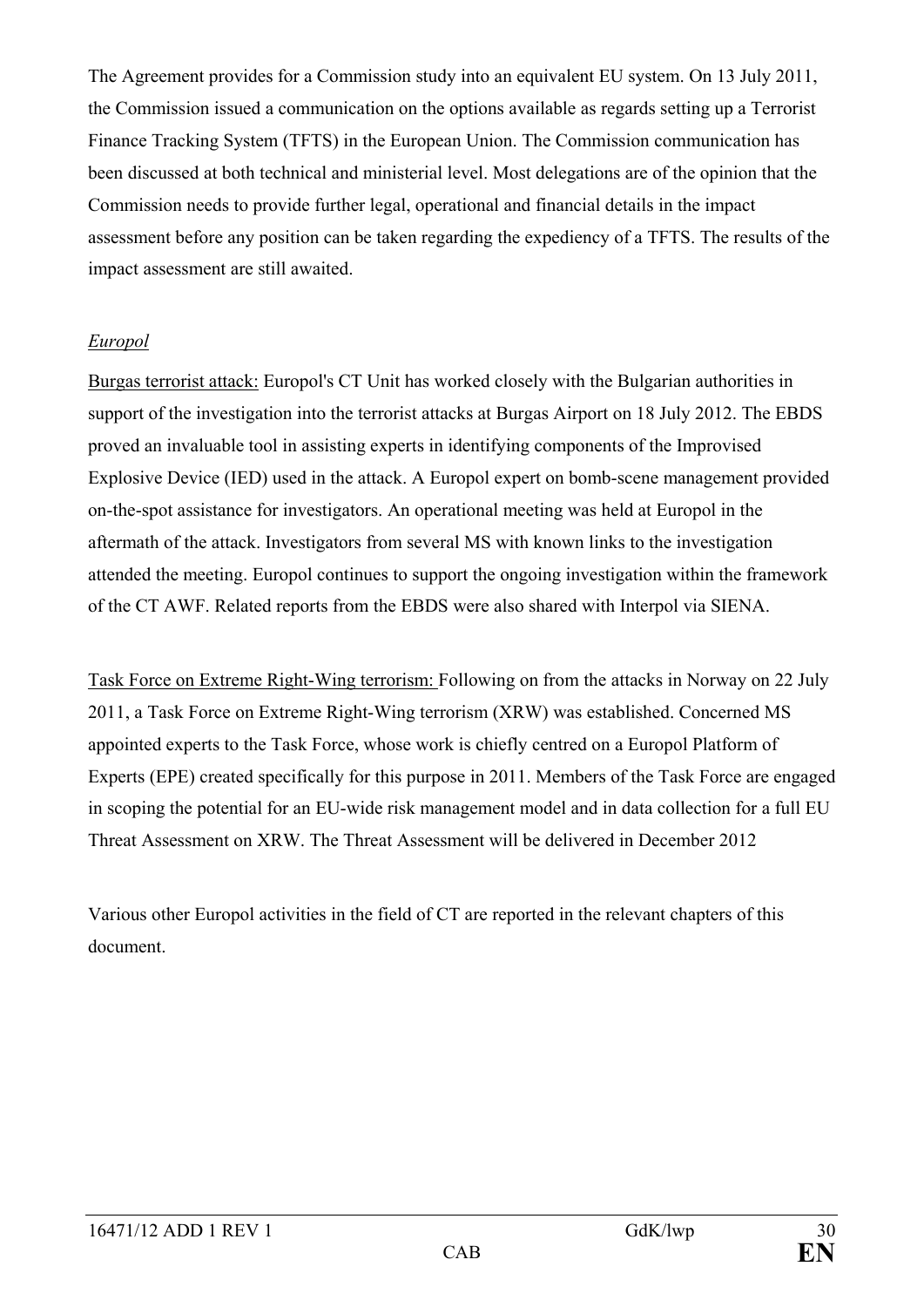The Agreement provides for a Commission study into an equivalent EU system. On 13 July 2011, the Commission issued a communication on the options available as regards setting up a Terrorist Finance Tracking System (TFTS) in the European Union. The Commission communication has been discussed at both technical and ministerial level. Most delegations are of the opinion that the Commission needs to provide further legal, operational and financial details in the impact assessment before any position can be taken regarding the expediency of a TFTS. The results of the impact assessment are still awaited.

*Europol*

Burgas terrorist attack: Europol's CT Unit has worked closely with the Bulgarian authorities in support of the investigation into the terrorist attacks at Burgas Airport on 18 July 2012. The EBDS proved an invaluable tool in assisting experts in identifying components of the Improvised Explosive Device (IED) used in the attack. A Europol expert on bomb-scene management provided on-the-spot assistance for investigators. An operational meeting was held at Europol in the aftermath of the attack. Investigators from several MS with known links to the investigation attended the meeting. Europol continues to support the ongoing investigation within the framework of the CT AWF. Related reports from the EBDS were also shared with Interpol via SIENA.

Task Force on Extreme Right-Wing terrorism: Following on from the attacks in Norway on 22 July 2011, a Task Force on Extreme Right-Wing terrorism (XRW) was established. Concerned MS appointed experts to the Task Force, whose work is chiefly centred on a Europol Platform of Experts (EPE) created specifically for this purpose in 2011. Members of the Task Force are engaged in scoping the potential for an EU-wide risk management model and in data collection for a full EU Threat Assessment on XRW. The Threat Assessment will be delivered in December 2012

Various other Europol activities in the field of CT are reported in the relevant chapters of this document.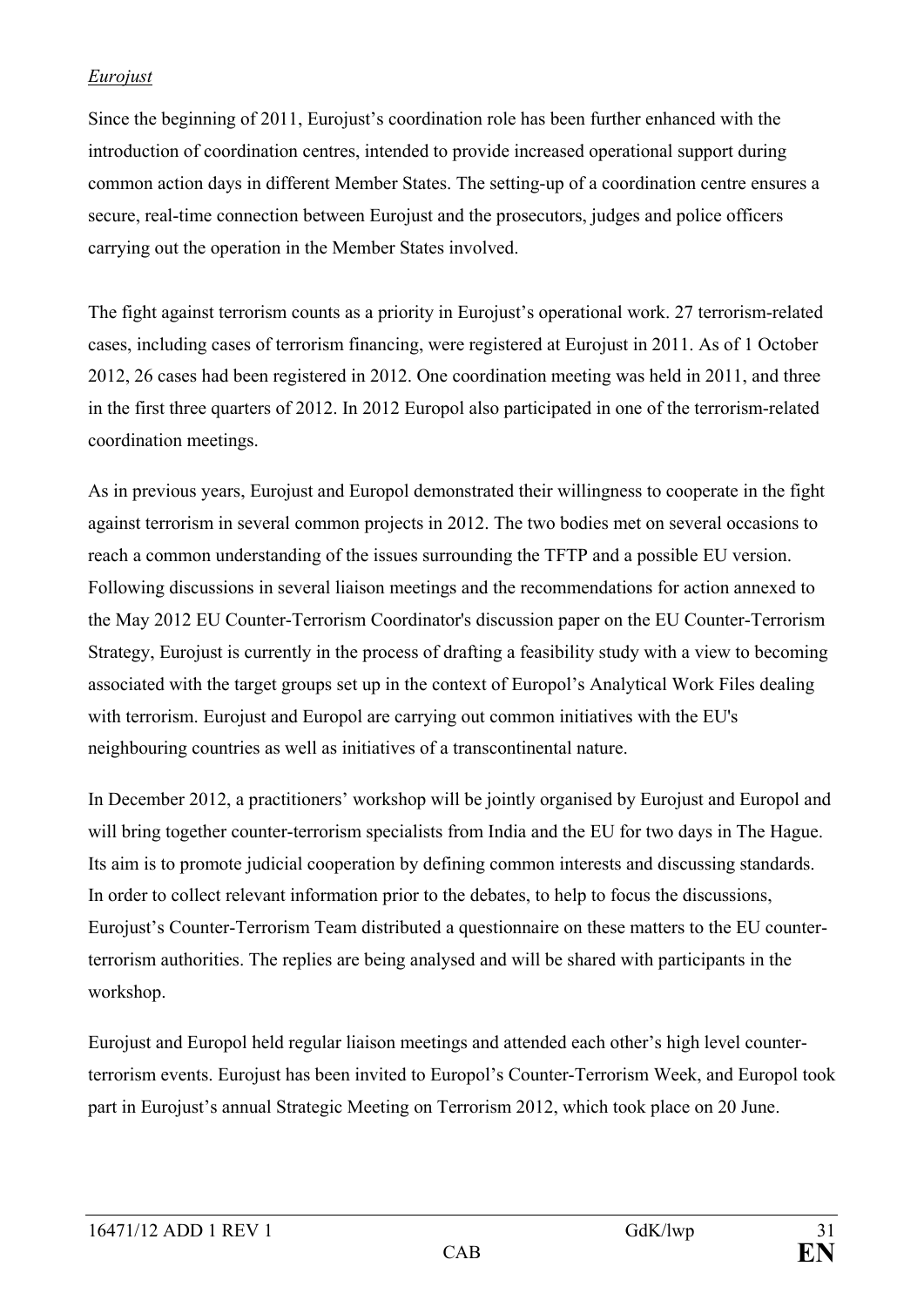*Eurojust*

Since the beginning of 2011, Eurojust's coordination role has been further enhanced with the introduction of coordination centres, intended to provide increased operational support during common action days in different Member States. The setting-up of a coordination centre ensures a secure, real-time connection between Eurojust and the prosecutors, judges and police officers carrying out the operation in the Member States involved.

The fight against terrorism counts as a priority in Eurojust's operational work. 27 terrorism-related cases, including cases of terrorism financing, were registered at Eurojust in 2011. As of 1 October 2012, 26 cases had been registered in 2012. One coordination meeting was held in 2011, and three in the first three quarters of 2012. In 2012 Europol also participated in one of the terrorism-related coordination meetings.

As in previous years, Eurojust and Europol demonstrated their willingness to cooperate in the fight against terrorism in several common projects in 2012. The two bodies met on several occasions to reach a common understanding of the issues surrounding the TFTP and a possible EU version. Following discussions in several liaison meetings and the recommendations for action annexed to the May 2012 EU Counter-Terrorism Coordinator's discussion paper on the EU Counter-Terrorism Strategy, Eurojust is currently in the process of drafting a feasibility study with a view to becoming associated with the target groups set up in the context of Europol's Analytical Work Files dealing with terrorism. Eurojust and Europol are carrying out common initiatives with the EU's neighbouring countries as well as initiatives of a transcontinental nature.

In December 2012, a practitioners' workshop will be jointly organised by Eurojust and Europol and will bring together counter-terrorism specialists from India and the EU for two days in The Hague. Its aim is to promote judicial cooperation by defining common interests and discussing standards. In order to collect relevant information prior to the debates, to help to focus the discussions, Eurojust's Counter-Terrorism Team distributed a questionnaire on these matters to the EU counter-terrorism authorities. The replies are being analysed and will be shared with participants in the workshop.

Eurojust and Europol held regular liaison meetings and attended each other's high level counter-terrorism events. Eurojust has been invited to Europol's Counter-Terrorism Week, and Europol took part in Eurojust's annual Strategic Meeting on Terrorism 2012, which took place on 20 June.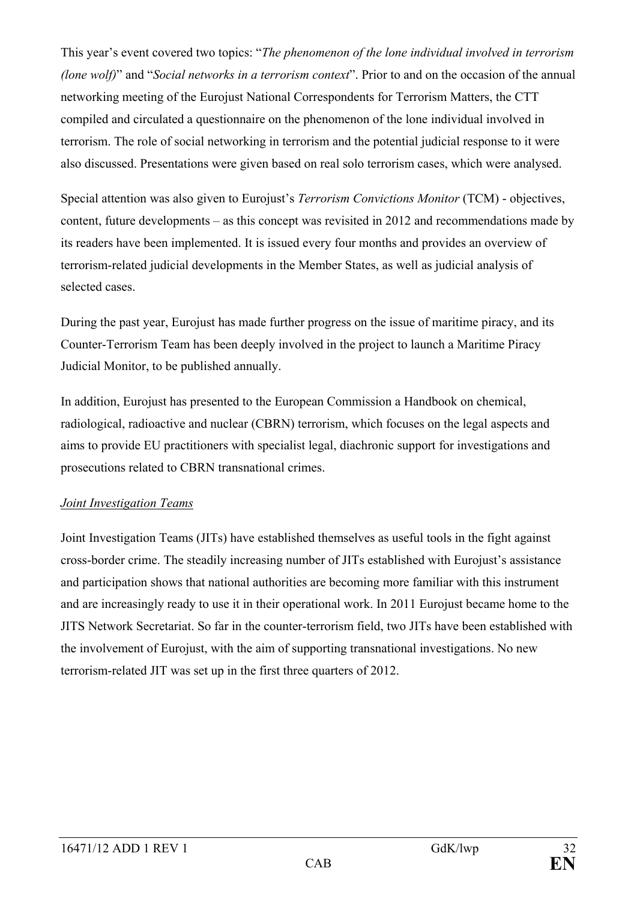This year's event covered two topics: "*The phenomenon of the lone individual involved in terrorism (lone wolf)*" and "*Social networks in a terrorism context*". Prior to and on the occasion of the annual networking meeting of the Eurojust National Correspondents for Terrorism Matters, the CTT compiled and circulated a questionnaire on the phenomenon of the lone individual involved in terrorism. The role of social networking in terrorism and the potential judicial response to it were also discussed. Presentations were given based on real solo terrorism cases, which were analysed.

Special attention was also given to Eurojust's *Terrorism Convictions Monitor* (TCM) - objectives, content, future developments – as this concept was revisited in 2012 and recommendations made by its readers have been implemented. It is issued every four months and provides an overview of terrorism-related judicial developments in the Member States, as well as judicial analysis of selected cases.

During the past year, Eurojust has made further progress on the issue of maritime piracy, and its Counter-Terrorism Team has been deeply involved in the project to launch a Maritime Piracy Judicial Monitor, to be published annually.

In addition, Eurojust has presented to the European Commission a Handbook on chemical, radiological, radioactive and nuclear (CBRN) terrorism, which focuses on the legal aspects and aims to provide EU practitioners with specialist legal, diachronic support for investigations and prosecutions related to CBRN transnational crimes.

*Joint Investigation Teams*

Joint Investigation Teams (JITs) have established themselves as useful tools in the fight against cross-border crime. The steadily increasing number of JITs established with Eurojust's assistance and participation shows that national authorities are becoming more familiar with this instrument and are increasingly ready to use it in their operational work. In 2011 Eurojust became home to the JITS Network Secretariat. So far in the counter-terrorism field, two JITs have been established with the involvement of Eurojust, with the aim of supporting transnational investigations. No new terrorism-related JIT was set up in the first three quarters of 2012.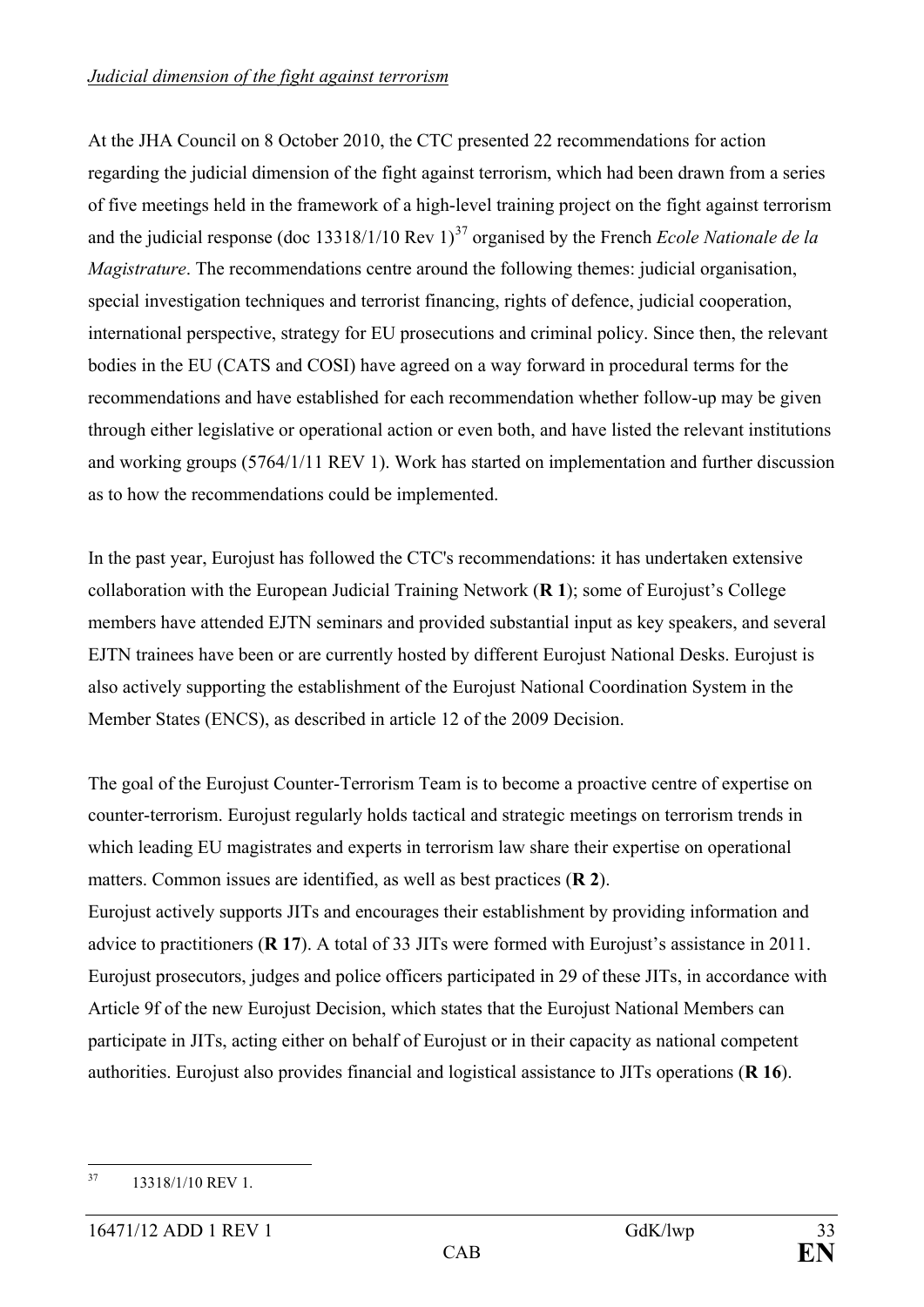*Judicial dimension of the fight against terrorism*

At the JHA Council on 8 October 2010, the CTC presented 22 recommendations for action regarding the judicial dimension of the fight against terrorism, which had been drawn from a series of five meetings held in the framework of a high-level training project on the fight against terrorism and the judicial response (doc 13318/1/10 Rev 1)[37] organised by the French *Ecole Nationale de la Magistrature*. The recommendations centre around the following themes: judicial organisation, special investigation techniques and terrorist financing, rights of defence, judicial cooperation, international perspective, strategy for EU prosecutions and criminal policy. Since then, the relevant bodies in the EU (CATS and COSI) have agreed on a way forward in procedural terms for the recommendations and have established for each recommendation whether follow-up may be given through either legislative or operational action or even both, and have listed the relevant institutions and working groups (5764/1/11 REV 1). Work has started on implementation and further discussion as to how the recommendations could be implemented.

In the past year, Eurojust has followed the CTC's recommendations: it has undertaken extensive collaboration with the European Judicial Training Network (**R 1**); some of Eurojust's College members have attended EJTN seminars and provided substantial input as key speakers, and several EJTN trainees have been or are currently hosted by different Eurojust National Desks. Eurojust is also actively supporting the establishment of the Eurojust National Coordination System in the Member States (ENCS), as described in article 12 of the 2009 Decision.

The goal of the Eurojust Counter-Terrorism Team is to become a proactive centre of expertise on counter-terrorism. Eurojust regularly holds tactical and strategic meetings on terrorism trends in which leading EU magistrates and experts in terrorism law share their expertise on operational matters. Common issues are identified, as well as best practices (**R 2**).
Eurojust actively supports JITs and encourages their establishment by providing information and advice to practitioners (**R 17**). A total of 33 JITs were formed with Eurojust's assistance in 2011. Eurojust prosecutors, judges and police officers participated in 29 of these JITs, in accordance with Article 9f of the new Eurojust Decision, which states that the Eurojust National Members can participate in JITs, acting either on behalf of Eurojust or in their capacity as national competent authorities. Eurojust also provides financial and logistical assistance to JITs operations (**R 16**).

[37] 13318/1/10 REV 1.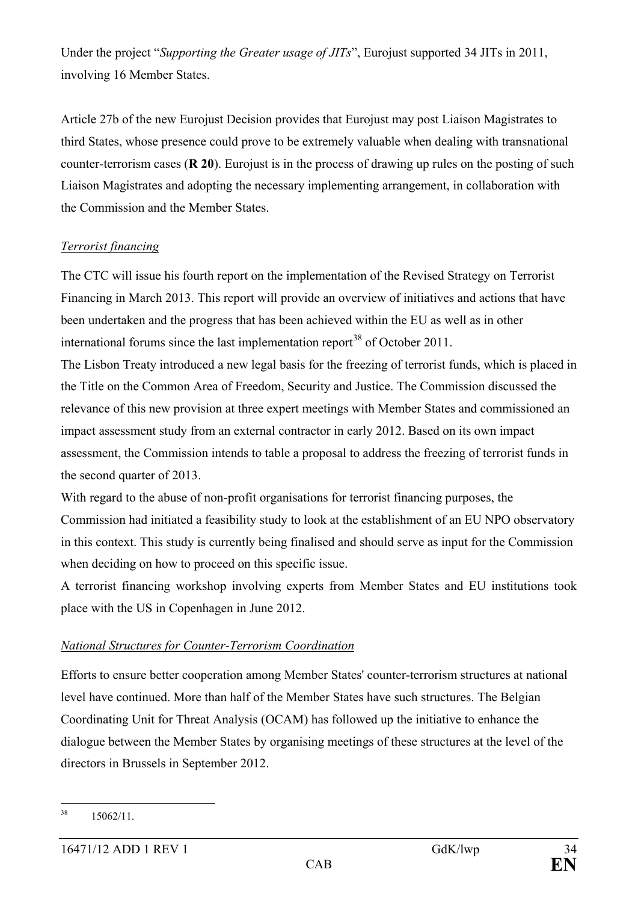Under the project "*Supporting the Greater usage of JITs*", Eurojust supported 34 JITs in 2011, involving 16 Member States.

Article 27b of the new Eurojust Decision provides that Eurojust may post Liaison Magistrates to third States, whose presence could prove to be extremely valuable when dealing with transnational counter-terrorism cases (**R 20**). Eurojust is in the process of drawing up rules on the posting of such Liaison Magistrates and adopting the necessary implementing arrangement, in collaboration with the Commission and the Member States.

*Terrorist financing*

The CTC will issue his fourth report on the implementation of the Revised Strategy on Terrorist Financing in March 2013. This report will provide an overview of initiatives and actions that have been undertaken and the progress that has been achieved within the EU as well as in other international forums since the last implementation report[38] of October 2011.

The Lisbon Treaty introduced a new legal basis for the freezing of terrorist funds, which is placed in the Title on the Common Area of Freedom, Security and Justice. The Commission discussed the relevance of this new provision at three expert meetings with Member States and commissioned an impact assessment study from an external contractor in early 2012. Based on its own impact assessment, the Commission intends to table a proposal to address the freezing of terrorist funds in the second quarter of 2013.

With regard to the abuse of non-profit organisations for terrorist financing purposes, the Commission had initiated a feasibility study to look at the establishment of an EU NPO observatory in this context. This study is currently being finalised and should serve as input for the Commission when deciding on how to proceed on this specific issue.

A terrorist financing workshop involving experts from Member States and EU institutions took place with the US in Copenhagen in June 2012.

*National Structures for Counter-Terrorism Coordination*

Efforts to ensure better cooperation among Member States' counter-terrorism structures at national level have continued. More than half of the Member States have such structures. The Belgian Coordinating Unit for Threat Analysis (OCAM) has followed up the initiative to enhance the dialogue between the Member States by organising meetings of these structures at the level of the directors in Brussels in September 2012.

[38] 15062/11.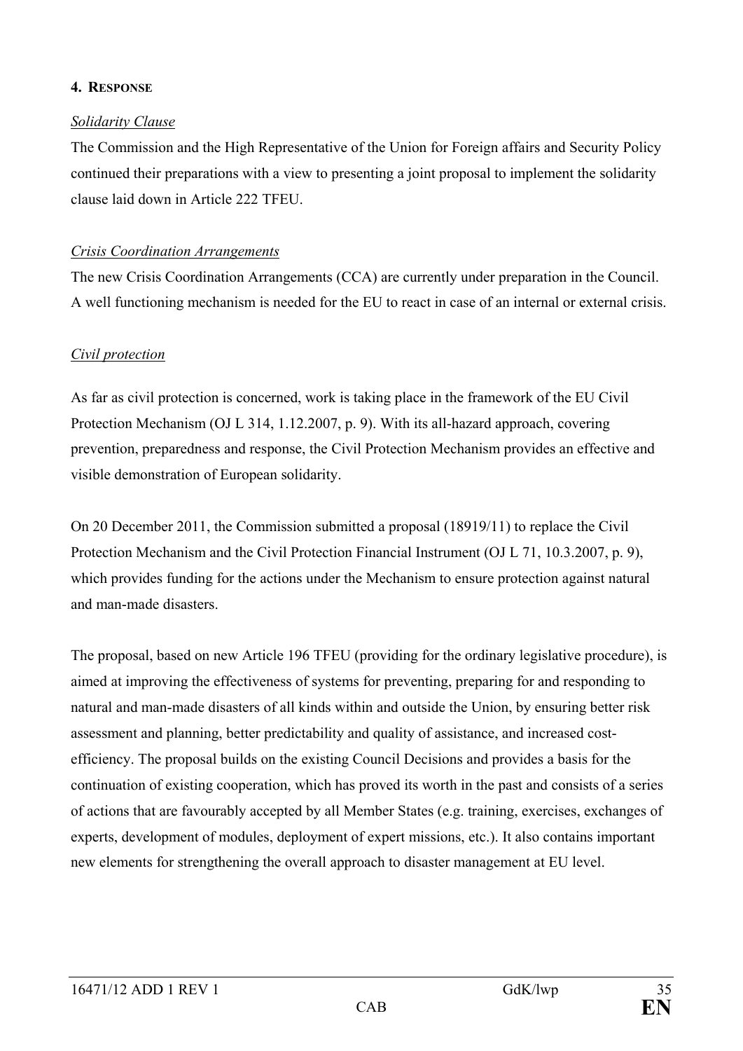## 4. RESPONSE

*Solidarity Clause*

The Commission and the High Representative of the Union for Foreign affairs and Security Policy continued their preparations with a view to presenting a joint proposal to implement the solidarity clause laid down in Article 222 TFEU.

*Crisis Coordination Arrangements*

The new Crisis Coordination Arrangements (CCA) are currently under preparation in the Council. A well functioning mechanism is needed for the EU to react in case of an internal or external crisis.

*Civil protection*

As far as civil protection is concerned, work is taking place in the framework of the EU Civil Protection Mechanism (OJ L 314, 1.12.2007, p. 9). With its all-hazard approach, covering prevention, preparedness and response, the Civil Protection Mechanism provides an effective and visible demonstration of European solidarity.

On 20 December 2011, the Commission submitted a proposal (18919/11) to replace the Civil Protection Mechanism and the Civil Protection Financial Instrument (OJ L 71, 10.3.2007, p. 9), which provides funding for the actions under the Mechanism to ensure protection against natural and man-made disasters.

The proposal, based on new Article 196 TFEU (providing for the ordinary legislative procedure), is aimed at improving the effectiveness of systems for preventing, preparing for and responding to natural and man-made disasters of all kinds within and outside the Union, by ensuring better risk assessment and planning, better predictability and quality of assistance, and increased cost-efficiency. The proposal builds on the existing Council Decisions and provides a basis for the continuation of existing cooperation, which has proved its worth in the past and consists of a series of actions that are favourably accepted by all Member States (e.g. training, exercises, exchanges of experts, development of modules, deployment of expert missions, etc.). It also contains important new elements for strengthening the overall approach to disaster management at EU level.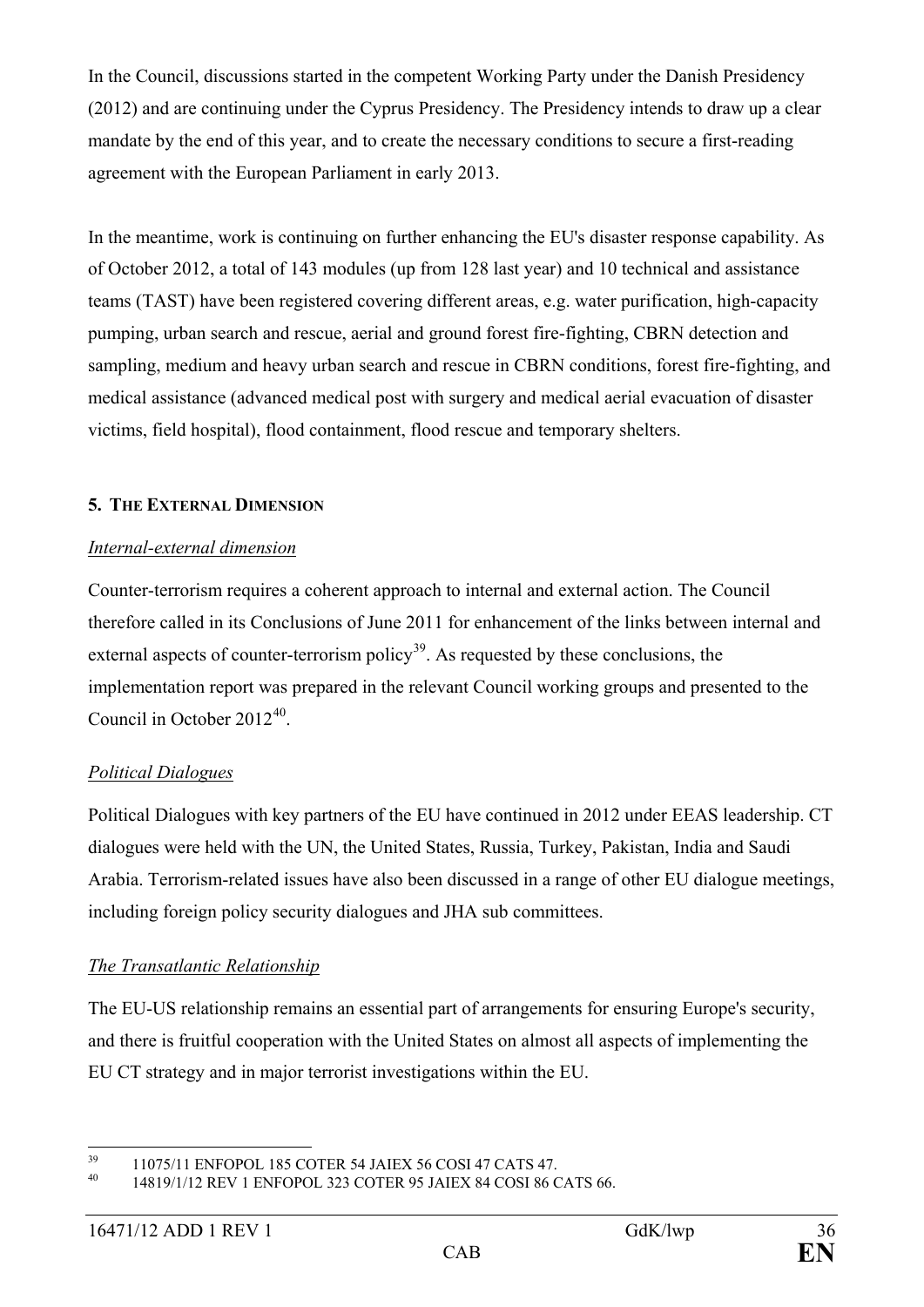In the Council, discussions started in the competent Working Party under the Danish Presidency (2012) and are continuing under the Cyprus Presidency. The Presidency intends to draw up a clear mandate by the end of this year, and to create the necessary conditions to secure a first-reading agreement with the European Parliament in early 2013.

In the meantime, work is continuing on further enhancing the EU's disaster response capability. As of October 2012, a total of 143 modules (up from 128 last year) and 10 technical and assistance teams (TAST) have been registered covering different areas, e.g. water purification, high-capacity pumping, urban search and rescue, aerial and ground forest fire-fighting, CBRN detection and sampling, medium and heavy urban search and rescue in CBRN conditions, forest fire-fighting, and medical assistance (advanced medical post with surgery and medical aerial evacuation of disaster victims, field hospital), flood containment, flood rescue and temporary shelters.

## 5. THE EXTERNAL DIMENSION

*Internal-external dimension*

Counter-terrorism requires a coherent approach to internal and external action. The Council therefore called in its Conclusions of June 2011 for enhancement of the links between internal and external aspects of counter-terrorism policy[39]. As requested by these conclusions, the implementation report was prepared in the relevant Council working groups and presented to the Council in October 2012[40].

*Political Dialogues*

Political Dialogues with key partners of the EU have continued in 2012 under EEAS leadership. CT dialogues were held with the UN, the United States, Russia, Turkey, Pakistan, India and Saudi Arabia. Terrorism-related issues have also been discussed in a range of other EU dialogue meetings, including foreign policy security dialogues and JHA sub committees.

*The Transatlantic Relationship*

The EU-US relationship remains an essential part of arrangements for ensuring Europe's security, and there is fruitful cooperation with the United States on almost all aspects of implementing the EU CT strategy and in major terrorist investigations within the EU.

---

[39] 11075/11 ENFOPOL 185 COTER 54 JAIEX 56 COSI 47 CATS 47.

[40] 14819/1/12 REV 1 ENFOPOL 323 COTER 95 JAIEX 84 COSI 86 CATS 66.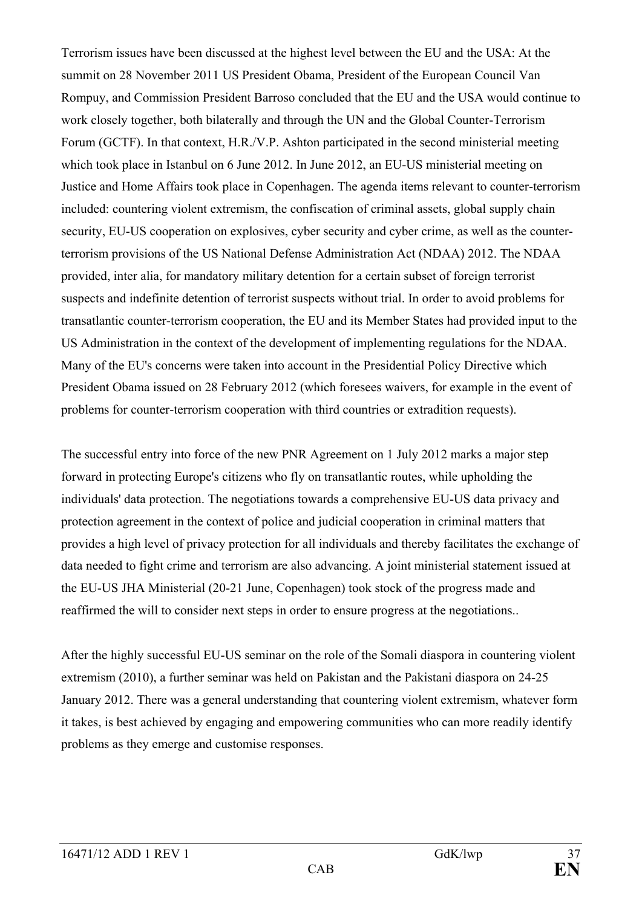Terrorism issues have been discussed at the highest level between the EU and the USA: At the summit on 28 November 2011 US President Obama, President of the European Council Van Rompuy, and Commission President Barroso concluded that the EU and the USA would continue to work closely together, both bilaterally and through the UN and the Global Counter-Terrorism Forum (GCTF). In that context, H.R./V.P. Ashton participated in the second ministerial meeting which took place in Istanbul on 6 June 2012. In June 2012, an EU-US ministerial meeting on Justice and Home Affairs took place in Copenhagen. The agenda items relevant to counter-terrorism included: countering violent extremism, the confiscation of criminal assets, global supply chain security, EU-US cooperation on explosives, cyber security and cyber crime, as well as the counter-terrorism provisions of the US National Defense Administration Act (NDAA) 2012. The NDAA provided, inter alia, for mandatory military detention for a certain subset of foreign terrorist suspects and indefinite detention of terrorist suspects without trial. In order to avoid problems for transatlantic counter-terrorism cooperation, the EU and its Member States had provided input to the US Administration in the context of the development of implementing regulations for the NDAA. Many of the EU's concerns were taken into account in the Presidential Policy Directive which President Obama issued on 28 February 2012 (which foresees waivers, for example in the event of problems for counter-terrorism cooperation with third countries or extradition requests).

The successful entry into force of the new PNR Agreement on 1 July 2012 marks a major step forward in protecting Europe's citizens who fly on transatlantic routes, while upholding the individuals' data protection. The negotiations towards a comprehensive EU-US data privacy and protection agreement in the context of police and judicial cooperation in criminal matters that provides a high level of privacy protection for all individuals and thereby facilitates the exchange of data needed to fight crime and terrorism are also advancing. A joint ministerial statement issued at the EU-US JHA Ministerial (20-21 June, Copenhagen) took stock of the progress made and reaffirmed the will to consider next steps in order to ensure progress at the negotiations..

After the highly successful EU-US seminar on the role of the Somali diaspora in countering violent extremism (2010), a further seminar was held on Pakistan and the Pakistani diaspora on 24-25 January 2012. There was a general understanding that countering violent extremism, whatever form it takes, is best achieved by engaging and empowering communities who can more readily identify problems as they emerge and customise responses.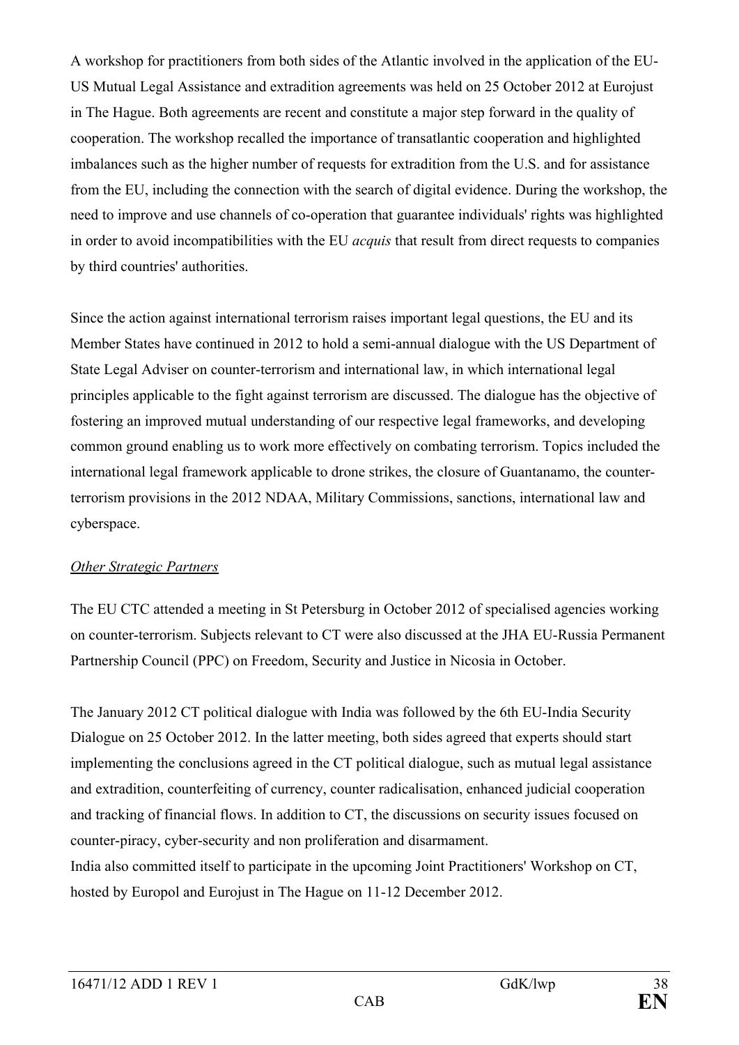A workshop for practitioners from both sides of the Atlantic involved in the application of the EU-US Mutual Legal Assistance and extradition agreements was held on 25 October 2012 at Eurojust in The Hague. Both agreements are recent and constitute a major step forward in the quality of cooperation. The workshop recalled the importance of transatlantic cooperation and highlighted imbalances such as the higher number of requests for extradition from the U.S. and for assistance from the EU, including the connection with the search of digital evidence. During the workshop, the need to improve and use channels of co-operation that guarantee individuals' rights was highlighted in order to avoid incompatibilities with the EU *acquis* that result from direct requests to companies by third countries' authorities.

Since the action against international terrorism raises important legal questions, the EU and its Member States have continued in 2012 to hold a semi-annual dialogue with the US Department of State Legal Adviser on counter-terrorism and international law, in which international legal principles applicable to the fight against terrorism are discussed. The dialogue has the objective of fostering an improved mutual understanding of our respective legal frameworks, and developing common ground enabling us to work more effectively on combating terrorism. Topics included the international legal framework applicable to drone strikes, the closure of Guantanamo, the counter-terrorism provisions in the 2012 NDAA, Military Commissions, sanctions, international law and cyberspace.

*Other Strategic Partners*

The EU CTC attended a meeting in St Petersburg in October 2012 of specialised agencies working on counter-terrorism. Subjects relevant to CT were also discussed at the JHA EU-Russia Permanent Partnership Council (PPC) on Freedom, Security and Justice in Nicosia in October.

The January 2012 CT political dialogue with India was followed by the 6th EU-India Security Dialogue on 25 October 2012. In the latter meeting, both sides agreed that experts should start implementing the conclusions agreed in the CT political dialogue, such as mutual legal assistance and extradition, counterfeiting of currency, counter radicalisation, enhanced judicial cooperation and tracking of financial flows. In addition to CT, the discussions on security issues focused on counter-piracy, cyber-security and non proliferation and disarmament.

India also committed itself to participate in the upcoming Joint Practitioners' Workshop on CT, hosted by Europol and Eurojust in The Hague on 11-12 December 2012.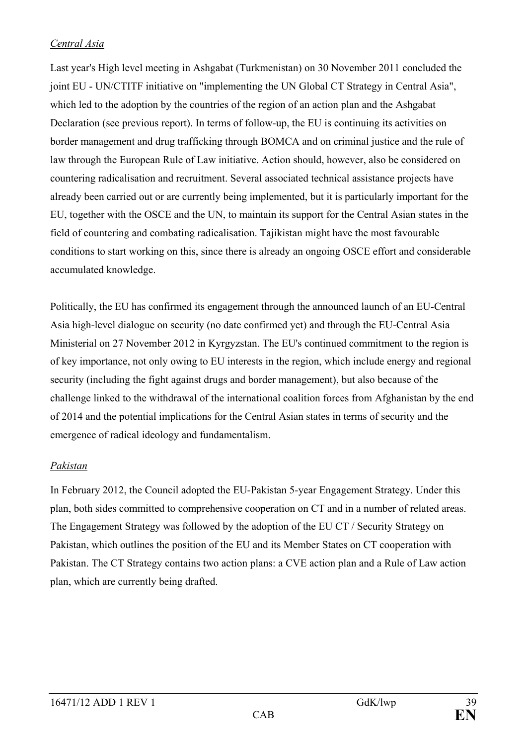*Central Asia*

Last year's High level meeting in Ashgabat (Turkmenistan) on 30 November 2011 concluded the joint EU - UN/CTITF initiative on "implementing the UN Global CT Strategy in Central Asia", which led to the adoption by the countries of the region of an action plan and the Ashgabat Declaration (see previous report). In terms of follow-up, the EU is continuing its activities on border management and drug trafficking through BOMCA and on criminal justice and the rule of law through the European Rule of Law initiative. Action should, however, also be considered on countering radicalisation and recruitment. Several associated technical assistance projects have already been carried out or are currently being implemented, but it is particularly important for the EU, together with the OSCE and the UN, to maintain its support for the Central Asian states in the field of countering and combating radicalisation. Tajikistan might have the most favourable conditions to start working on this, since there is already an ongoing OSCE effort and considerable accumulated knowledge.

Politically, the EU has confirmed its engagement through the announced launch of an EU-Central Asia high-level dialogue on security (no date confirmed yet) and through the EU-Central Asia Ministerial on 27 November 2012 in Kyrgyzstan. The EU's continued commitment to the region is of key importance, not only owing to EU interests in the region, which include energy and regional security (including the fight against drugs and border management), but also because of the challenge linked to the withdrawal of the international coalition forces from Afghanistan by the end of 2014 and the potential implications for the Central Asian states in terms of security and the emergence of radical ideology and fundamentalism.

*Pakistan*

In February 2012, the Council adopted the EU-Pakistan 5-year Engagement Strategy. Under this plan, both sides committed to comprehensive cooperation on CT and in a number of related areas. The Engagement Strategy was followed by the adoption of the EU CT / Security Strategy on Pakistan, which outlines the position of the EU and its Member States on CT cooperation with Pakistan. The CT Strategy contains two action plans: a CVE action plan and a Rule of Law action plan, which are currently being drafted.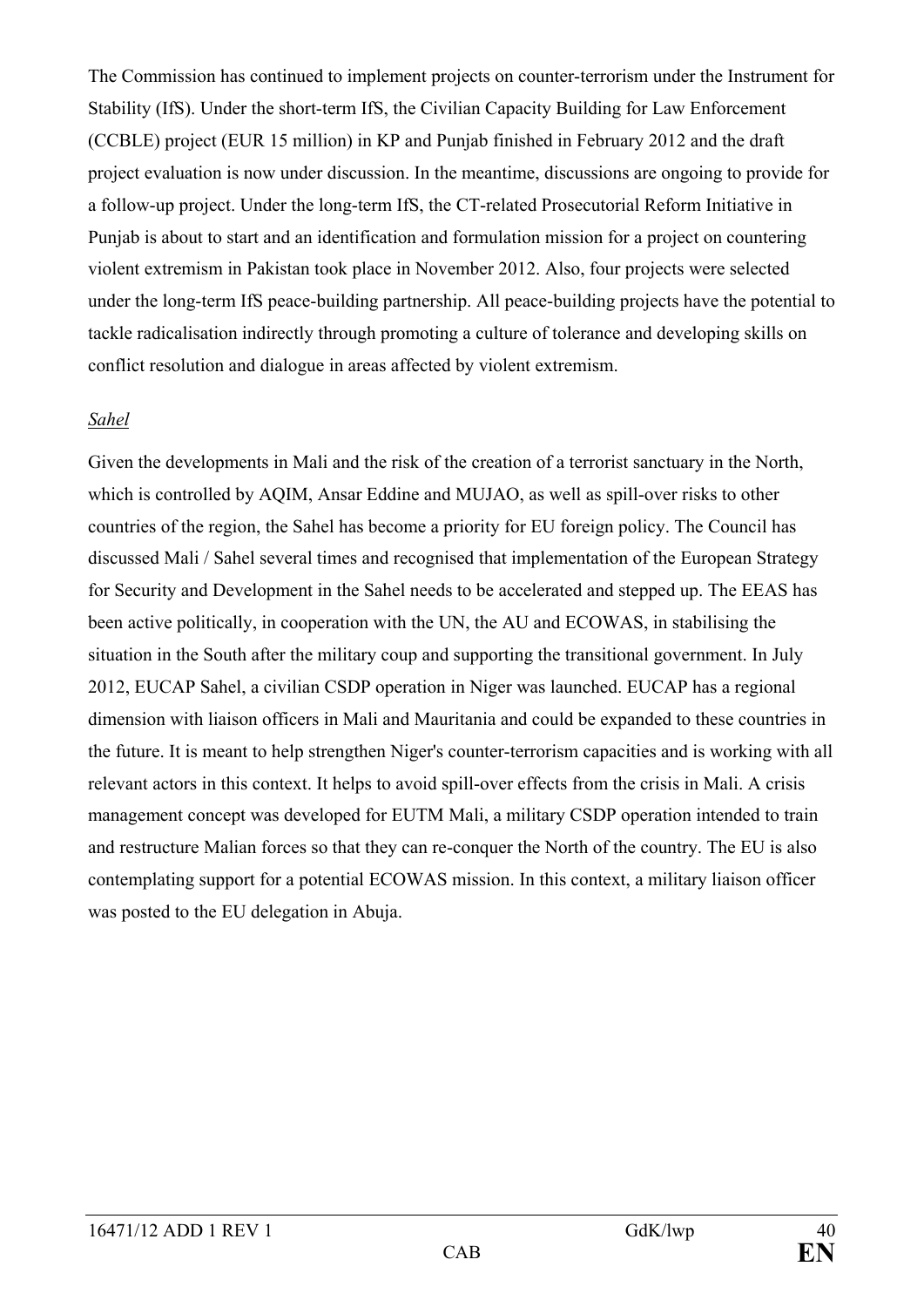The Commission has continued to implement projects on counter-terrorism under the Instrument for Stability (IfS). Under the short-term IfS, the Civilian Capacity Building for Law Enforcement (CCBLE) project (EUR 15 million) in KP and Punjab finished in February 2012 and the draft project evaluation is now under discussion. In the meantime, discussions are ongoing to provide for a follow-up project. Under the long-term IfS, the CT-related Prosecutorial Reform Initiative in Punjab is about to start and an identification and formulation mission for a project on countering violent extremism in Pakistan took place in November 2012. Also, four projects were selected under the long-term IfS peace-building partnership. All peace-building projects have the potential to tackle radicalisation indirectly through promoting a culture of tolerance and developing skills on conflict resolution and dialogue in areas affected by violent extremism.

*Sahel*

Given the developments in Mali and the risk of the creation of a terrorist sanctuary in the North, which is controlled by AQIM, Ansar Eddine and MUJAO, as well as spill-over risks to other countries of the region, the Sahel has become a priority for EU foreign policy. The Council has discussed Mali / Sahel several times and recognised that implementation of the European Strategy for Security and Development in the Sahel needs to be accelerated and stepped up. The EEAS has been active politically, in cooperation with the UN, the AU and ECOWAS, in stabilising the situation in the South after the military coup and supporting the transitional government. In July 2012, EUCAP Sahel, a civilian CSDP operation in Niger was launched. EUCAP has a regional dimension with liaison officers in Mali and Mauritania and could be expanded to these countries in the future. It is meant to help strengthen Niger's counter-terrorism capacities and is working with all relevant actors in this context. It helps to avoid spill-over effects from the crisis in Mali. A crisis management concept was developed for EUTM Mali, a military CSDP operation intended to train and restructure Malian forces so that they can re-conquer the North of the country. The EU is also contemplating support for a potential ECOWAS mission. In this context, a military liaison officer was posted to the EU delegation in Abuja.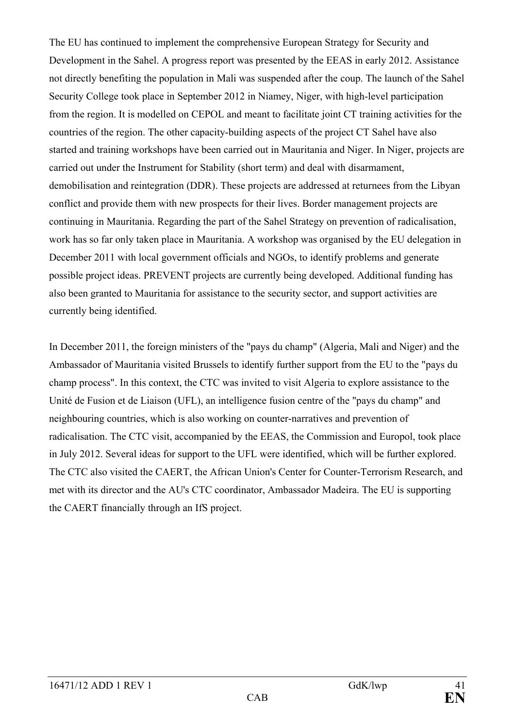The EU has continued to implement the comprehensive European Strategy for Security and Development in the Sahel. A progress report was presented by the EEAS in early 2012. Assistance not directly benefiting the population in Mali was suspended after the coup. The launch of the Sahel Security College took place in September 2012 in Niamey, Niger, with high-level participation from the region. It is modelled on CEPOL and meant to facilitate joint CT training activities for the countries of the region. The other capacity-building aspects of the project CT Sahel have also started and training workshops have been carried out in Mauritania and Niger. In Niger, projects are carried out under the Instrument for Stability (short term) and deal with disarmament, demobilisation and reintegration (DDR). These projects are addressed at returnees from the Libyan conflict and provide them with new prospects for their lives. Border management projects are continuing in Mauritania. Regarding the part of the Sahel Strategy on prevention of radicalisation, work has so far only taken place in Mauritania. A workshop was organised by the EU delegation in December 2011 with local government officials and NGOs, to identify problems and generate possible project ideas. PREVENT projects are currently being developed. Additional funding has also been granted to Mauritania for assistance to the security sector, and support activities are currently being identified.

In December 2011, the foreign ministers of the "pays du champ" (Algeria, Mali and Niger) and the Ambassador of Mauritania visited Brussels to identify further support from the EU to the "pays du champ process". In this context, the CTC was invited to visit Algeria to explore assistance to the Unité de Fusion et de Liaison (UFL), an intelligence fusion centre of the "pays du champ" and neighbouring countries, which is also working on counter-narratives and prevention of radicalisation. The CTC visit, accompanied by the EEAS, the Commission and Europol, took place in July 2012. Several ideas for support to the UFL were identified, which will be further explored. The CTC also visited the CAERT, the African Union's Center for Counter-Terrorism Research, and met with its director and the AU's CTC coordinator, Ambassador Madeira. The EU is supporting the CAERT financially through an IfS project.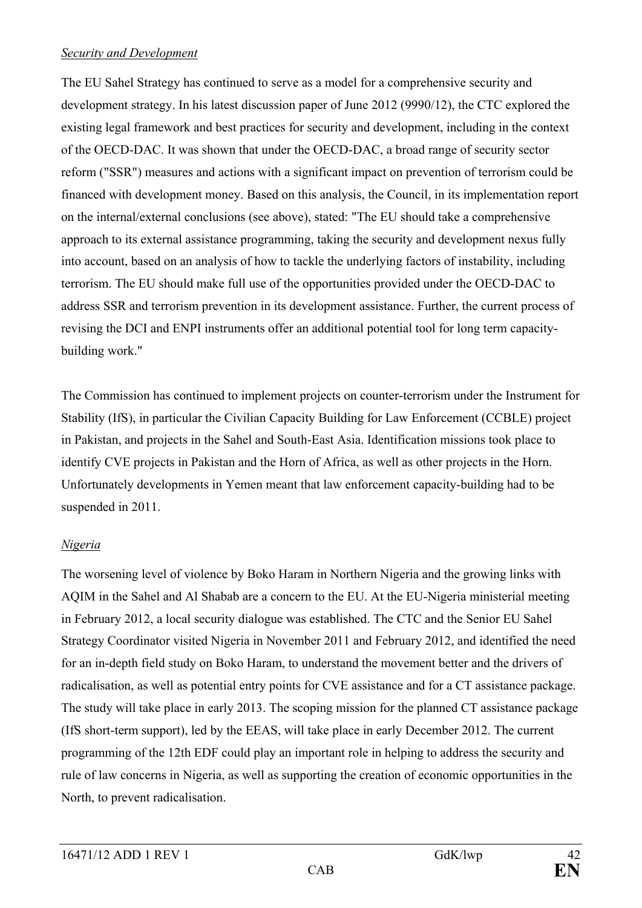*Security and Development*

The EU Sahel Strategy has continued to serve as a model for a comprehensive security and development strategy. In his latest discussion paper of June 2012 (9990/12), the CTC explored the existing legal framework and best practices for security and development, including in the context of the OECD-DAC. It was shown that under the OECD-DAC, a broad range of security sector reform ("SSR") measures and actions with a significant impact on prevention of terrorism could be financed with development money. Based on this analysis, the Council, in its implementation report on the internal/external conclusions (see above), stated: "The EU should take a comprehensive approach to its external assistance programming, taking the security and development nexus fully into account, based on an analysis of how to tackle the underlying factors of instability, including terrorism. The EU should make full use of the opportunities provided under the OECD-DAC to address SSR and terrorism prevention in its development assistance. Further, the current process of revising the DCI and ENPI instruments offer an additional potential tool for long term capacity-building work."

The Commission has continued to implement projects on counter-terrorism under the Instrument for Stability (IfS), in particular the Civilian Capacity Building for Law Enforcement (CCBLE) project in Pakistan, and projects in the Sahel and South-East Asia. Identification missions took place to identify CVE projects in Pakistan and the Horn of Africa, as well as other projects in the Horn. Unfortunately developments in Yemen meant that law enforcement capacity-building had to be suspended in 2011.

*Nigeria*

The worsening level of violence by Boko Haram in Northern Nigeria and the growing links with AQIM in the Sahel and Al Shabab are a concern to the EU. At the EU-Nigeria ministerial meeting in February 2012, a local security dialogue was established. The CTC and the Senior EU Sahel Strategy Coordinator visited Nigeria in November 2011 and February 2012, and identified the need for an in-depth field study on Boko Haram, to understand the movement better and the drivers of radicalisation, as well as potential entry points for CVE assistance and for a CT assistance package. The study will take place in early 2013. The scoping mission for the planned CT assistance package (IfS short-term support), led by the EEAS, will take place in early December 2012. The current programming of the 12th EDF could play an important role in helping to address the security and rule of law concerns in Nigeria, as well as supporting the creation of economic opportunities in the North, to prevent radicalisation.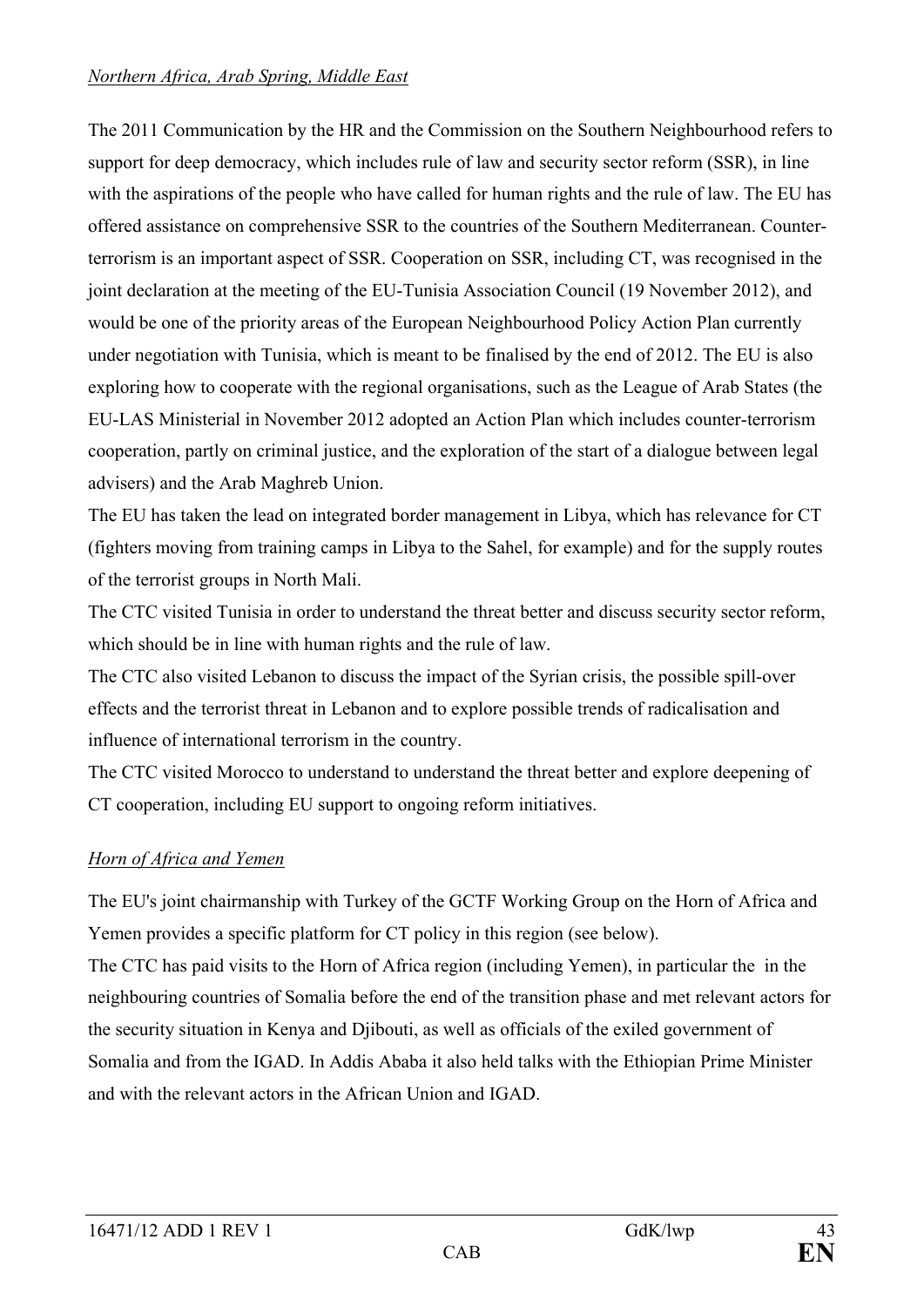*Northern Africa, Arab Spring, Middle East*

The 2011 Communication by the HR and the Commission on the Southern Neighbourhood refers to support for deep democracy, which includes rule of law and security sector reform (SSR), in line with the aspirations of the people who have called for human rights and the rule of law. The EU has offered assistance on comprehensive SSR to the countries of the Southern Mediterranean. Counter-terrorism is an important aspect of SSR. Cooperation on SSR, including CT, was recognised in the joint declaration at the meeting of the EU-Tunisia Association Council (19 November 2012), and would be one of the priority areas of the European Neighbourhood Policy Action Plan currently under negotiation with Tunisia, which is meant to be finalised by the end of 2012. The EU is also exploring how to cooperate with the regional organisations, such as the League of Arab States (the EU-LAS Ministerial in November 2012 adopted an Action Plan which includes counter-terrorism cooperation, partly on criminal justice, and the exploration of the start of a dialogue between legal advisers) and the Arab Maghreb Union.

The EU has taken the lead on integrated border management in Libya, which has relevance for CT (fighters moving from training camps in Libya to the Sahel, for example) and for the supply routes of the terrorist groups in North Mali.

The CTC visited Tunisia in order to understand the threat better and discuss security sector reform, which should be in line with human rights and the rule of law.

The CTC also visited Lebanon to discuss the impact of the Syrian crisis, the possible spill-over effects and the terrorist threat in Lebanon and to explore possible trends of radicalisation and influence of international terrorism in the country.

The CTC visited Morocco to understand to understand the threat better and explore deepening of CT cooperation, including EU support to ongoing reform initiatives.

*Horn of Africa and Yemen*

The EU's joint chairmanship with Turkey of the GCTF Working Group on the Horn of Africa and Yemen provides a specific platform for CT policy in this region (see below).

The CTC has paid visits to the Horn of Africa region (including Yemen), in particular the  in the neighbouring countries of Somalia before the end of the transition phase and met relevant actors for the security situation in Kenya and Djibouti, as well as officials of the exiled government of Somalia and from the IGAD. In Addis Ababa it also held talks with the Ethiopian Prime Minister and with the relevant actors in the African Union and IGAD.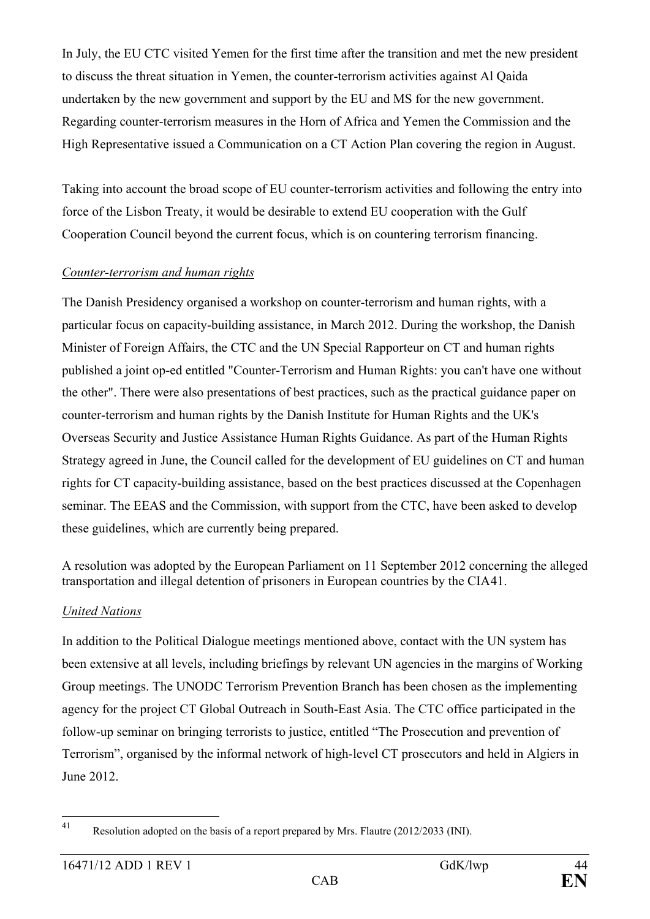In July, the EU CTC visited Yemen for the first time after the transition and met the new president to discuss the threat situation in Yemen, the counter-terrorism activities against Al Qaida undertaken by the new government and support by the EU and MS for the new government. Regarding counter-terrorism measures in the Horn of Africa and Yemen the Commission and the High Representative issued a Communication on a CT Action Plan covering the region in August.

Taking into account the broad scope of EU counter-terrorism activities and following the entry into force of the Lisbon Treaty, it would be desirable to extend EU cooperation with the Gulf Cooperation Council beyond the current focus, which is on countering terrorism financing.

*Counter-terrorism and human rights*

The Danish Presidency organised a workshop on counter-terrorism and human rights, with a particular focus on capacity-building assistance, in March 2012. During the workshop, the Danish Minister of Foreign Affairs, the CTC and the UN Special Rapporteur on CT and human rights published a joint op-ed entitled "Counter-Terrorism and Human Rights: you can't have one without the other". There were also presentations of best practices, such as the practical guidance paper on counter-terrorism and human rights by the Danish Institute for Human Rights and the UK's Overseas Security and Justice Assistance Human Rights Guidance. As part of the Human Rights Strategy agreed in June, the Council called for the development of EU guidelines on CT and human rights for CT capacity-building assistance, based on the best practices discussed at the Copenhagen seminar. The EEAS and the Commission, with support from the CTC, have been asked to develop these guidelines, which are currently being prepared.

A resolution was adopted by the European Parliament on 11 September 2012 concerning the alleged transportation and illegal detention of prisoners in European countries by the CIA[41].

*United Nations*

In addition to the Political Dialogue meetings mentioned above, contact with the UN system has been extensive at all levels, including briefings by relevant UN agencies in the margins of Working Group meetings. The UNODC Terrorism Prevention Branch has been chosen as the implementing agency for the project CT Global Outreach in South-East Asia. The CTC office participated in the follow-up seminar on bringing terrorists to justice, entitled "The Prosecution and prevention of Terrorism", organised by the informal network of high-level CT prosecutors and held in Algiers in June 2012.

[41] Resolution adopted on the basis of a report prepared by Mrs. Flautre (2012/2033 (INI).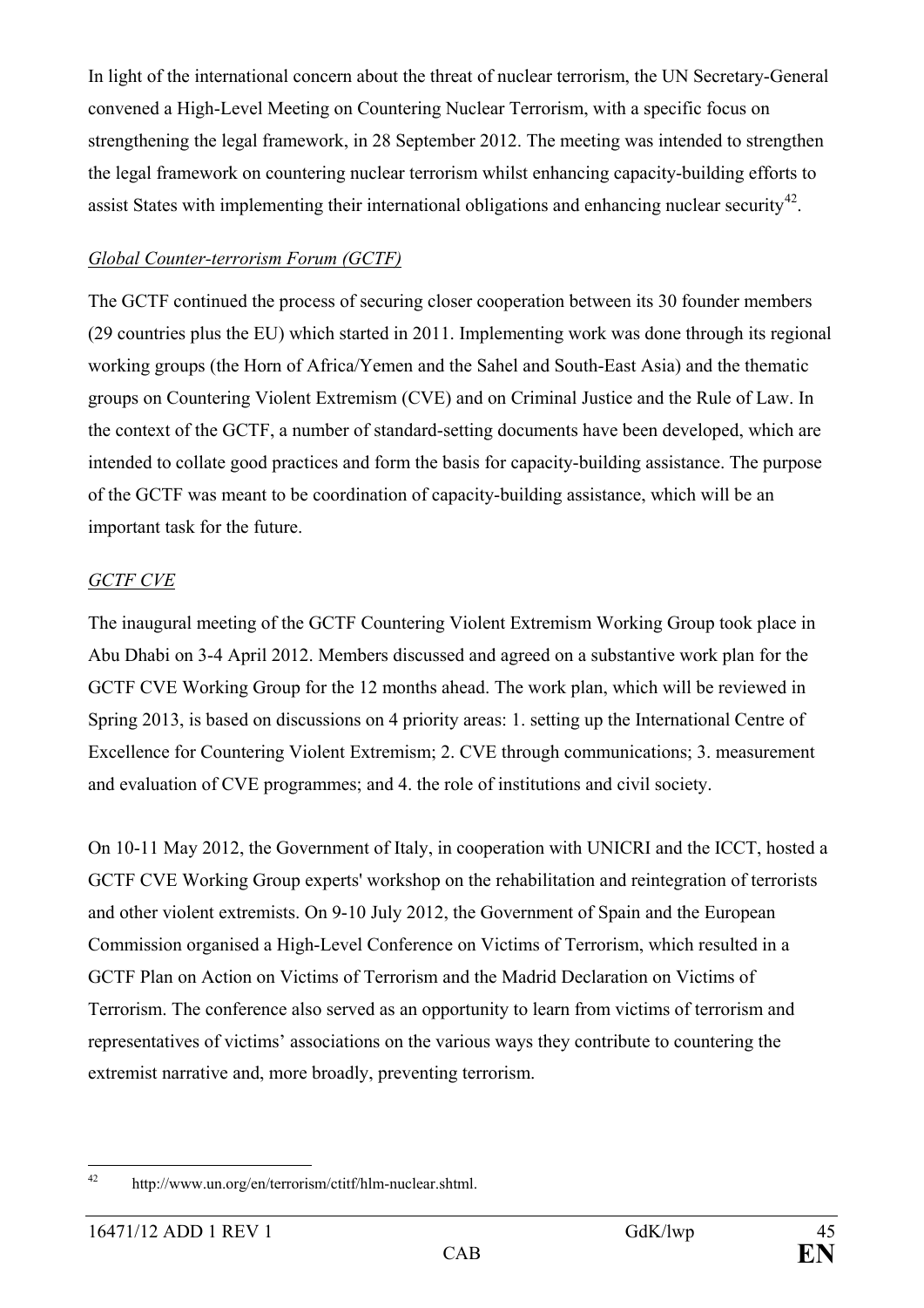In light of the international concern about the threat of nuclear terrorism, the UN Secretary-General convened a High-Level Meeting on Countering Nuclear Terrorism, with a specific focus on strengthening the legal framework, in 28 September 2012. The meeting was intended to strengthen the legal framework on countering nuclear terrorism whilst enhancing capacity-building efforts to assist States with implementing their international obligations and enhancing nuclear security[42].

*Global Counter-terrorism Forum (GCTF)*

The GCTF continued the process of securing closer cooperation between its 30 founder members (29 countries plus the EU) which started in 2011. Implementing work was done through its regional working groups (the Horn of Africa/Yemen and the Sahel and South-East Asia) and the thematic groups on Countering Violent Extremism (CVE) and on Criminal Justice and the Rule of Law. In the context of the GCTF, a number of standard-setting documents have been developed, which are intended to collate good practices and form the basis for capacity-building assistance. The purpose of the GCTF was meant to be coordination of capacity-building assistance, which will be an important task for the future.

*GCTF CVE*

The inaugural meeting of the GCTF Countering Violent Extremism Working Group took place in Abu Dhabi on 3-4 April 2012. Members discussed and agreed on a substantive work plan for the GCTF CVE Working Group for the 12 months ahead. The work plan, which will be reviewed in Spring 2013, is based on discussions on 4 priority areas: 1. setting up the International Centre of Excellence for Countering Violent Extremism; 2. CVE through communications; 3. measurement and evaluation of CVE programmes; and 4. the role of institutions and civil society.

On 10-11 May 2012, the Government of Italy, in cooperation with UNICRI and the ICCT, hosted a GCTF CVE Working Group experts' workshop on the rehabilitation and reintegration of terrorists and other violent extremists. On 9-10 July 2012, the Government of Spain and the European Commission organised a High-Level Conference on Victims of Terrorism, which resulted in a GCTF Plan on Action on Victims of Terrorism and the Madrid Declaration on Victims of Terrorism. The conference also served as an opportunity to learn from victims of terrorism and representatives of victims' associations on the various ways they contribute to countering the extremist narrative and, more broadly, preventing terrorism.

[42] http://www.un.org/en/terrorism/ctitf/hlm-nuclear.shtml.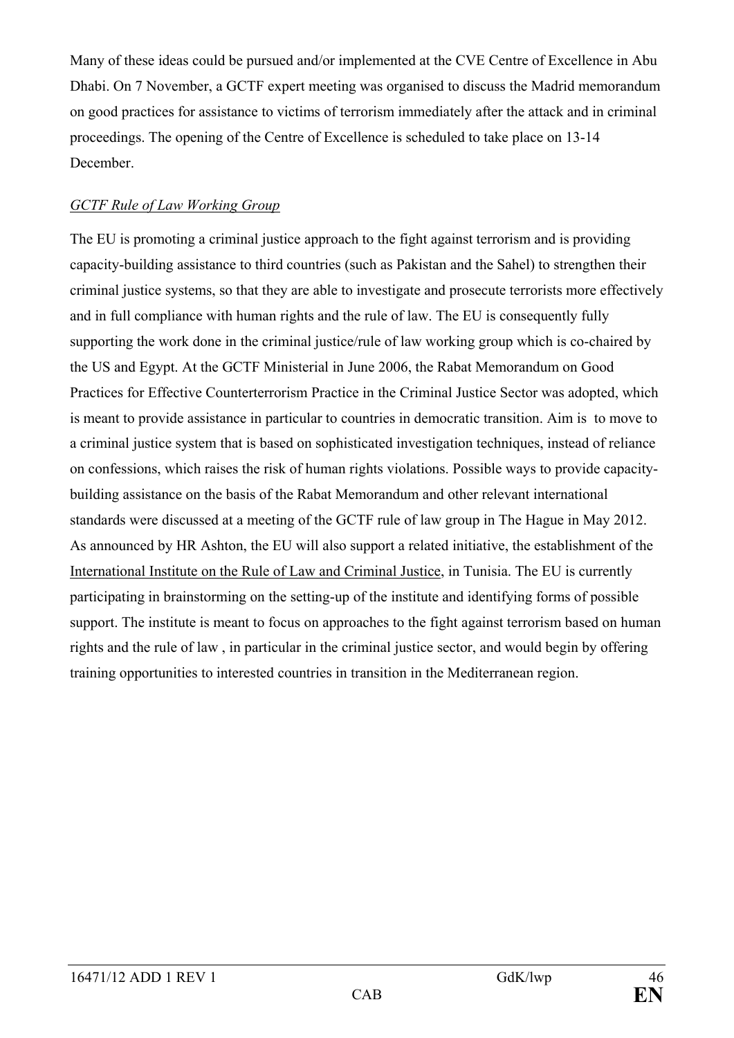Many of these ideas could be pursued and/or implemented at the CVE Centre of Excellence in Abu Dhabi. On 7 November, a GCTF expert meeting was organised to discuss the Madrid memorandum on good practices for assistance to victims of terrorism immediately after the attack and in criminal proceedings. The opening of the Centre of Excellence is scheduled to take place on 13-14 December.

*GCTF Rule of Law Working Group*

The EU is promoting a criminal justice approach to the fight against terrorism and is providing capacity-building assistance to third countries (such as Pakistan and the Sahel) to strengthen their criminal justice systems, so that they are able to investigate and prosecute terrorists more effectively and in full compliance with human rights and the rule of law. The EU is consequently fully supporting the work done in the criminal justice/rule of law working group which is co-chaired by the US and Egypt. At the GCTF Ministerial in June 2006, the Rabat Memorandum on Good Practices for Effective Counterterrorism Practice in the Criminal Justice Sector was adopted, which is meant to provide assistance in particular to countries in democratic transition. Aim is to move to a criminal justice system that is based on sophisticated investigation techniques, instead of reliance on confessions, which raises the risk of human rights violations. Possible ways to provide capacity-building assistance on the basis of the Rabat Memorandum and other relevant international standards were discussed at a meeting of the GCTF rule of law group in The Hague in May 2012. As announced by HR Ashton, the EU will also support a related initiative, the establishment of the International Institute on the Rule of Law and Criminal Justice, in Tunisia. The EU is currently participating in brainstorming on the setting-up of the institute and identifying forms of possible support. The institute is meant to focus on approaches to the fight against terrorism based on human rights and the rule of law , in particular in the criminal justice sector, and would begin by offering training opportunities to interested countries in transition in the Mediterranean region.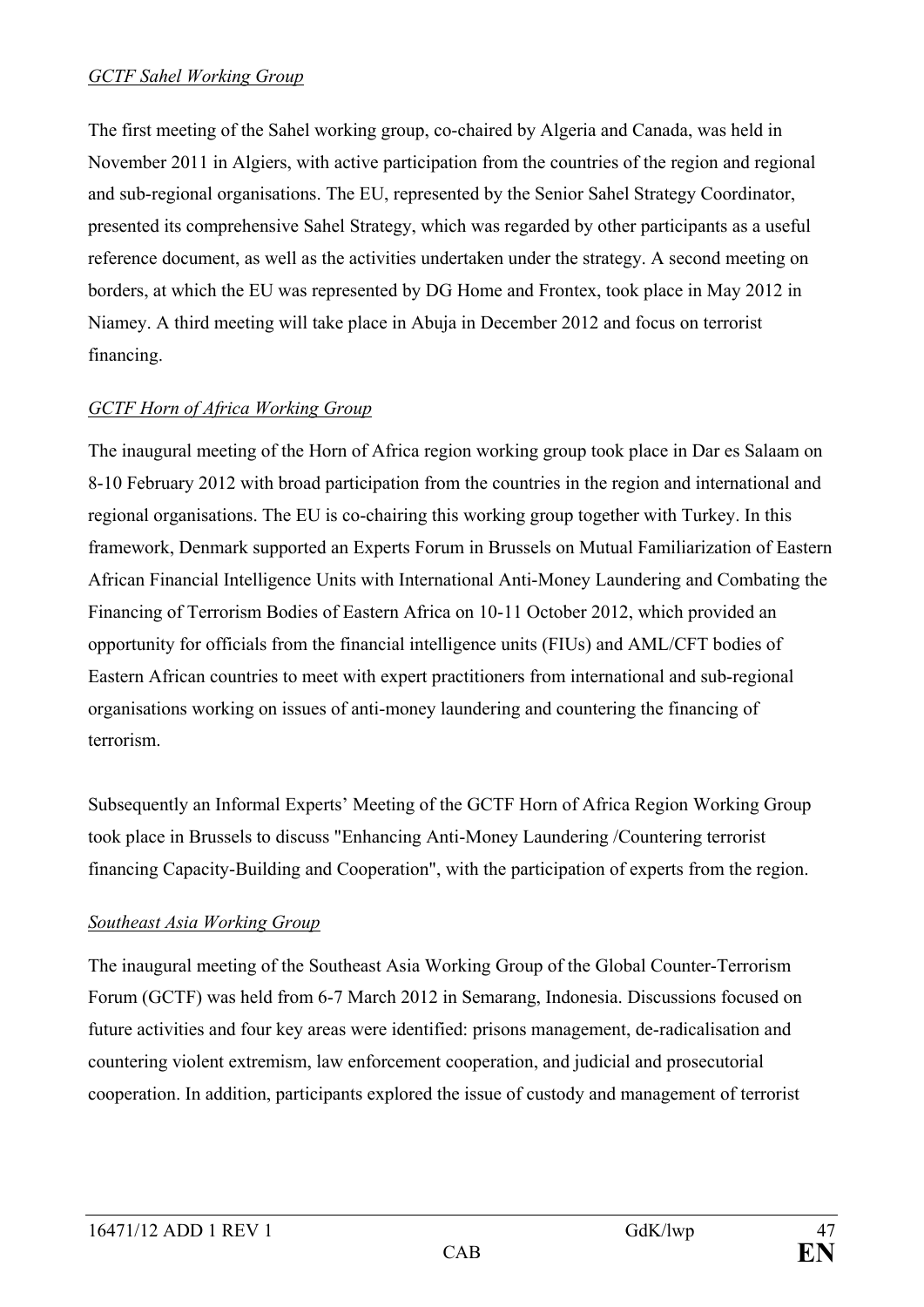*GCTF Sahel Working Group*

The first meeting of the Sahel working group, co-chaired by Algeria and Canada, was held in November 2011 in Algiers, with active participation from the countries of the region and regional and sub-regional organisations. The EU, represented by the Senior Sahel Strategy Coordinator, presented its comprehensive Sahel Strategy, which was regarded by other participants as a useful reference document, as well as the activities undertaken under the strategy. A second meeting on borders, at which the EU was represented by DG Home and Frontex, took place in May 2012 in Niamey. A third meeting will take place in Abuja in December 2012 and focus on terrorist financing.

*GCTF Horn of Africa Working Group*

The inaugural meeting of the Horn of Africa region working group took place in Dar es Salaam on 8-10 February 2012 with broad participation from the countries in the region and international and regional organisations. The EU is co-chairing this working group together with Turkey. In this framework, Denmark supported an Experts Forum in Brussels on Mutual Familiarization of Eastern African Financial Intelligence Units with International Anti-Money Laundering and Combating the Financing of Terrorism Bodies of Eastern Africa on 10-11 October 2012, which provided an opportunity for officials from the financial intelligence units (FIUs) and AML/CFT bodies of Eastern African countries to meet with expert practitioners from international and sub-regional organisations working on issues of anti-money laundering and countering the financing of terrorism.

Subsequently an Informal Experts' Meeting of the GCTF Horn of Africa Region Working Group took place in Brussels to discuss "Enhancing Anti-Money Laundering /Countering terrorist financing Capacity-Building and Cooperation", with the participation of experts from the region.

*Southeast Asia Working Group*

The inaugural meeting of the Southeast Asia Working Group of the Global Counter-Terrorism Forum (GCTF) was held from 6-7 March 2012 in Semarang, Indonesia. Discussions focused on future activities and four key areas were identified: prisons management, de-radicalisation and countering violent extremism, law enforcement cooperation, and judicial and prosecutorial cooperation. In addition, participants explored the issue of custody and management of terrorist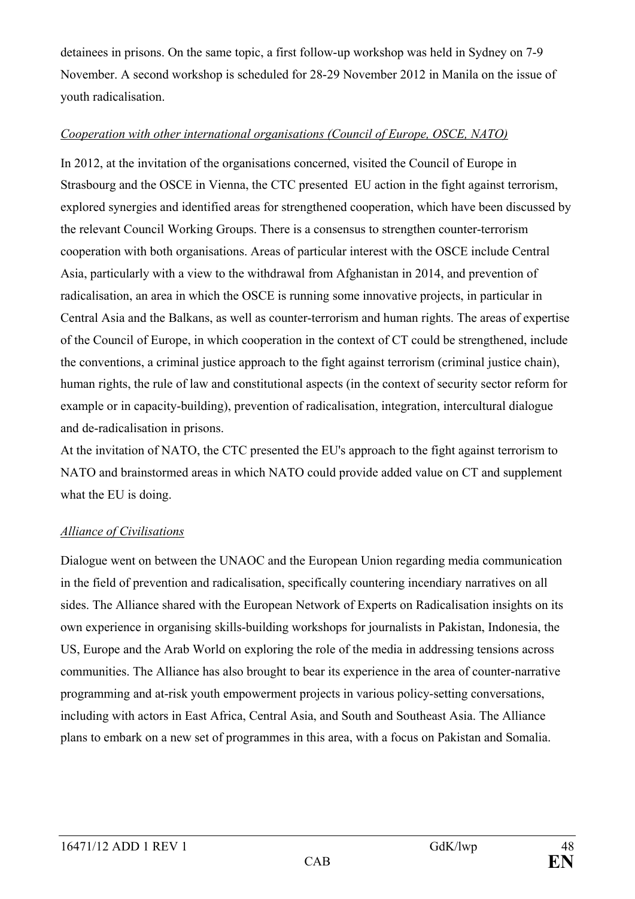detainees in prisons. On the same topic, a first follow-up workshop was held in Sydney on 7-9 November. A second workshop is scheduled for 28-29 November 2012 in Manila on the issue of youth radicalisation.

*Cooperation with other international organisations (Council of Europe, OSCE, NATO)*

In 2012, at the invitation of the organisations concerned, visited the Council of Europe in Strasbourg and the OSCE in Vienna, the CTC presented EU action in the fight against terrorism, explored synergies and identified areas for strengthened cooperation, which have been discussed by the relevant Council Working Groups. There is a consensus to strengthen counter-terrorism cooperation with both organisations. Areas of particular interest with the OSCE include Central Asia, particularly with a view to the withdrawal from Afghanistan in 2014, and prevention of radicalisation, an area in which the OSCE is running some innovative projects, in particular in Central Asia and the Balkans, as well as counter-terrorism and human rights. The areas of expertise of the Council of Europe, in which cooperation in the context of CT could be strengthened, include the conventions, a criminal justice approach to the fight against terrorism (criminal justice chain), human rights, the rule of law and constitutional aspects (in the context of security sector reform for example or in capacity-building), prevention of radicalisation, integration, intercultural dialogue and de-radicalisation in prisons.

At the invitation of NATO, the CTC presented the EU's approach to the fight against terrorism to NATO and brainstormed areas in which NATO could provide added value on CT and supplement what the EU is doing.

*Alliance of Civilisations*

Dialogue went on between the UNAOC and the European Union regarding media communication in the field of prevention and radicalisation, specifically countering incendiary narratives on all sides. The Alliance shared with the European Network of Experts on Radicalisation insights on its own experience in organising skills-building workshops for journalists in Pakistan, Indonesia, the US, Europe and the Arab World on exploring the role of the media in addressing tensions across communities. The Alliance has also brought to bear its experience in the area of counter-narrative programming and at-risk youth empowerment projects in various policy-setting conversations, including with actors in East Africa, Central Asia, and South and Southeast Asia. The Alliance plans to embark on a new set of programmes in this area, with a focus on Pakistan and Somalia.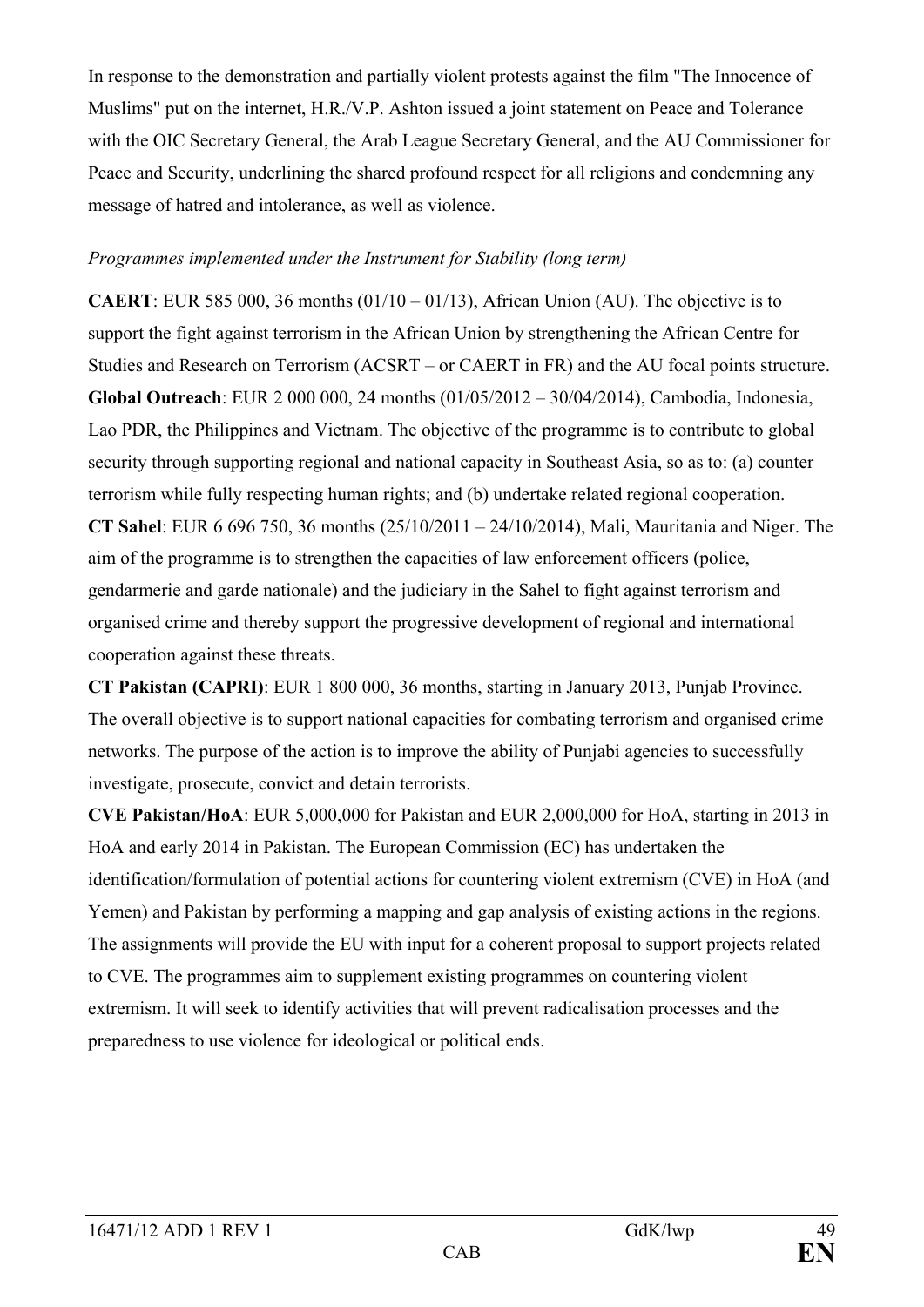In response to the demonstration and partially violent protests against the film "The Innocence of Muslims" put on the internet, H.R./V.P. Ashton issued a joint statement on Peace and Tolerance with the OIC Secretary General, the Arab League Secretary General, and the AU Commissioner for Peace and Security, underlining the shared profound respect for all religions and condemning any message of hatred and intolerance, as well as violence.

*Programmes implemented under the Instrument for Stability (long term)*

**CAERT**: EUR 585 000, 36 months (01/10 – 01/13), African Union (AU). The objective is to support the fight against terrorism in the African Union by strengthening the African Centre for Studies and Research on Terrorism (ACSRT – or CAERT in FR) and the AU focal points structure.
**Global Outreach**: EUR 2 000 000, 24 months (01/05/2012 – 30/04/2014), Cambodia, Indonesia, Lao PDR, the Philippines and Vietnam. The objective of the programme is to contribute to global security through supporting regional and national capacity in Southeast Asia, so as to: (a) counter terrorism while fully respecting human rights; and (b) undertake related regional cooperation.
**CT Sahel**: EUR 6 696 750, 36 months (25/10/2011 – 24/10/2014), Mali, Mauritania and Niger. The aim of the programme is to strengthen the capacities of law enforcement officers (police, gendarmerie and garde nationale) and the judiciary in the Sahel to fight against terrorism and organised crime and thereby support the progressive development of regional and international cooperation against these threats.
**CT Pakistan (CAPRI)**: EUR 1 800 000, 36 months, starting in January 2013, Punjab Province. The overall objective is to support national capacities for combating terrorism and organised crime networks. The purpose of the action is to improve the ability of Punjabi agencies to successfully investigate, prosecute, convict and detain terrorists.
**CVE Pakistan/HoA**: EUR 5,000,000 for Pakistan and EUR 2,000,000 for HoA, starting in 2013 in HoA and early 2014 in Pakistan. The European Commission (EC) has undertaken the identification/formulation of potential actions for countering violent extremism (CVE) in HoA (and Yemen) and Pakistan by performing a mapping and gap analysis of existing actions in the regions. The assignments will provide the EU with input for a coherent proposal to support projects related to CVE. The programmes aim to supplement existing programmes on countering violent extremism. It will seek to identify activities that will prevent radicalisation processes and the preparedness to use violence for ideological or political ends.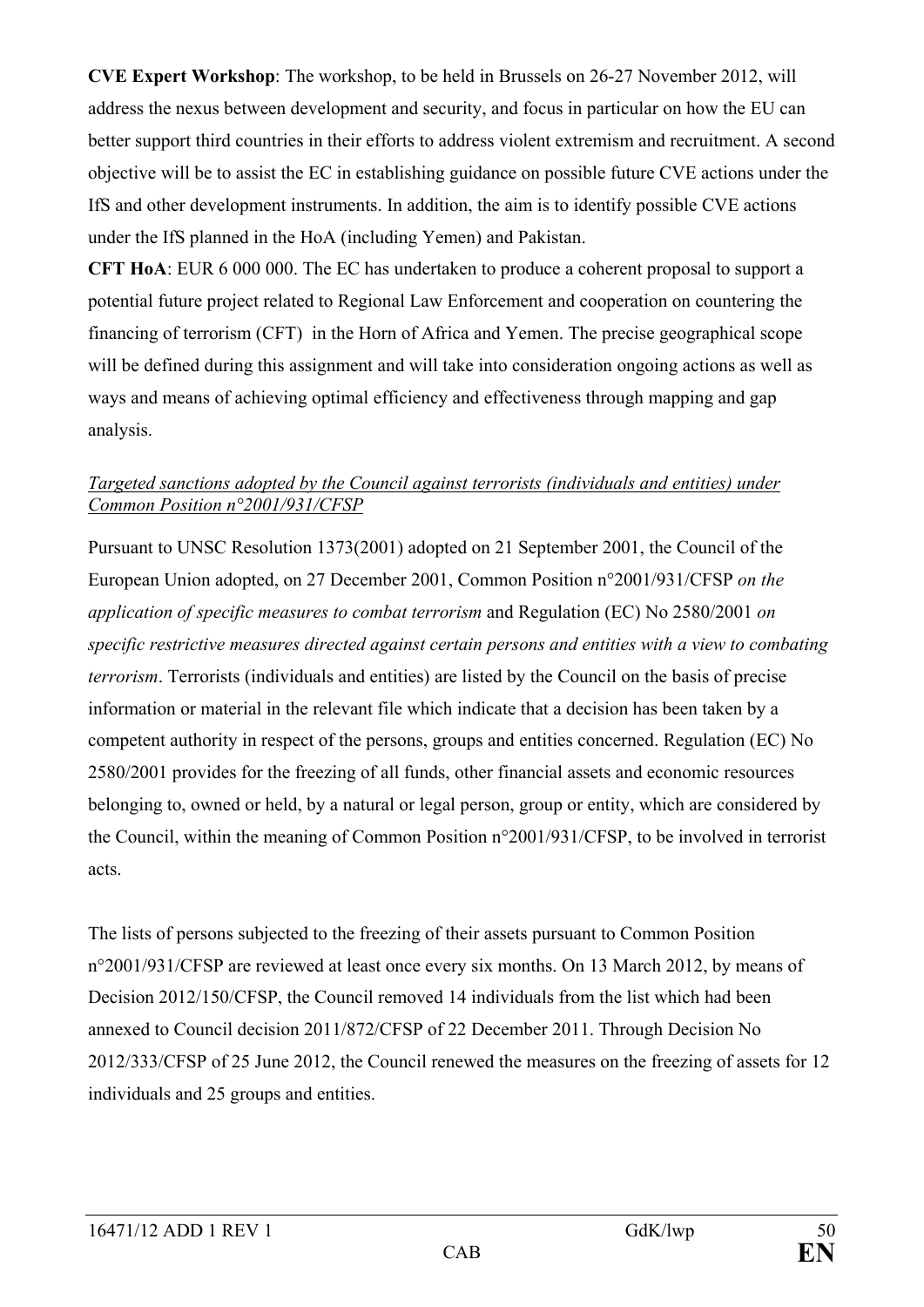**CVE Expert Workshop**: The workshop, to be held in Brussels on 26-27 November 2012, will address the nexus between development and security, and focus in particular on how the EU can better support third countries in their efforts to address violent extremism and recruitment. A second objective will be to assist the EC in establishing guidance on possible future CVE actions under the IfS and other development instruments. In addition, the aim is to identify possible CVE actions under the IfS planned in the HoA (including Yemen) and Pakistan.

**CFT HoA**: EUR 6 000 000. The EC has undertaken to produce a coherent proposal to support a potential future project related to Regional Law Enforcement and cooperation on countering the financing of terrorism (CFT) in the Horn of Africa and Yemen. The precise geographical scope will be defined during this assignment and will take into consideration ongoing actions as well as ways and means of achieving optimal efficiency and effectiveness through mapping and gap analysis.

*Targeted sanctions adopted by the Council against terrorists (individuals and entities) under Common Position n°2001/931/CFSP*

Pursuant to UNSC Resolution 1373(2001) adopted on 21 September 2001, the Council of the European Union adopted, on 27 December 2001, Common Position n°2001/931/CFSP *on the application of specific measures to combat terrorism* and Regulation (EC) No 2580/2001 *on specific restrictive measures directed against certain persons and entities with a view to combating terrorism*. Terrorists (individuals and entities) are listed by the Council on the basis of precise information or material in the relevant file which indicate that a decision has been taken by a competent authority in respect of the persons, groups and entities concerned. Regulation (EC) No 2580/2001 provides for the freezing of all funds, other financial assets and economic resources belonging to, owned or held, by a natural or legal person, group or entity, which are considered by the Council, within the meaning of Common Position n°2001/931/CFSP, to be involved in terrorist acts.

The lists of persons subjected to the freezing of their assets pursuant to Common Position n°2001/931/CFSP are reviewed at least once every six months. On 13 March 2012, by means of Decision 2012/150/CFSP, the Council removed 14 individuals from the list which had been annexed to Council decision 2011/872/CFSP of 22 December 2011. Through Decision No 2012/333/CFSP of 25 June 2012, the Council renewed the measures on the freezing of assets for 12 individuals and 25 groups and entities.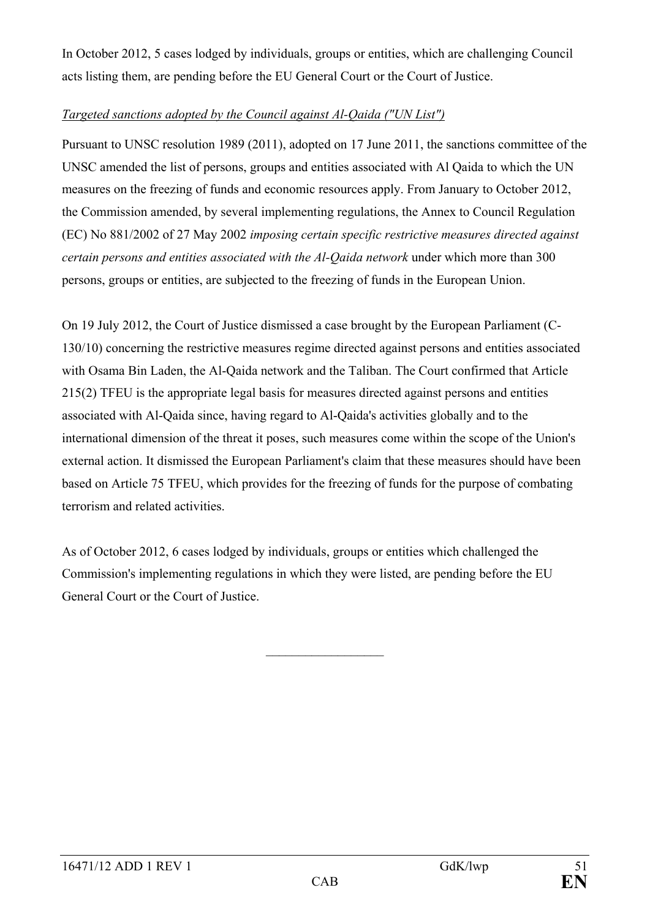In October 2012, 5 cases lodged by individuals, groups or entities, which are challenging Council acts listing them, are pending before the EU General Court or the Court of Justice.

*Targeted sanctions adopted by the Council against Al-Qaida ("UN List")*

Pursuant to UNSC resolution 1989 (2011), adopted on 17 June 2011, the sanctions committee of the UNSC amended the list of persons, groups and entities associated with Al Qaida to which the UN measures on the freezing of funds and economic resources apply. From January to October 2012, the Commission amended, by several implementing regulations, the Annex to Council Regulation (EC) No 881/2002 of 27 May 2002 *imposing certain specific restrictive measures directed against certain persons and entities associated with the Al-Qaida network* under which more than 300 persons, groups or entities, are subjected to the freezing of funds in the European Union.

On 19 July 2012, the Court of Justice dismissed a case brought by the European Parliament (C-130/10) concerning the restrictive measures regime directed against persons and entities associated with Osama Bin Laden, the Al-Qaida network and the Taliban. The Court confirmed that Article 215(2) TFEU is the appropriate legal basis for measures directed against persons and entities associated with Al-Qaida since, having regard to Al-Qaida's activities globally and to the international dimension of the threat it poses, such measures come within the scope of the Union's external action. It dismissed the European Parliament's claim that these measures should have been based on Article 75 TFEU, which provides for the freezing of funds for the purpose of combating terrorism and related activities.

As of October 2012, 6 cases lodged by individuals, groups or entities which challenged the Commission's implementing regulations in which they were listed, are pending before the EU General Court or the Court of Justice.

\_\_\_\_\_\_\_\_\_\_\_\_\_\_\_\_\_\_\_\_